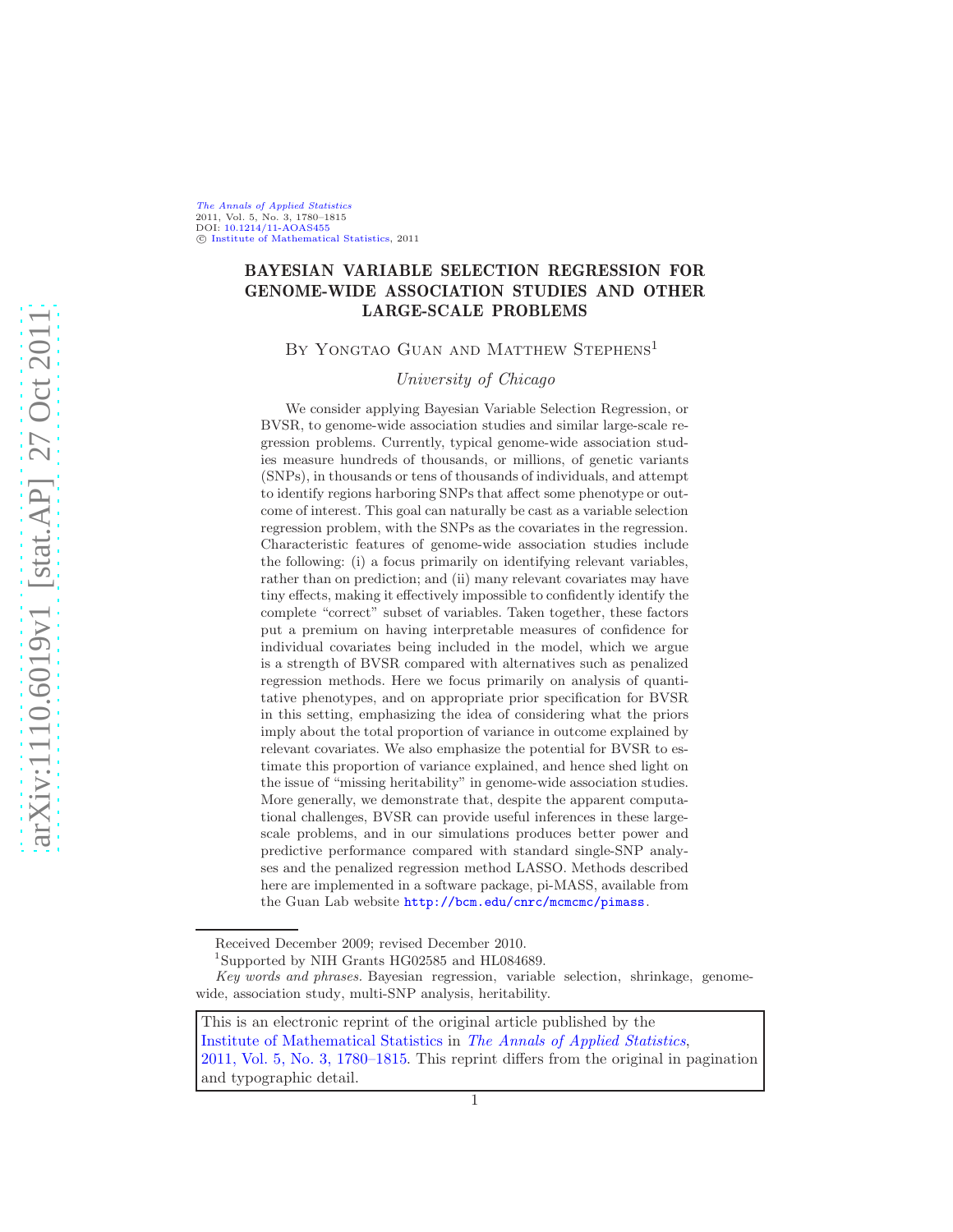# BAYESIAN VARIABLE SELECTION REGRESSION FOR GENOME-WIDE ASSOCIATION STUDIES AND OTHER LARGE-SCALE PROBLEMS

By Yongtao Guan and Matthew Stephens[1]

*University of Chicago*

We consider applying Bayesian Variable Selection Regression, or BVSR, to genome-wide association studies and similar large-scale regression problems. Currently, typical genome-wide association studies measure hundreds of thousands, or millions, of genetic variants (SNPs), in thousands or tens of thousands of individuals, and attempt to identify regions harboring SNPs that affect some phenotype or outcome of interest. This goal can naturally be cast as a variable selection regression problem, with the SNPs as the covariates in the regression. Characteristic features of genome-wide association studies include the following: (i) a focus primarily on identifying relevant variables, rather than on prediction; and (ii) many relevant covariates may have tiny effects, making it effectively impossible to confidently identify the complete "correct" subset of variables. Taken together, these factors put a premium on having interpretable measures of confidence for individual covariates being included in the model, which we argue is a strength of BVSR compared with alternatives such as penalized regression methods. Here we focus primarily on analysis of quantitative phenotypes, and on appropriate prior specification for BVSR in this setting, emphasizing the idea of considering what the priors imply about the total proportion of variance in outcome explained by relevant covariates. We also emphasize the potential for BVSR to estimate this proportion of variance explained, and hence shed light on the issue of "missing heritability" in genome-wide association studies. More generally, we demonstrate that, despite the apparent computational challenges, BVSR can provide useful inferences in these large-scale problems, and in our simulations produces better power and predictive performance compared with standard single-SNP analyses and the penalized regression method LASSO. Methods described here are implemented in a software package, pi-MASS, available from the Guan Lab website http://bcm.edu/cnrc/mcmcmc/pimass.

---

Received December 2009; revised December 2010.

[1]Supported by NIH Grants HG02585 and HL084689.

*Key words and phrases.* Bayesian regression, variable selection, shrinkage, genome-wide, association study, multi-SNP analysis, heritability.

This is an electronic reprint of the original article published by the Institute of Mathematical Statistics in *The Annals of Applied Statistics*, 2011, Vol. 5, No. 3, 1780–1815. This reprint differs from the original in pagination and typographic detail.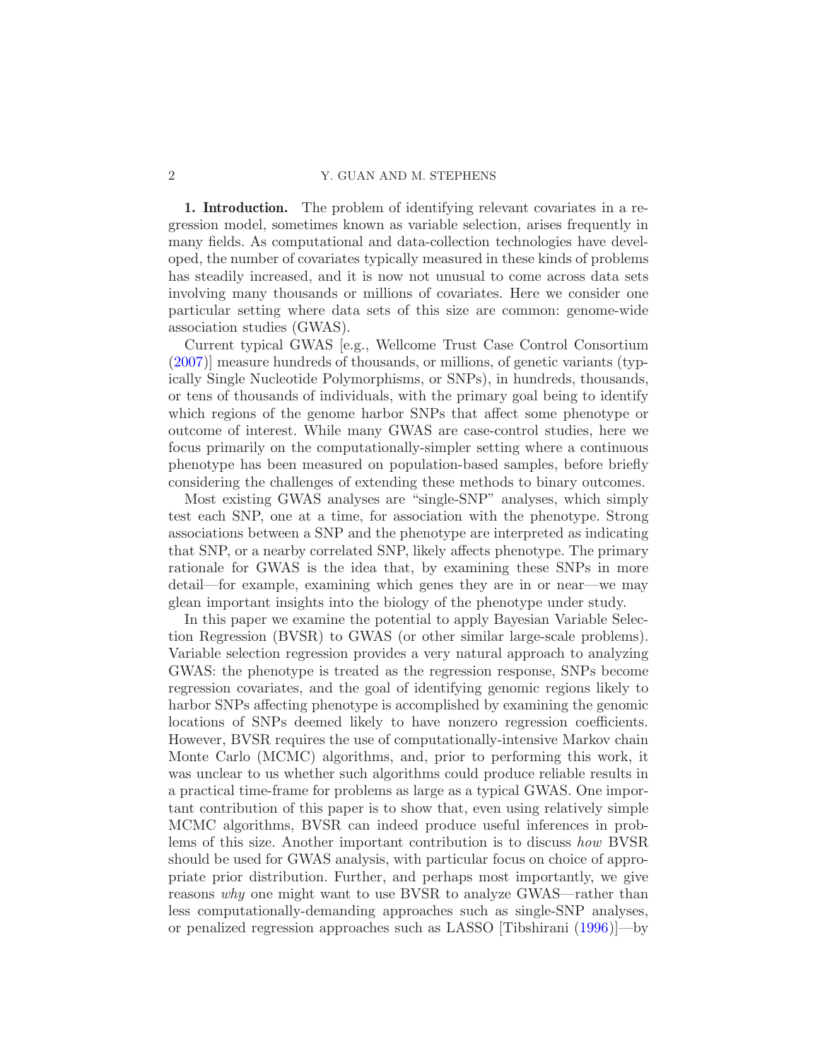**1. Introduction.** The problem of identifying relevant covariates in a regression model, sometimes known as variable selection, arises frequently in many fields. As computational and data-collection technologies have developed, the number of covariates typically measured in these kinds of problems has steadily increased, and it is now not unusual to come across data sets involving many thousands or millions of covariates. Here we consider one particular setting where data sets of this size are common: genome-wide association studies (GWAS).

Current typical GWAS [e.g., Wellcome Trust Case Control Consortium (2007)] measure hundreds of thousands, or millions, of genetic variants (typically Single Nucleotide Polymorphisms, or SNPs), in hundreds, thousands, or tens of thousands of individuals, with the primary goal being to identify which regions of the genome harbor SNPs that affect some phenotype or outcome of interest. While many GWAS are case-control studies, here we focus primarily on the computationally-simpler setting where a continuous phenotype has been measured on population-based samples, before briefly considering the challenges of extending these methods to binary outcomes.

Most existing GWAS analyses are "single-SNP" analyses, which simply test each SNP, one at a time, for association with the phenotype. Strong associations between a SNP and the phenotype are interpreted as indicating that SNP, or a nearby correlated SNP, likely affects phenotype. The primary rationale for GWAS is the idea that, by examining these SNPs in more detail—for example, examining which genes they are in or near—we may glean important insights into the biology of the phenotype under study.

In this paper we examine the potential to apply Bayesian Variable Selection Regression (BVSR) to GWAS (or other similar large-scale problems). Variable selection regression provides a very natural approach to analyzing GWAS: the phenotype is treated as the regression response, SNPs become regression covariates, and the goal of identifying genomic regions likely to harbor SNPs affecting phenotype is accomplished by examining the genomic locations of SNPs deemed likely to have nonzero regression coefficients. However, BVSR requires the use of computationally-intensive Markov chain Monte Carlo (MCMC) algorithms, and, prior to performing this work, it was unclear to us whether such algorithms could produce reliable results in a practical time-frame for problems as large as a typical GWAS. One important contribution of this paper is to show that, even using relatively simple MCMC algorithms, BVSR can indeed produce useful inferences in problems of this size. Another important contribution is to discuss *how* BVSR should be used for GWAS analysis, with particular focus on choice of appropriate prior distribution. Further, and perhaps most importantly, we give reasons *why* one might want to use BVSR to analyze GWAS—rather than less computationally-demanding approaches such as single-SNP analyses, or penalized regression approaches such as LASSO [Tibshirani (1996)]—by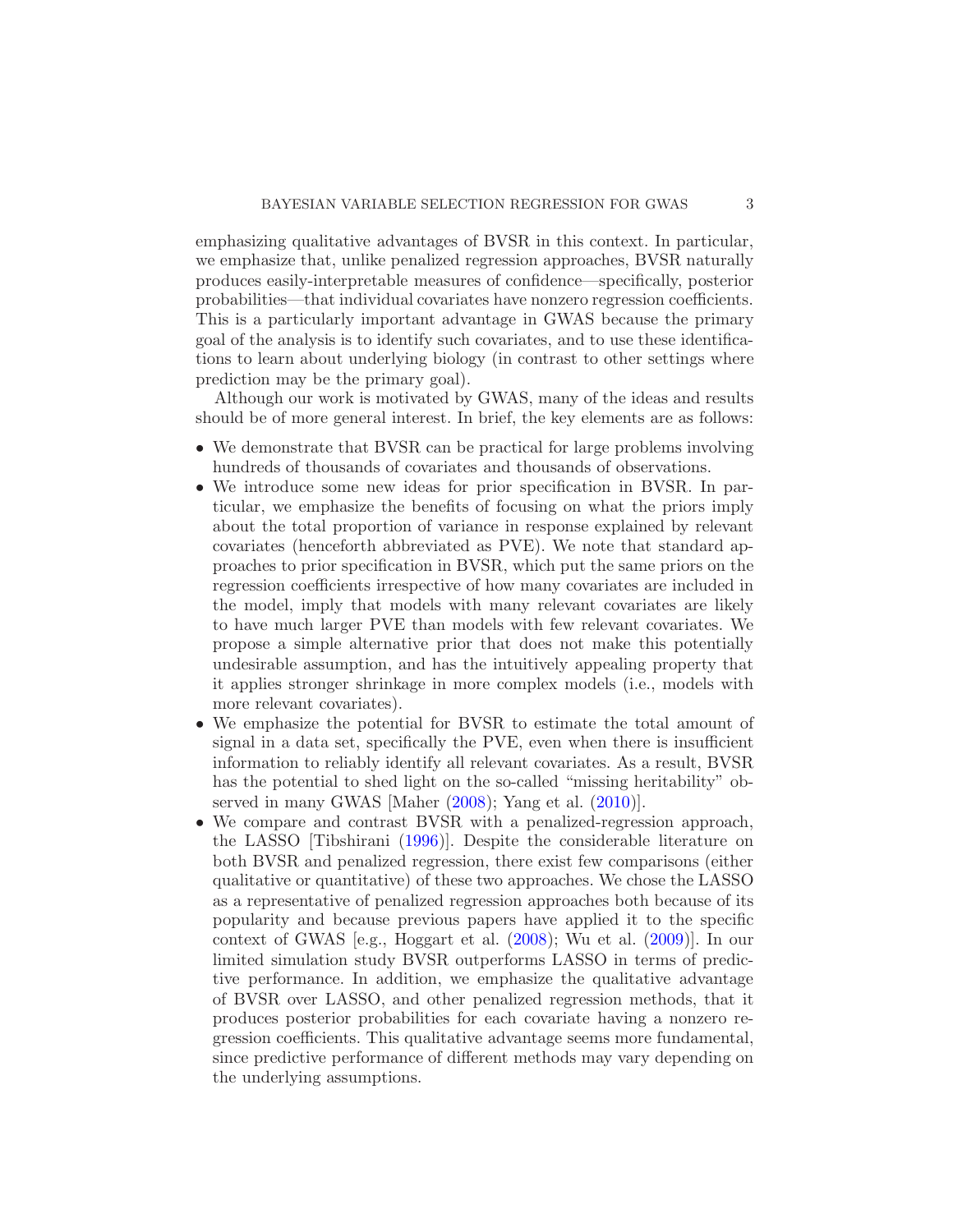emphasizing qualitative advantages of BVSR in this context. In particular, we emphasize that, unlike penalized regression approaches, BVSR naturally produces easily-interpretable measures of confidence—specifically, posterior probabilities—that individual covariates have nonzero regression coefficients. This is a particularly important advantage in GWAS because the primary goal of the analysis is to identify such covariates, and to use these identifications to learn about underlying biology (in contrast to other settings where prediction may be the primary goal).

Although our work is motivated by GWAS, many of the ideas and results should be of more general interest. In brief, the key elements are as follows:

- We demonstrate that BVSR can be practical for large problems involving hundreds of thousands of covariates and thousands of observations.
- We introduce some new ideas for prior specification in BVSR. In particular, we emphasize the benefits of focusing on what the priors imply about the total proportion of variance in response explained by relevant covariates (henceforth abbreviated as PVE). We note that standard approaches to prior specification in BVSR, which put the same priors on the regression coefficients irrespective of how many covariates are included in the model, imply that models with many relevant covariates are likely to have much larger PVE than models with few relevant covariates. We propose a simple alternative prior that does not make this potentially undesirable assumption, and has the intuitively appealing property that it applies stronger shrinkage in more complex models (i.e., models with more relevant covariates).
- We emphasize the potential for BVSR to estimate the total amount of signal in a data set, specifically the PVE, even when there is insufficient information to reliably identify all relevant covariates. As a result, BVSR has the potential to shed light on the so-called "missing heritability" observed in many GWAS [Maher (2008); Yang et al. (2010)].
- We compare and contrast BVSR with a penalized-regression approach, the LASSO [Tibshirani (1996)]. Despite the considerable literature on both BVSR and penalized regression, there exist few comparisons (either qualitative or quantitative) of these two approaches. We chose the LASSO as a representative of penalized regression approaches both because of its popularity and because previous papers have applied it to the specific context of GWAS [e.g., Hoggart et al. (2008); Wu et al. (2009)]. In our limited simulation study BVSR outperforms LASSO in terms of predictive performance. In addition, we emphasize the qualitative advantage of BVSR over LASSO, and other penalized regression methods, that it produces posterior probabilities for each covariate having a nonzero regression coefficients. This qualitative advantage seems more fundamental, since predictive performance of different methods may vary depending on the underlying assumptions.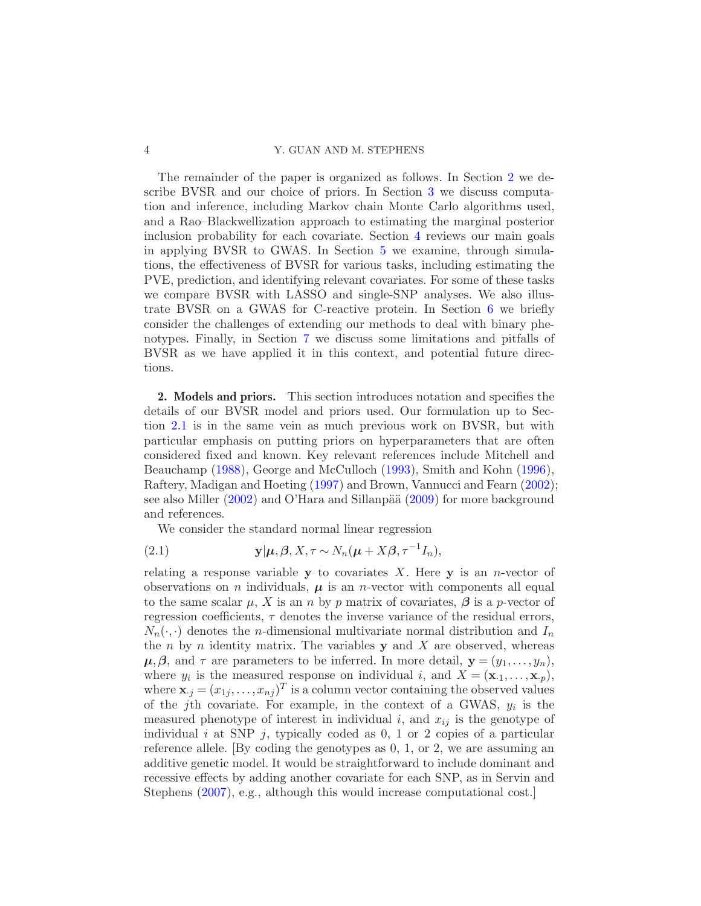The remainder of the paper is organized as follows. In Section 2 we describe BVSR and our choice of priors. In Section 3 we discuss computation and inference, including Markov chain Monte Carlo algorithms used, and a Rao–Blackwellization approach to estimating the marginal posterior inclusion probability for each covariate. Section 4 reviews our main goals in applying BVSR to GWAS. In Section 5 we examine, through simulations, the effectiveness of BVSR for various tasks, including estimating the PVE, prediction, and identifying relevant covariates. For some of these tasks we compare BVSR with LASSO and single-SNP analyses. We also illustrate BVSR on a GWAS for C-reactive protein. In Section 6 we briefly consider the challenges of extending our methods to deal with binary phenotypes. Finally, in Section 7 we discuss some limitations and pitfalls of BVSR as we have applied it in this context, and potential future directions.

## 2. Models and priors.

This section introduces notation and specifies the details of our BVSR model and priors used. Our formulation up to Section 2.1 is in the same vein as much previous work on BVSR, but with particular emphasis on putting priors on hyperparameters that are often considered fixed and known. Key relevant references include Mitchell and Beauchamp (1988), George and McCulloch (1993), Smith and Kohn (1996), Raftery, Madigan and Hoeting (1997) and Brown, Vannucci and Fearn (2002); see also Miller (2002) and O'Hara and Sillanpää (2009) for more background and references.

We consider the standard normal linear regression

$$\mathbf{y}|\boldsymbol{\mu}, \boldsymbol{\beta}, X, \tau \sim N_n(\boldsymbol{\mu} + X\boldsymbol{\beta}, \tau^{-1} I_n), \tag{2.1}$$

relating a response variable $\mathbf{y}$ to covariates $X$. Here $\mathbf{y}$ is an $n$-vector of observations on $n$ individuals, $\boldsymbol{\mu}$ is an $n$-vector with components all equal to the same scalar $\mu$, $X$ is an $n$ by $p$ matrix of covariates, $\boldsymbol{\beta}$ is a $p$-vector of regression coefficients, $\tau$ denotes the inverse variance of the residual errors, $N_n(\cdot, \cdot)$ denotes the $n$-dimensional multivariate normal distribution and $I_n$ the $n$ by $n$ identity matrix. The variables $\mathbf{y}$ and $X$ are observed, whereas $\boldsymbol{\mu}, \boldsymbol{\beta}$, and $\tau$ are parameters to be inferred. In more detail, $\mathbf{y} = (y_1, \ldots, y_n)$, where $y_i$ is the measured response on individual $i$, and $X = (\mathbf{x}_{\cdot 1}, \ldots, \mathbf{x}_{\cdot p})$, where $\mathbf{x}_{\cdot j} = (x_{1j}, \ldots, x_{nj})^T$ is a column vector containing the observed values of the $j$th covariate. For example, in the context of a GWAS, $y_i$ is the measured phenotype of interest in individual $i$, and $x_{ij}$ is the genotype of individual $i$ at SNP $j$, typically coded as 0, 1 or 2 copies of a particular reference allele. [By coding the genotypes as 0, 1, or 2, we are assuming an additive genetic model. It would be straightforward to include dominant and recessive effects by adding another covariate for each SNP, as in Servin and Stephens (2007), e.g., although this would increase computational cost.]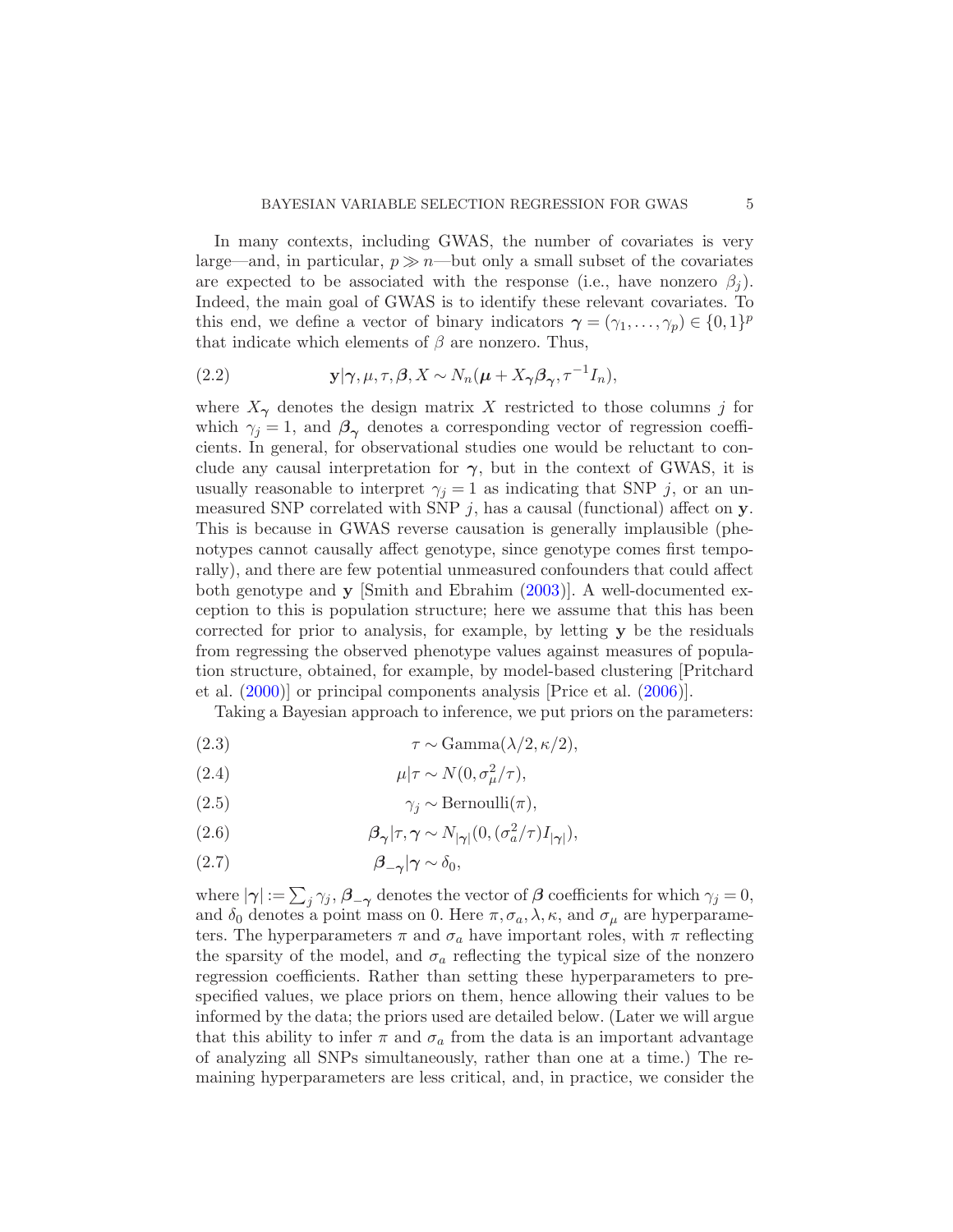In many contexts, including GWAS, the number of covariates is very large—and, in particular, $p \gg n$—but only a small subset of the covariates are expected to be associated with the response (i.e., have nonzero $\beta_j$). Indeed, the main goal of GWAS is to identify these relevant covariates. To this end, we define a vector of binary indicators $\boldsymbol{\gamma} = (\gamma_1, \dots, \gamma_p) \in \{0, 1\}^p$ that indicate which elements of $\beta$ are nonzero. Thus,

$$\mathbf{y}|\boldsymbol{\gamma}, \mu, \tau, \boldsymbol{\beta}, X \sim N_n(\boldsymbol{\mu} + X_{\boldsymbol{\gamma}}\boldsymbol{\beta}_{\boldsymbol{\gamma}}, \tau^{-1}I_n), \tag{2.2}$$

where $X_{\boldsymbol{\gamma}}$ denotes the design matrix $X$ restricted to those columns $j$ for which $\gamma_j = 1$, and $\boldsymbol{\beta}_{\boldsymbol{\gamma}}$ denotes a corresponding vector of regression coefficients. In general, for observational studies one would be reluctant to conclude any causal interpretation for $\boldsymbol{\gamma}$, but in the context of GWAS, it is usually reasonable to interpret $\gamma_j = 1$ as indicating that SNP $j$, or an unmeasured SNP correlated with SNP $j$, has a causal (functional) affect on $\mathbf{y}$. This is because in GWAS reverse causation is generally implausible (phenotypes cannot causally affect genotype, since genotype comes first temporally), and there are few potential unmeasured confounders that could affect both genotype and $\mathbf{y}$ [Smith and Ebrahim (2003)]. A well-documented exception to this is population structure; here we assume that this has been corrected for prior to analysis, for example, by letting $\mathbf{y}$ be the residuals from regressing the observed phenotype values against measures of population structure, obtained, for example, by model-based clustering [Pritchard et al. (2000)] or principal components analysis [Price et al. (2006)].

Taking a Bayesian approach to inference, we put priors on the parameters:

$$\tau \sim \text{Gamma}(\lambda/2, \kappa/2), \tag{2.3}$$

$$\mu|\tau \sim N(0, \sigma_\mu^2/\tau), \tag{2.4}$$

$$\gamma_j \sim \text{Bernoulli}(\pi), \tag{2.5}$$

$$\boldsymbol{\beta}_{\boldsymbol{\gamma}}|\tau, \boldsymbol{\gamma} \sim N_{|\boldsymbol{\gamma}|}(0, (\sigma_a^2/\tau)I_{|\boldsymbol{\gamma}|}), \tag{2.6}$$

$$\boldsymbol{\beta}_{-\boldsymbol{\gamma}}|\boldsymbol{\gamma} \sim \delta_0, \tag{2.7}$$

where $|\boldsymbol{\gamma}| := \sum_j \gamma_j$, $\boldsymbol{\beta}_{-\boldsymbol{\gamma}}$ denotes the vector of $\boldsymbol{\beta}$ coefficients for which $\gamma_j = 0$, and $\delta_0$ denotes a point mass on 0. Here $\pi, \sigma_a, \lambda, \kappa$, and $\sigma_\mu$ are hyperparameters. The hyperparameters $\pi$ and $\sigma_a$ have important roles, with $\pi$ reflecting the sparsity of the model, and $\sigma_a$ reflecting the typical size of the nonzero regression coefficients. Rather than setting these hyperparameters to prespecified values, we place priors on them, hence allowing their values to be informed by the data; the priors used are detailed below. (Later we will argue that this ability to infer $\pi$ and $\sigma_a$ from the data is an important advantage of analyzing all SNPs simultaneously, rather than one at a time.) The remaining hyperparameters are less critical, and, in practice, we consider the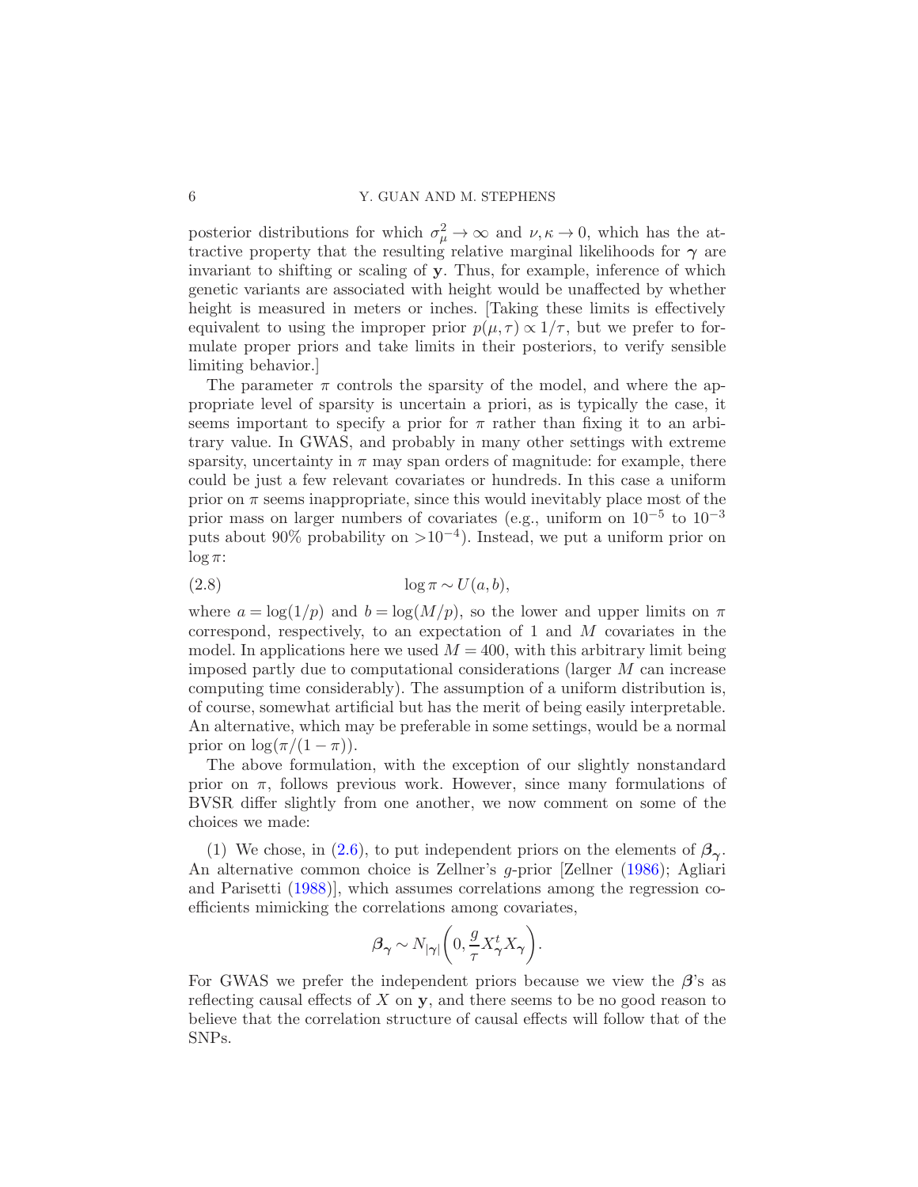posterior distributions for which $\sigma_\mu^2 \to \infty$ and $\nu, \kappa \to 0$, which has the attractive property that the resulting relative marginal likelihoods for $\boldsymbol{\gamma}$ are invariant to shifting or scaling of $\mathbf{y}$. Thus, for example, inference of which genetic variants are associated with height would be unaffected by whether height is measured in meters or inches. [Taking these limits is effectively equivalent to using the improper prior $p(\mu, \tau) \propto 1/\tau$, but we prefer to formulate proper priors and take limits in their posteriors, to verify sensible limiting behavior.]

The parameter $\pi$ controls the sparsity of the model, and where the appropriate level of sparsity is uncertain a priori, as is typically the case, it seems important to specify a prior for $\pi$ rather than fixing it to an arbitrary value. In GWAS, and probably in many other settings with extreme sparsity, uncertainty in $\pi$ may span orders of magnitude: for example, there could be just a few relevant covariates or hundreds. In this case a uniform prior on $\pi$ seems inappropriate, since this would inevitably place most of the prior mass on larger numbers of covariates (e.g., uniform on $10^{-5}$ to $10^{-3}$ puts about 90% probability on $>10^{-4}$). Instead, we put a uniform prior on $\log \pi$:

$$\log \pi \sim U(a, b), \tag{2.8}$$

where $a = \log(1/p)$ and $b = \log(M/p)$, so the lower and upper limits on $\pi$ correspond, respectively, to an expectation of 1 and $M$ covariates in the model. In applications here we used $M = 400$, with this arbitrary limit being imposed partly due to computational considerations (larger $M$ can increase computing time considerably). The assumption of a uniform distribution is, of course, somewhat artificial but has the merit of being easily interpretable. An alternative, which may be preferable in some settings, would be a normal prior on $\log(\pi/(1 - \pi))$.

The above formulation, with the exception of our slightly nonstandard prior on $\pi$, follows previous work. However, since many formulations of BVSR differ slightly from one another, we now comment on some of the choices we made:

(1) We chose, in (2.6), to put independent priors on the elements of $\boldsymbol{\beta}_{\boldsymbol{\gamma}}$. An alternative common choice is Zellner's $g$-prior [Zellner (1986); Agliari and Parisetti (1988)], which assumes correlations among the regression coefficients mimicking the correlations among covariates,

$$\boldsymbol{\beta}_{\boldsymbol{\gamma}} \sim N_{|\gamma|}\left(0, \frac{g}{\tau} X_{\gamma}^t X_{\gamma}\right).$$

For GWAS we prefer the independent priors because we view the $\boldsymbol{\beta}$'s as reflecting causal effects of $X$ on $\mathbf{y}$, and there seems to be no good reason to believe that the correlation structure of causal effects will follow that of the SNPs.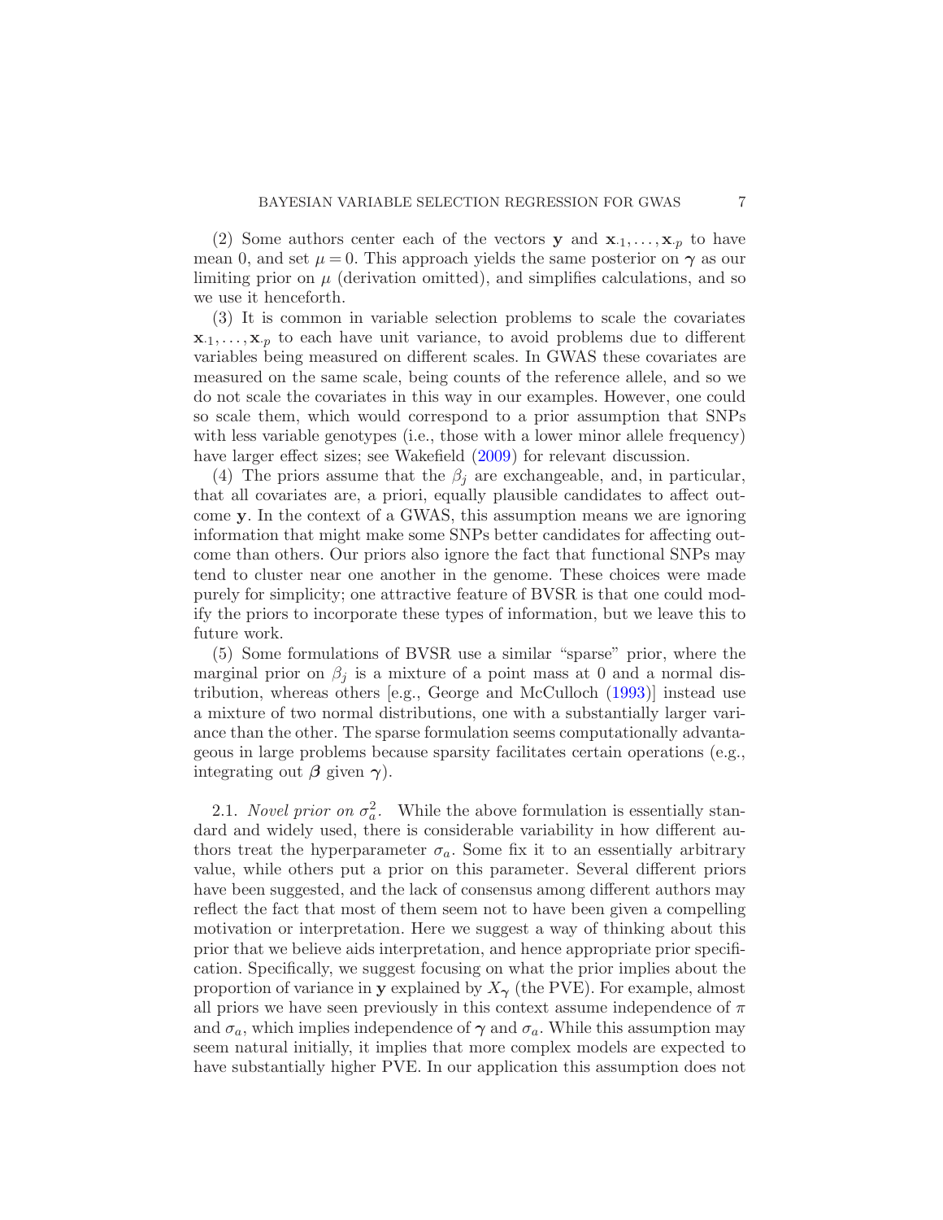(2) Some authors center each of the vectors $\mathbf{y}$ and $\mathbf{x}_{\cdot 1}, \ldots, \mathbf{x}_{\cdot p}$ to have mean 0, and set $\mu = 0$. This approach yields the same posterior on $\boldsymbol{\gamma}$ as our limiting prior on $\mu$ (derivation omitted), and simplifies calculations, and so we use it henceforth.

(3) It is common in variable selection problems to scale the covariates $\mathbf{x}_{\cdot 1}, \ldots, \mathbf{x}_{\cdot p}$ to each have unit variance, to avoid problems due to different variables being measured on different scales. In GWAS these covariates are measured on the same scale, being counts of the reference allele, and so we do not scale the covariates in this way in our examples. However, one could so scale them, which would correspond to a prior assumption that SNPs with less variable genotypes (i.e., those with a lower minor allele frequency) have larger effect sizes; see Wakefield (2009) for relevant discussion.

(4) The priors assume that the $\beta_j$ are exchangeable, and, in particular, that all covariates are, a priori, equally plausible candidates to affect outcome $\mathbf{y}$. In the context of a GWAS, this assumption means we are ignoring information that might make some SNPs better candidates for affecting outcome than others. Our priors also ignore the fact that functional SNPs may tend to cluster near one another in the genome. These choices were made purely for simplicity; one attractive feature of BVSR is that one could modify the priors to incorporate these types of information, but we leave this to future work.

(5) Some formulations of BVSR use a similar "sparse" prior, where the marginal prior on $\beta_j$ is a mixture of a point mass at 0 and a normal distribution, whereas others [e.g., George and McCulloch (1993)] instead use a mixture of two normal distributions, one with a substantially larger variance than the other. The sparse formulation seems computationally advantageous in large problems because sparsity facilitates certain operations (e.g., integrating out $\boldsymbol{\beta}$ given $\boldsymbol{\gamma}$).

## 2.1. *Novel prior on $\sigma_a^2$.*

While the above formulation is essentially standard and widely used, there is considerable variability in how different authors treat the hyperparameter $\sigma_a$. Some fix it to an essentially arbitrary value, while others put a prior on this parameter. Several different priors have been suggested, and the lack of consensus among different authors may reflect the fact that most of them seem not to have been given a compelling motivation or interpretation. Here we suggest a way of thinking about this prior that we believe aids interpretation, and hence appropriate prior specification. Specifically, we suggest focusing on what the prior implies about the proportion of variance in $\mathbf{y}$ explained by $X_{\boldsymbol{\gamma}}$ (the PVE). For example, almost all priors we have seen previously in this context assume independence of $\pi$ and $\sigma_a$, which implies independence of $\boldsymbol{\gamma}$ and $\sigma_a$. While this assumption may seem natural initially, it implies that more complex models are expected to have substantially higher PVE. In our application this assumption does not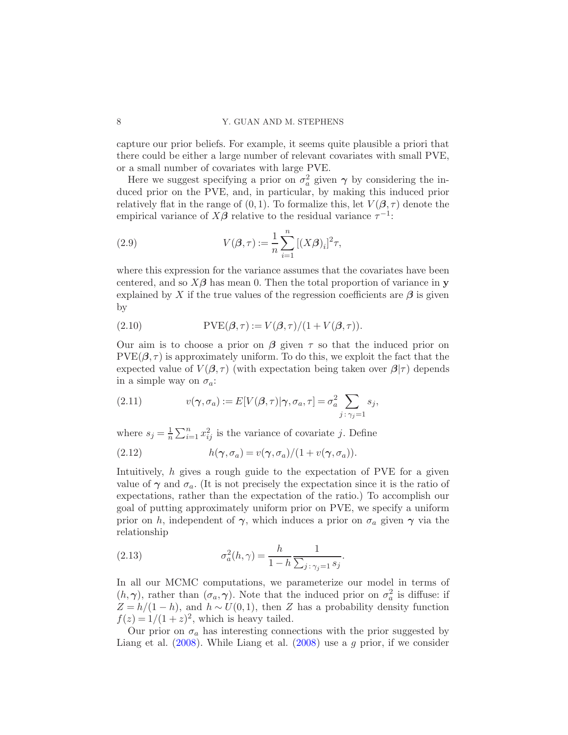capture our prior beliefs. For example, it seems quite plausible a priori that there could be either a large number of relevant covariates with small PVE, or a small number of covariates with large PVE.

Here we suggest specifying a prior on $\sigma_a^2$ given $\boldsymbol{\gamma}$ by considering the induced prior on the PVE, and, in particular, by making this induced prior relatively flat in the range of $(0, 1)$. To formalize this, let $V(\boldsymbol{\beta}, \tau)$ denote the empirical variance of $X\boldsymbol{\beta}$ relative to the residual variance $\tau^{-1}$:

$$V(\boldsymbol{\beta}, \tau) := \frac{1}{n} \sum_{i=1}^{n} [(X\boldsymbol{\beta})_i]^2 \tau, \tag{2.9}$$

where this expression for the variance assumes that the covariates have been centered, and so $X\boldsymbol{\beta}$ has mean 0. Then the total proportion of variance in $\mathbf{y}$ explained by $X$ if the true values of the regression coefficients are $\boldsymbol{\beta}$ is given by

$$\text{PVE}(\boldsymbol{\beta}, \tau) := V(\boldsymbol{\beta}, \tau)/(1 + V(\boldsymbol{\beta}, \tau)). \tag{2.10}$$

Our aim is to choose a prior on $\boldsymbol{\beta}$ given $\tau$ so that the induced prior on $\text{PVE}(\boldsymbol{\beta}, \tau)$ is approximately uniform. To do this, we exploit the fact that the expected value of $V(\boldsymbol{\beta}, \tau)$ (with expectation being taken over $\boldsymbol{\beta}|\tau$) depends in a simple way on $\sigma_a$:

$$v(\boldsymbol{\gamma}, \sigma_a) := E[V(\boldsymbol{\beta}, \tau)|\boldsymbol{\gamma}, \sigma_a, \tau] = \sigma_a^2 \sum_{j\,:\,\gamma_j = 1} s_j, \tag{2.11}$$

where $s_j = \frac{1}{n} \sum_{i=1}^{n} x_{ij}^2$ is the variance of covariate $j$. Define

$$h(\boldsymbol{\gamma}, \sigma_a) = v(\boldsymbol{\gamma}, \sigma_a)/(1 + v(\boldsymbol{\gamma}, \sigma_a)). \tag{2.12}$$

Intuitively, $h$ gives a rough guide to the expectation of PVE for a given value of $\boldsymbol{\gamma}$ and $\sigma_a$. (It is not precisely the expectation since it is the ratio of expectations, rather than the expectation of the ratio.) To accomplish our goal of putting approximately uniform prior on PVE, we specify a uniform prior on $h$, independent of $\boldsymbol{\gamma}$, which induces a prior on $\sigma_a$ given $\boldsymbol{\gamma}$ via the relationship

$$\sigma_a^2(h, \gamma) = \frac{h}{1-h} \frac{1}{\sum_{j\,:\,\gamma_j = 1} s_j}. \tag{2.13}$$

In all our MCMC computations, we parameterize our model in terms of $(h, \boldsymbol{\gamma})$, rather than $(\sigma_a, \boldsymbol{\gamma})$. Note that the induced prior on $\sigma_a^2$ is diffuse: if $Z = h/(1-h)$, and $h \sim U(0, 1)$, then $Z$ has a probability density function $f(z) = 1/(1 + z)^2$, which is heavy tailed.

Our prior on $\sigma_a$ has interesting connections with the prior suggested by Liang et al. (2008). While Liang et al. (2008) use a $g$ prior, if we consider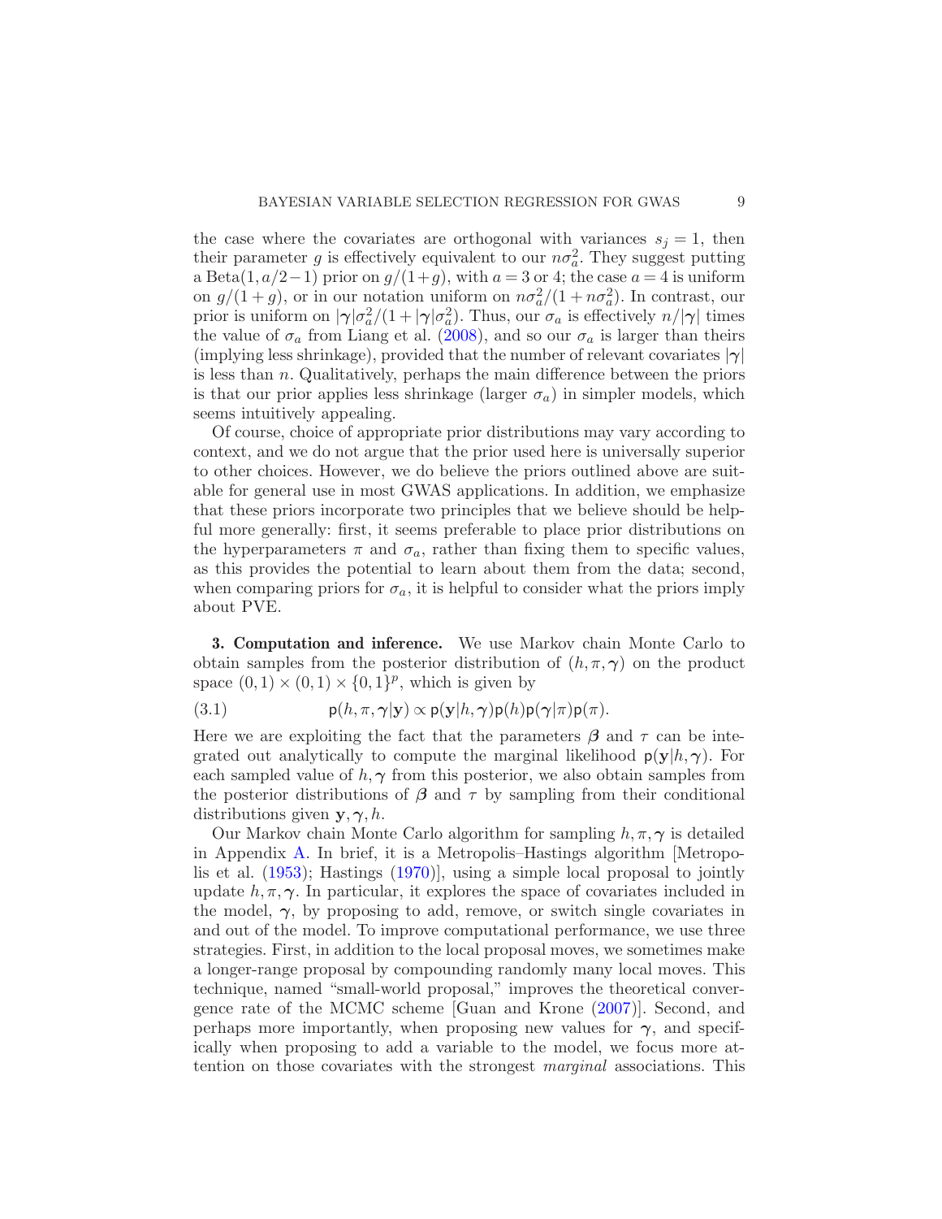the case where the covariates are orthogonal with variances $s_j = 1$, then their parameter $g$ is effectively equivalent to our $n\sigma_a^2$. They suggest putting a Beta$(1, a/2-1)$ prior on $g/(1+g)$, with $a = 3$ or 4; the case $a = 4$ is uniform on $g/(1+g)$, or in our notation uniform on $n\sigma_a^2/(1+n\sigma_a^2)$. In contrast, our prior is uniform on $|\boldsymbol{\gamma}|\sigma_a^2/(1+|\boldsymbol{\gamma}|\sigma_a^2)$. Thus, our $\sigma_a$ is effectively $n/|\boldsymbol{\gamma}|$ times the value of $\sigma_a$ from Liang et al. (2008), and so our $\sigma_a$ is larger than theirs (implying less shrinkage), provided that the number of relevant covariates $|\boldsymbol{\gamma}|$ is less than $n$. Qualitatively, perhaps the main difference between the priors is that our prior applies less shrinkage (larger $\sigma_a$) in simpler models, which seems intuitively appealing.

Of course, choice of appropriate prior distributions may vary according to context, and we do not argue that the prior used here is universally superior to other choices. However, we do believe the priors outlined above are suitable for general use in most GWAS applications. In addition, we emphasize that these priors incorporate two principles that we believe should be helpful more generally: first, it seems preferable to place prior distributions on the hyperparameters $\pi$ and $\sigma_a$, rather than fixing them to specific values, as this provides the potential to learn about them from the data; second, when comparing priors for $\sigma_a$, it is helpful to consider what the priors imply about PVE.

## 3. Computation and inference.

We use Markov chain Monte Carlo to obtain samples from the posterior distribution of $(h, \pi, \boldsymbol{\gamma})$ on the product space $(0,1) \times (0,1) \times \{0,1\}^p$, which is given by

$$\mathsf{p}(h, \pi, \boldsymbol{\gamma}|\mathbf{y}) \propto \mathsf{p}(\mathbf{y}|h, \boldsymbol{\gamma})\mathsf{p}(h)\mathsf{p}(\boldsymbol{\gamma}|\pi)\mathsf{p}(\pi). \tag{3.1}$$

Here we are exploiting the fact that the parameters $\boldsymbol{\beta}$ and $\tau$ can be integrated out analytically to compute the marginal likelihood $\mathsf{p}(\mathbf{y}|h, \boldsymbol{\gamma})$. For each sampled value of $h, \boldsymbol{\gamma}$ from this posterior, we also obtain samples from the posterior distributions of $\boldsymbol{\beta}$ and $\tau$ by sampling from their conditional distributions given $\mathbf{y}, \boldsymbol{\gamma}, h$.

Our Markov chain Monte Carlo algorithm for sampling $h, \pi, \boldsymbol{\gamma}$ is detailed in Appendix A. In brief, it is a Metropolis–Hastings algorithm [Metropolis et al. (1953); Hastings (1970)], using a simple local proposal to jointly update $h, \pi, \boldsymbol{\gamma}$. In particular, it explores the space of covariates included in the model, $\boldsymbol{\gamma}$, by proposing to add, remove, or switch single covariates in and out of the model. To improve computational performance, we use three strategies. First, in addition to the local proposal moves, we sometimes make a longer-range proposal by compounding randomly many local moves. This technique, named "small-world proposal," improves the theoretical convergence rate of the MCMC scheme [Guan and Krone (2007)]. Second, and perhaps more importantly, when proposing new values for $\boldsymbol{\gamma}$, and specifically when proposing to add a variable to the model, we focus more attention on those covariates with the strongest *marginal* associations. This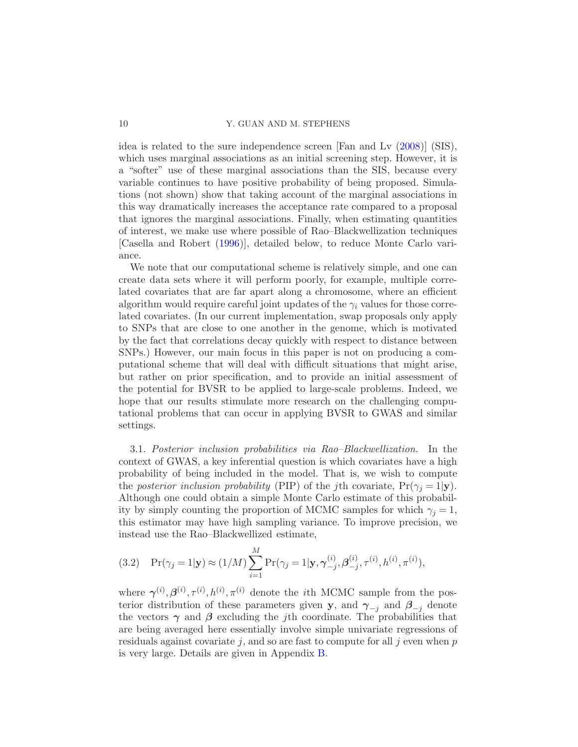idea is related to the sure independence screen [Fan and Lv (2008)] (SIS), which uses marginal associations as an initial screening step. However, it is a "softer" use of these marginal associations than the SIS, because every variable continues to have positive probability of being proposed. Simulations (not shown) show that taking account of the marginal associations in this way dramatically increases the acceptance rate compared to a proposal that ignores the marginal associations. Finally, when estimating quantities of interest, we make use where possible of Rao–Blackwellization techniques [Casella and Robert (1996)], detailed below, to reduce Monte Carlo variance.

We note that our computational scheme is relatively simple, and one can create data sets where it will perform poorly, for example, multiple correlated covariates that are far apart along a chromosome, where an efficient algorithm would require careful joint updates of the $\gamma_i$ values for those correlated covariates. (In our current implementation, swap proposals only apply to SNPs that are close to one another in the genome, which is motivated by the fact that correlations decay quickly with respect to distance between SNPs.) However, our main focus in this paper is not on producing a computational scheme that will deal with difficult situations that might arise, but rather on prior specification, and to provide an initial assessment of the potential for BVSR to be applied to large-scale problems. Indeed, we hope that our results stimulate more research on the challenging computational problems that can occur in applying BVSR to GWAS and similar settings.

3.1. *Posterior inclusion probabilities via Rao–Blackwellization.* In the context of GWAS, a key inferential question is which covariates have a high probability of being included in the model. That is, we wish to compute the *posterior inclusion probability* (PIP) of the $j$th covariate, $\Pr(\gamma_j = 1|\mathbf{y})$. Although one could obtain a simple Monte Carlo estimate of this probability by simply counting the proportion of MCMC samples for which $\gamma_j = 1$, this estimator may have high sampling variance. To improve precision, we instead use the Rao–Blackwellized estimate,

$$\Pr(\gamma_j = 1|\mathbf{y}) \approx (1/M) \sum_{i=1}^{M} \Pr(\gamma_j = 1|\mathbf{y}, \boldsymbol{\gamma}_{-j}^{(i)}, \boldsymbol{\beta}_{-j}^{(i)}, \tau^{(i)}, h^{(i)}, \pi^{(i)}), \tag{3.2}$$

where $\boldsymbol{\gamma}^{(i)}, \boldsymbol{\beta}^{(i)}, \tau^{(i)}, h^{(i)}, \pi^{(i)}$ denote the $i$th MCMC sample from the posterior distribution of these parameters given $\mathbf{y}$, and $\boldsymbol{\gamma}_{-j}$ and $\boldsymbol{\beta}_{-j}$ denote the vectors $\boldsymbol{\gamma}$ and $\boldsymbol{\beta}$ excluding the $j$th coordinate. The probabilities that are being averaged here essentially involve simple univariate regressions of residuals against covariate $j$, and so are fast to compute for all $j$ even when $p$ is very large. Details are given in Appendix B.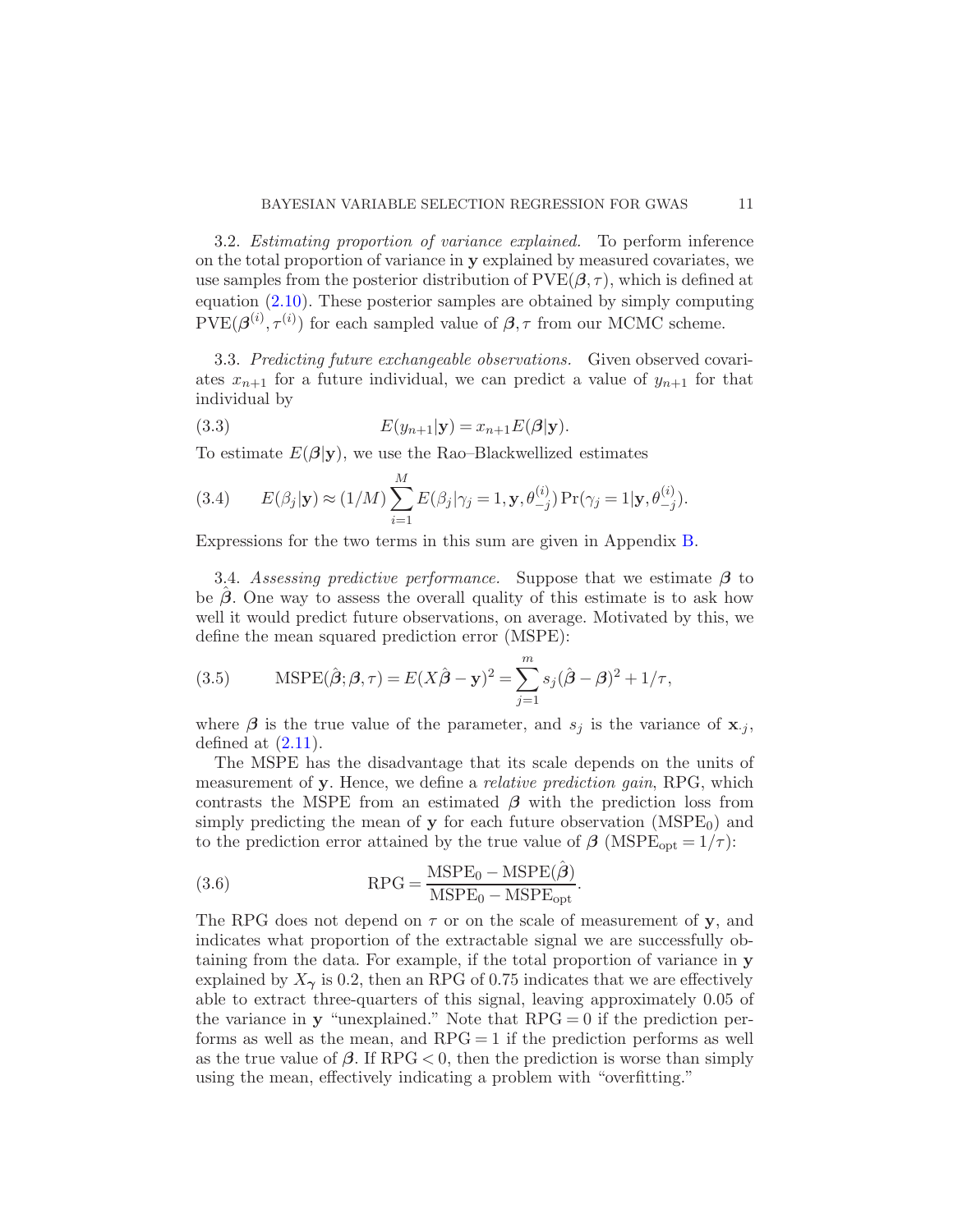3.2. *Estimating proportion of variance explained.* To perform inference on the total proportion of variance in $\mathbf{y}$ explained by measured covariates, we use samples from the posterior distribution of $\mathrm{PVE}(\boldsymbol{\beta}, \tau)$, which is defined at equation (2.10). These posterior samples are obtained by simply computing $\mathrm{PVE}(\boldsymbol{\beta}^{(i)}, \tau^{(i)})$ for each sampled value of $\boldsymbol{\beta}, \tau$ from our MCMC scheme.

3.3. *Predicting future exchangeable observations.* Given observed covariates $x_{n+1}$ for a future individual, we can predict a value of $y_{n+1}$ for that individual by

$$E(y_{n+1}|\mathbf{y}) = x_{n+1} E(\boldsymbol{\beta}|\mathbf{y}). \tag{3.3}$$

To estimate $E(\boldsymbol{\beta}|\mathbf{y})$, we use the Rao–Blackwellized estimates

$$E(\beta_j|\mathbf{y}) \approx (1/M) \sum_{i=1}^{M} E(\beta_j|\gamma_j = 1, \mathbf{y}, \theta_{-j}^{(i)}) \Pr(\gamma_j = 1|\mathbf{y}, \theta_{-j}^{(i)}). \tag{3.4}$$

Expressions for the two terms in this sum are given in Appendix B.

3.4. *Assessing predictive performance.* Suppose that we estimate $\boldsymbol{\beta}$ to be $\hat{\boldsymbol{\beta}}$. One way to assess the overall quality of this estimate is to ask how well it would predict future observations, on average. Motivated by this, we define the mean squared prediction error (MSPE):

$$\mathrm{MSPE}(\hat{\boldsymbol{\beta}}; \boldsymbol{\beta}, \tau) = E(X\hat{\boldsymbol{\beta}} - \mathbf{y})^2 = \sum_{j=1}^{m} s_j (\hat{\boldsymbol{\beta}} - \boldsymbol{\beta})^2 + 1/\tau, \tag{3.5}$$

where $\boldsymbol{\beta}$ is the true value of the parameter, and $s_j$ is the variance of $\mathbf{x}_{\cdot j}$, defined at (2.11).

The MSPE has the disadvantage that its scale depends on the units of measurement of $\mathbf{y}$. Hence, we define a *relative prediction gain*, RPG, which contrasts the MSPE from an estimated $\boldsymbol{\beta}$ with the prediction loss from simply predicting the mean of $\mathbf{y}$ for each future observation ($\mathrm{MSPE}_0$) and to the prediction error attained by the true value of $\boldsymbol{\beta}$ ($\mathrm{MSPE}_{\mathrm{opt}} = 1/\tau$):

$$\mathrm{RPG} = \frac{\mathrm{MSPE}_0 - \mathrm{MSPE}(\hat{\boldsymbol{\beta}})}{\mathrm{MSPE}_0 - \mathrm{MSPE}_{\mathrm{opt}}}. \tag{3.6}$$

The RPG does not depend on $\tau$ or on the scale of measurement of $\mathbf{y}$, and indicates what proportion of the extractable signal we are successfully obtaining from the data. For example, if the total proportion of variance in $\mathbf{y}$ explained by $X_{\boldsymbol{\gamma}}$ is 0.2, then an RPG of 0.75 indicates that we are effectively able to extract three-quarters of this signal, leaving approximately 0.05 of the variance in $\mathbf{y}$ "unexplained." Note that $\mathrm{RPG} = 0$ if the prediction performs as well as the mean, and $\mathrm{RPG} = 1$ if the prediction performs as well as the true value of $\boldsymbol{\beta}$. If $\mathrm{RPG} < 0$, then the prediction is worse than simply using the mean, effectively indicating a problem with "overfitting."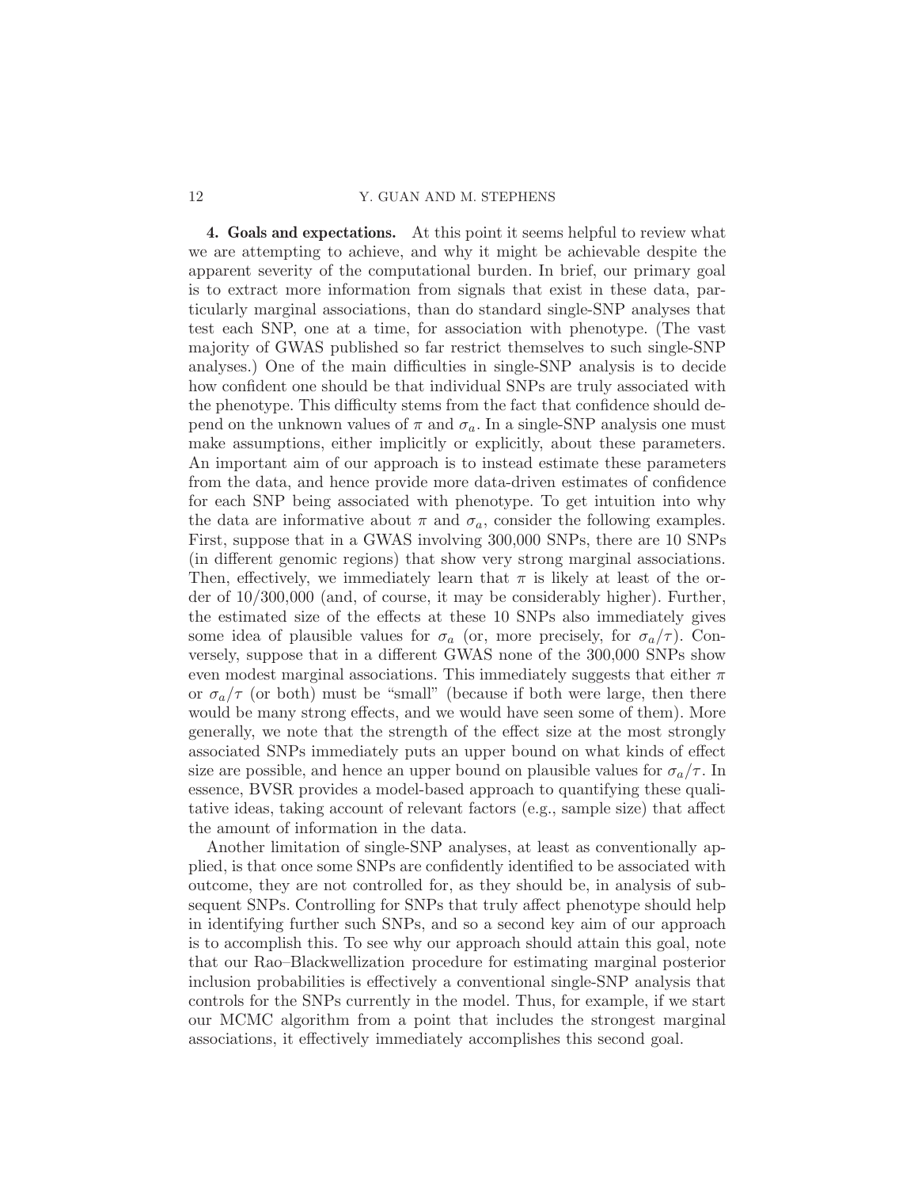**4. Goals and expectations.** At this point it seems helpful to review what we are attempting to achieve, and why it might be achievable despite the apparent severity of the computational burden. In brief, our primary goal is to extract more information from signals that exist in these data, particularly marginal associations, than do standard single-SNP analyses that test each SNP, one at a time, for association with phenotype. (The vast majority of GWAS published so far restrict themselves to such single-SNP analyses.) One of the main difficulties in single-SNP analysis is to decide how confident one should be that individual SNPs are truly associated with the phenotype. This difficulty stems from the fact that confidence should depend on the unknown values of $\pi$ and $\sigma_a$. In a single-SNP analysis one must make assumptions, either implicitly or explicitly, about these parameters. An important aim of our approach is to instead estimate these parameters from the data, and hence provide more data-driven estimates of confidence for each SNP being associated with phenotype. To get intuition into why the data are informative about $\pi$ and $\sigma_a$, consider the following examples. First, suppose that in a GWAS involving 300,000 SNPs, there are 10 SNPs (in different genomic regions) that show very strong marginal associations. Then, effectively, we immediately learn that $\pi$ is likely at least of the order of 10/300,000 (and, of course, it may be considerably higher). Further, the estimated size of the effects at these 10 SNPs also immediately gives some idea of plausible values for $\sigma_a$ (or, more precisely, for $\sigma_a/\tau$). Conversely, suppose that in a different GWAS none of the 300,000 SNPs show even modest marginal associations. This immediately suggests that either $\pi$ or $\sigma_a/\tau$ (or both) must be "small" (because if both were large, then there would be many strong effects, and we would have seen some of them). More generally, we note that the strength of the effect size at the most strongly associated SNPs immediately puts an upper bound on what kinds of effect size are possible, and hence an upper bound on plausible values for $\sigma_a/\tau$. In essence, BVSR provides a model-based approach to quantifying these qualitative ideas, taking account of relevant factors (e.g., sample size) that affect the amount of information in the data.

Another limitation of single-SNP analyses, at least as conventionally applied, is that once some SNPs are confidently identified to be associated with outcome, they are not controlled for, as they should be, in analysis of subsequent SNPs. Controlling for SNPs that truly affect phenotype should help in identifying further such SNPs, and so a second key aim of our approach is to accomplish this. To see why our approach should attain this goal, note that our Rao–Blackwellization procedure for estimating marginal posterior inclusion probabilities is effectively a conventional single-SNP analysis that controls for the SNPs currently in the model. Thus, for example, if we start our MCMC algorithm from a point that includes the strongest marginal associations, it effectively immediately accomplishes this second goal.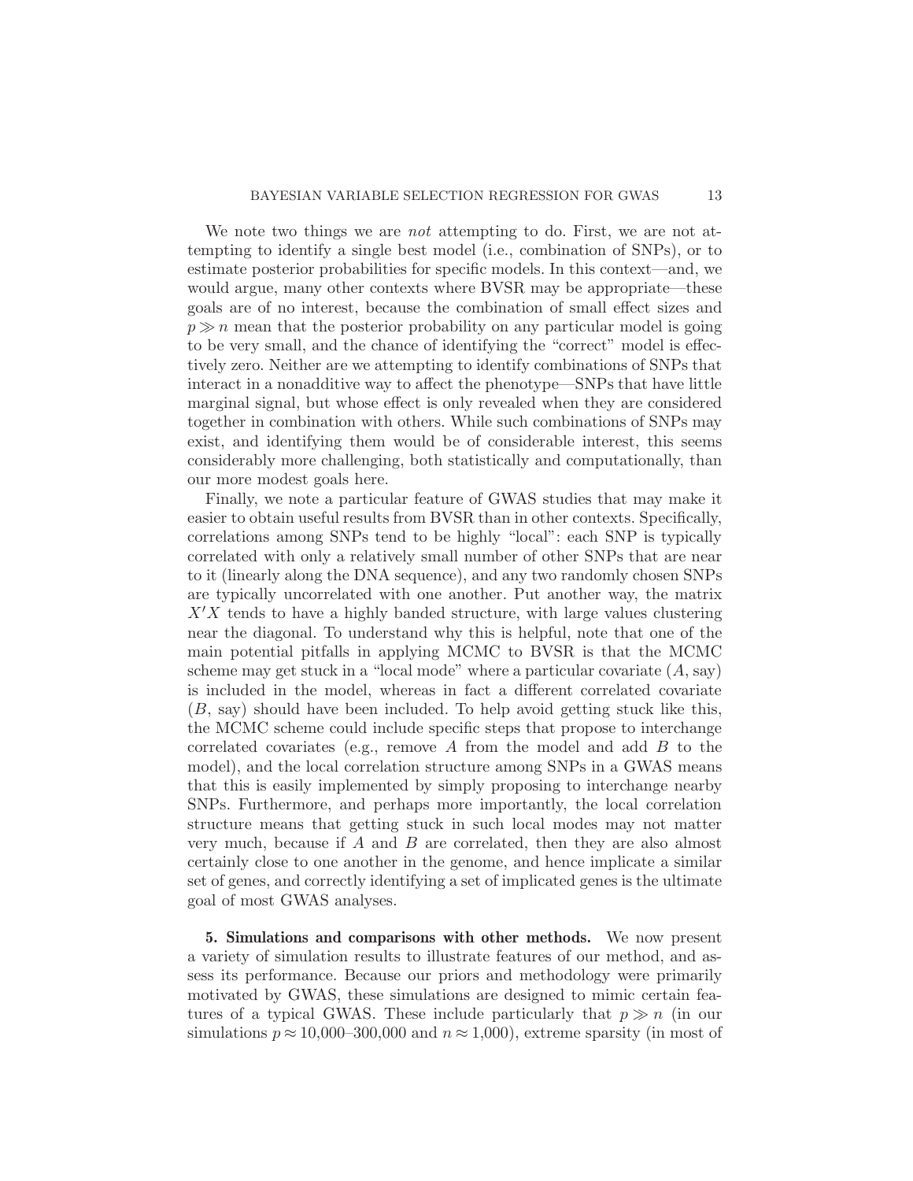We note two things we are *not* attempting to do. First, we are not attempting to identify a single best model (i.e., combination of SNPs), or to estimate posterior probabilities for specific models. In this context—and, we would argue, many other contexts where BVSR may be appropriate—these goals are of no interest, because the combination of small effect sizes and $p \gg n$ mean that the posterior probability on any particular model is going to be very small, and the chance of identifying the "correct" model is effectively zero. Neither are we attempting to identify combinations of SNPs that interact in a nonadditive way to affect the phenotype—SNPs that have little marginal signal, but whose effect is only revealed when they are considered together in combination with others. While such combinations of SNPs may exist, and identifying them would be of considerable interest, this seems considerably more challenging, both statistically and computationally, than our more modest goals here.

Finally, we note a particular feature of GWAS studies that may make it easier to obtain useful results from BVSR than in other contexts. Specifically, correlations among SNPs tend to be highly "local": each SNP is typically correlated with only a relatively small number of other SNPs that are near to it (linearly along the DNA sequence), and any two randomly chosen SNPs are typically uncorrelated with one another. Put another way, the matrix $X'X$ tends to have a highly banded structure, with large values clustering near the diagonal. To understand why this is helpful, note that one of the main potential pitfalls in applying MCMC to BVSR is that the MCMC scheme may get stuck in a "local mode" where a particular covariate ($A$, say) is included in the model, whereas in fact a different correlated covariate ($B$, say) should have been included. To help avoid getting stuck like this, the MCMC scheme could include specific steps that propose to interchange correlated covariates (e.g., remove $A$ from the model and add $B$ to the model), and the local correlation structure among SNPs in a GWAS means that this is easily implemented by simply proposing to interchange nearby SNPs. Furthermore, and perhaps more importantly, the local correlation structure means that getting stuck in such local modes may not matter very much, because if $A$ and $B$ are correlated, then they are also almost certainly close to one another in the genome, and hence implicate a similar set of genes, and correctly identifying a set of implicated genes is the ultimate goal of most GWAS analyses.

**5. Simulations and comparisons with other methods.** We now present a variety of simulation results to illustrate features of our method, and assess its performance. Because our priors and methodology were primarily motivated by GWAS, these simulations are designed to mimic certain features of a typical GWAS. These include particularly that $p \gg n$ (in our simulations $p \approx 10{,}000$–$300{,}000$ and $n \approx 1{,}000$), extreme sparsity (in most of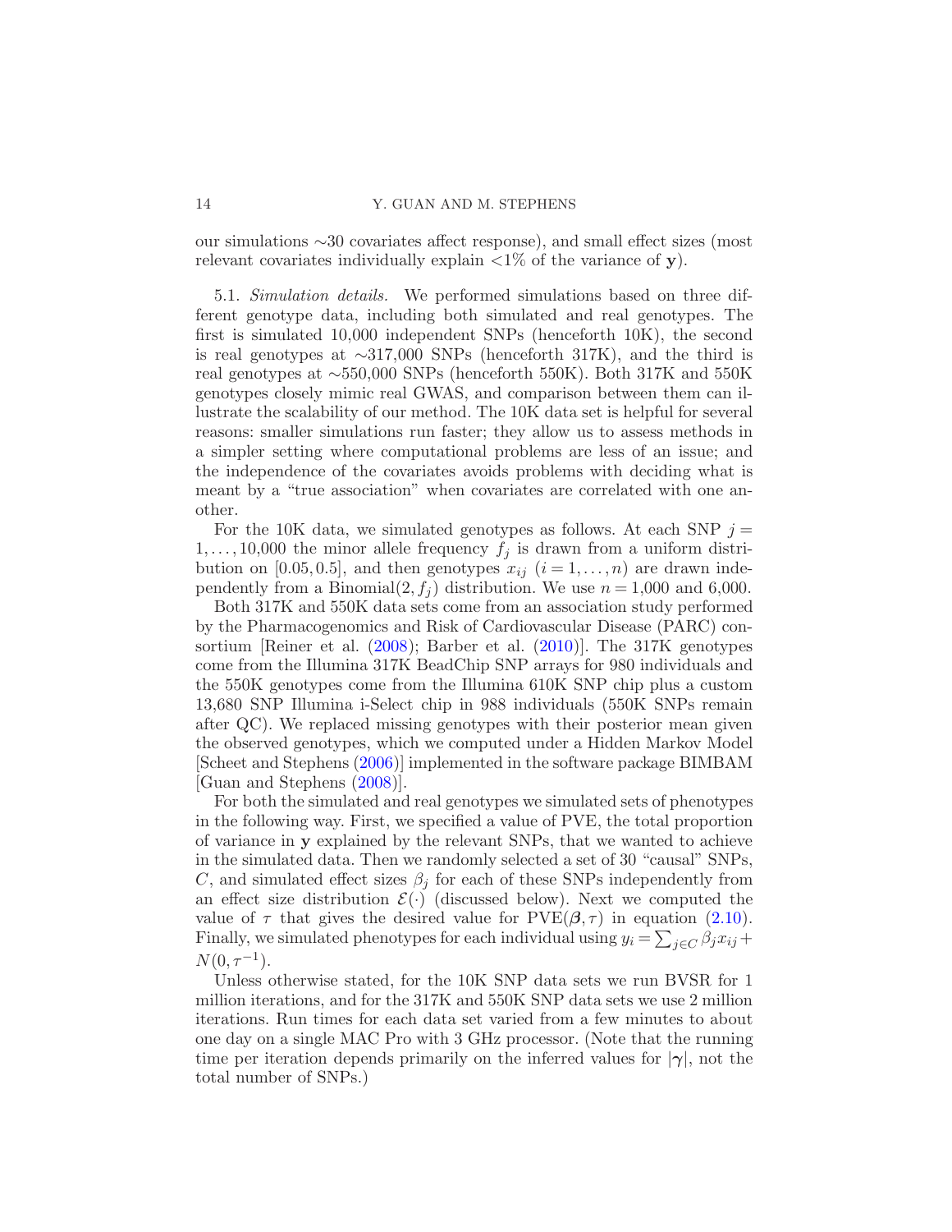our simulations ∼30 covariates affect response), and small effect sizes (most relevant covariates individually explain <1% of the variance of **y**).

5.1. *Simulation details.* We performed simulations based on three different genotype data, including both simulated and real genotypes. The first is simulated 10,000 independent SNPs (henceforth 10K), the second is real genotypes at ∼317,000 SNPs (henceforth 317K), and the third is real genotypes at ∼550,000 SNPs (henceforth 550K). Both 317K and 550K genotypes closely mimic real GWAS, and comparison between them can illustrate the scalability of our method. The 10K data set is helpful for several reasons: smaller simulations run faster; they allow us to assess methods in a simpler setting where computational problems are less of an issue; and the independence of the covariates avoids problems with deciding what is meant by a "true association" when covariates are correlated with one another.

For the 10K data, we simulated genotypes as follows. At each SNP $j = 1, \dots, 10{,}000$ the minor allele frequency $f_j$ is drawn from a uniform distribution on $[0.05, 0.5]$, and then genotypes $x_{ij}$ $(i = 1, \dots, n)$ are drawn independently from a Binomial$(2, f_j)$ distribution. We use $n = 1{,}000$ and $6{,}000$.

Both 317K and 550K data sets come from an association study performed by the Pharmacogenomics and Risk of Cardiovascular Disease (PARC) consortium [Reiner et al. (2008); Barber et al. (2010)]. The 317K genotypes come from the Illumina 317K BeadChip SNP arrays for 980 individuals and the 550K genotypes come from the Illumina 610K SNP chip plus a custom 13,680 SNP Illumina i-Select chip in 988 individuals (550K SNPs remain after QC). We replaced missing genotypes with their posterior mean given the observed genotypes, which we computed under a Hidden Markov Model [Scheet and Stephens (2006)] implemented in the software package BIMBAM [Guan and Stephens (2008)].

For both the simulated and real genotypes we simulated sets of phenotypes in the following way. First, we specified a value of PVE, the total proportion of variance in **y** explained by the relevant SNPs, that we wanted to achieve in the simulated data. Then we randomly selected a set of 30 "causal" SNPs, $C$, and simulated effect sizes $\beta_j$ for each of these SNPs independently from an effect size distribution $\mathcal{E}(\cdot)$ (discussed below). Next we computed the value of $\tau$ that gives the desired value for $\text{PVE}(\boldsymbol{\beta}, \tau)$ in equation (2.10). Finally, we simulated phenotypes for each individual using $y_i = \sum_{j \in C} \beta_j x_{ij} + N(0, \tau^{-1})$.

Unless otherwise stated, for the 10K SNP data sets we run BVSR for 1 million iterations, and for the 317K and 550K SNP data sets we use 2 million iterations. Run times for each data set varied from a few minutes to about one day on a single MAC Pro with 3 GHz processor. (Note that the running time per iteration depends primarily on the inferred values for $|\boldsymbol{\gamma}|$, not the total number of SNPs.)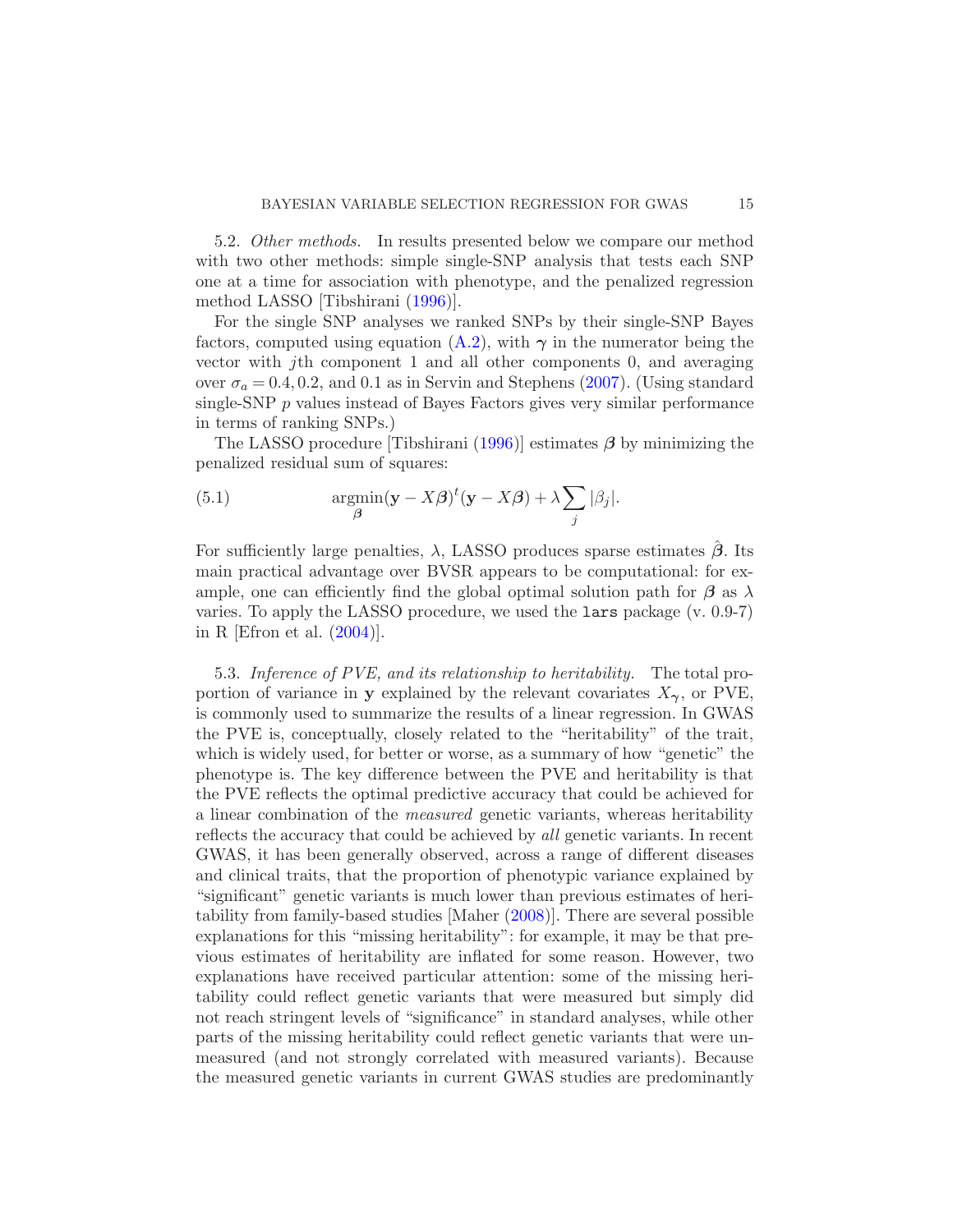5.2. *Other methods.* In results presented below we compare our method with two other methods: simple single-SNP analysis that tests each SNP one at a time for association with phenotype, and the penalized regression method LASSO [Tibshirani (1996)].

For the single SNP analyses we ranked SNPs by their single-SNP Bayes factors, computed using equation (A.2), with $\boldsymbol{\gamma}$ in the numerator being the vector with $j$th component 1 and all other components 0, and averaging over $\sigma_a = 0.4, 0.2$, and $0.1$ as in Servin and Stephens (2007). (Using standard single-SNP $p$ values instead of Bayes Factors gives very similar performance in terms of ranking SNPs.)

The LASSO procedure [Tibshirani (1996)] estimates $\boldsymbol{\beta}$ by minimizing the penalized residual sum of squares:

$$\underset{\boldsymbol{\beta}}{\operatorname{argmin}} (\mathbf{y} - X\boldsymbol{\beta})^t (\mathbf{y} - X\boldsymbol{\beta}) + \lambda \sum_j |\beta_j|. \tag{5.1}$$

For sufficiently large penalties, $\lambda$, LASSO produces sparse estimates $\hat{\boldsymbol{\beta}}$. Its main practical advantage over BVSR appears to be computational: for example, one can efficiently find the global optimal solution path for $\boldsymbol{\beta}$ as $\lambda$ varies. To apply the LASSO procedure, we used the `lars` package (v. 0.9-7) in R [Efron et al. (2004)].

5.3. *Inference of PVE, and its relationship to heritability.* The total proportion of variance in $\mathbf{y}$ explained by the relevant covariates $X_{\boldsymbol{\gamma}}$, or PVE, is commonly used to summarize the results of a linear regression. In GWAS the PVE is, conceptually, closely related to the "heritability" of the trait, which is widely used, for better or worse, as a summary of how "genetic" the phenotype is. The key difference between the PVE and heritability is that the PVE reflects the optimal predictive accuracy that could be achieved for a linear combination of the *measured* genetic variants, whereas heritability reflects the accuracy that could be achieved by *all* genetic variants. In recent GWAS, it has been generally observed, across a range of different diseases and clinical traits, that the proportion of phenotypic variance explained by "significant" genetic variants is much lower than previous estimates of heritability from family-based studies [Maher (2008)]. There are several possible explanations for this "missing heritability": for example, it may be that previous estimates of heritability are inflated for some reason. However, two explanations have received particular attention: some of the missing heritability could reflect genetic variants that were measured but simply did not reach stringent levels of "significance" in standard analyses, while other parts of the missing heritability could reflect genetic variants that were unmeasured (and not strongly correlated with measured variants). Because the measured genetic variants in current GWAS studies are predominantly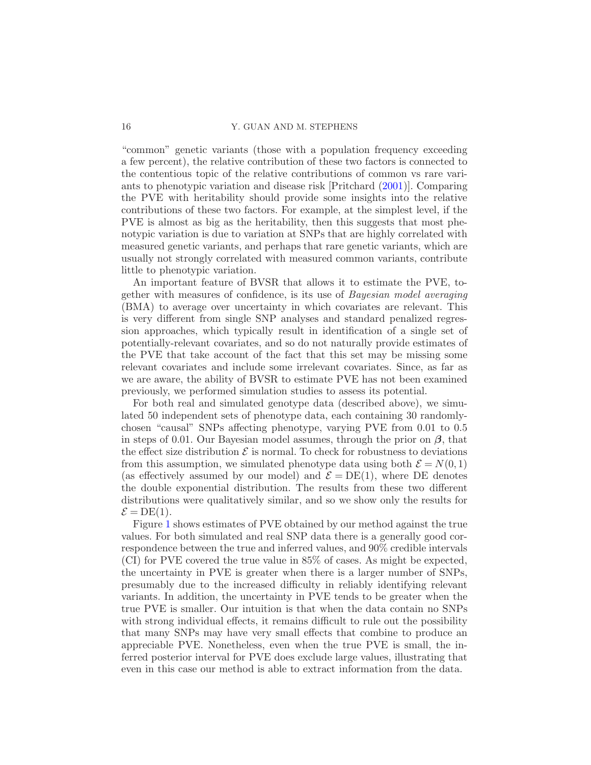"common" genetic variants (those with a population frequency exceeding a few percent), the relative contribution of these two factors is connected to the contentious topic of the relative contributions of common vs rare variants to phenotypic variation and disease risk [Pritchard (2001)]. Comparing the PVE with heritability should provide some insights into the relative contributions of these two factors. For example, at the simplest level, if the PVE is almost as big as the heritability, then this suggests that most phenotypic variation is due to variation at SNPs that are highly correlated with measured genetic variants, and perhaps that rare genetic variants, which are usually not strongly correlated with measured common variants, contribute little to phenotypic variation.

An important feature of BVSR that allows it to estimate the PVE, together with measures of confidence, is its use of *Bayesian model averaging* (BMA) to average over uncertainty in which covariates are relevant. This is very different from single SNP analyses and standard penalized regression approaches, which typically result in identification of a single set of potentially-relevant covariates, and so do not naturally provide estimates of the PVE that take account of the fact that this set may be missing some relevant covariates and include some irrelevant covariates. Since, as far as we are aware, the ability of BVSR to estimate PVE has not been examined previously, we performed simulation studies to assess its potential.

For both real and simulated genotype data (described above), we simulated 50 independent sets of phenotype data, each containing 30 randomly-chosen "causal" SNPs affecting phenotype, varying PVE from 0.01 to 0.5 in steps of 0.01. Our Bayesian model assumes, through the prior on $\boldsymbol{\beta}$, that the effect size distribution $\mathcal{E}$ is normal. To check for robustness to deviations from this assumption, we simulated phenotype data using both $\mathcal{E} = N(0,1)$ (as effectively assumed by our model) and $\mathcal{E} = \mathrm{DE}(1)$, where DE denotes the double exponential distribution. The results from these two different distributions were qualitatively similar, and so we show only the results for $\mathcal{E} = \mathrm{DE}(1)$.

Figure 1 shows estimates of PVE obtained by our method against the true values. For both simulated and real SNP data there is a generally good correspondence between the true and inferred values, and 90% credible intervals (CI) for PVE covered the true value in 85% of cases. As might be expected, the uncertainty in PVE is greater when there is a larger number of SNPs, presumably due to the increased difficulty in reliably identifying relevant variants. In addition, the uncertainty in PVE tends to be greater when the true PVE is smaller. Our intuition is that when the data contain no SNPs with strong individual effects, it remains difficult to rule out the possibility that many SNPs may have very small effects that combine to produce an appreciable PVE. Nonetheless, even when the true PVE is small, the inferred posterior interval for PVE does exclude large values, illustrating that even in this case our method is able to extract information from the data.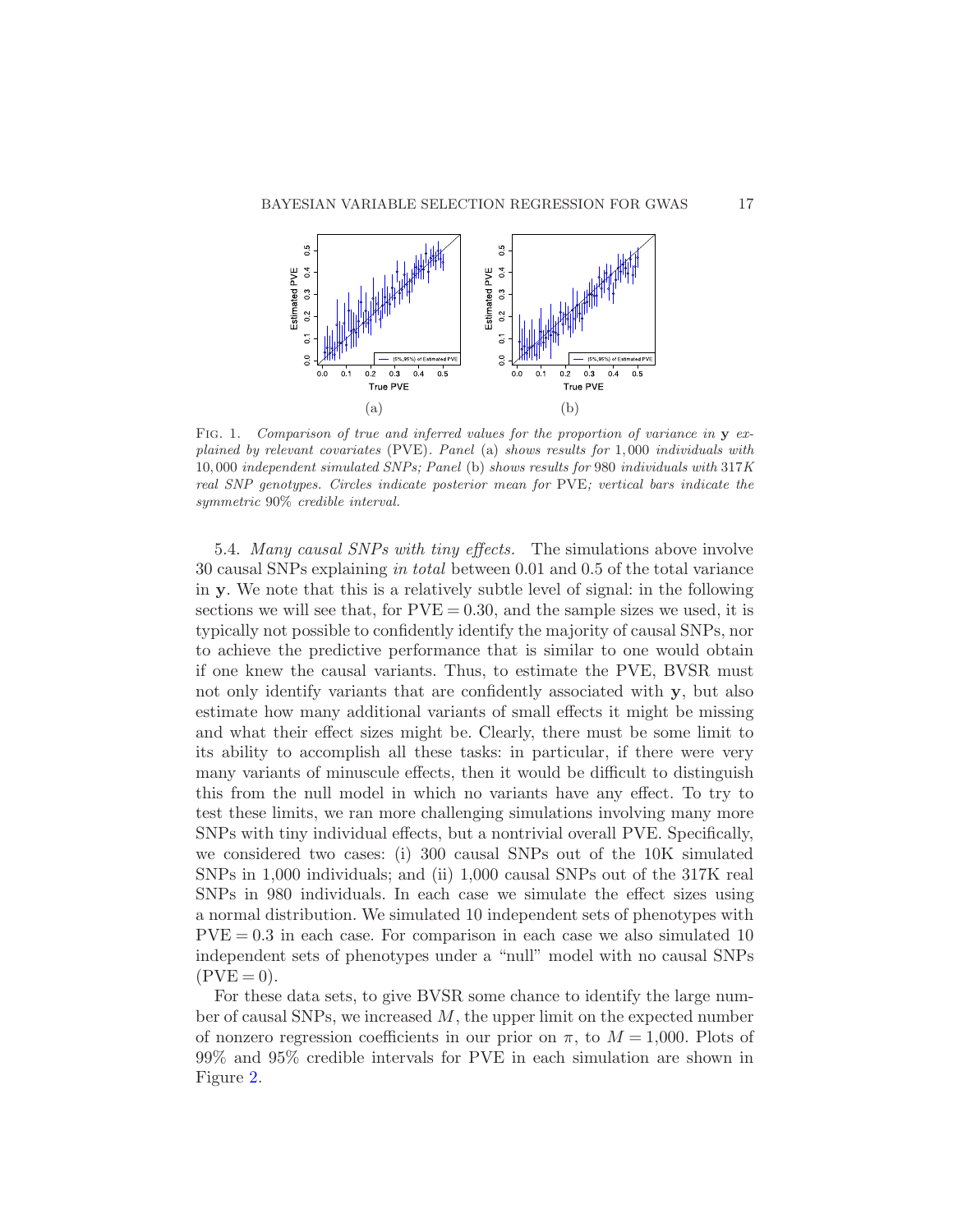Fig. 1. *Comparison of true and inferred values for the proportion of variance in* **y** *explained by relevant covariates* (PVE). *Panel* (a) *shows results for* 1,000 *individuals with* 10,000 *independent simulated SNPs; Panel* (b) *shows results for* 980 *individuals with* 317*K real SNP genotypes. Circles indicate posterior mean for* PVE*; vertical bars indicate the symmetric* 90% *credible interval.*

5.4. *Many causal SNPs with tiny effects.* The simulations above involve 30 causal SNPs explaining *in total* between 0.01 and 0.5 of the total variance in **y**. We note that this is a relatively subtle level of signal: in the following sections we will see that, for $\mathrm{PVE} = 0.30$, and the sample sizes we used, it is typically not possible to confidently identify the majority of causal SNPs, nor to achieve the predictive performance that is similar to one would obtain if one knew the causal variants. Thus, to estimate the PVE, BVSR must not only identify variants that are confidently associated with **y**, but also estimate how many additional variants of small effects it might be missing and what their effect sizes might be. Clearly, there must be some limit to its ability to accomplish all these tasks: in particular, if there were very many variants of minuscule effects, then it would be difficult to distinguish this from the null model in which no variants have any effect. To try to test these limits, we ran more challenging simulations involving many more SNPs with tiny individual effects, but a nontrivial overall PVE. Specifically, we considered two cases: (i) 300 causal SNPs out of the 10K simulated SNPs in 1,000 individuals; and (ii) 1,000 causal SNPs out of the 317K real SNPs in 980 individuals. In each case we simulate the effect sizes using a normal distribution. We simulated 10 independent sets of phenotypes with $\mathrm{PVE} = 0.3$ in each case. For comparison in each case we also simulated 10 independent sets of phenotypes under a "null" model with no causal SNPs $(\mathrm{PVE} = 0)$.

For these data sets, to give BVSR some chance to identify the large number of causal SNPs, we increased $M$, the upper limit on the expected number of nonzero regression coefficients in our prior on $\pi$, to $M = 1{,}000$. Plots of 99% and 95% credible intervals for PVE in each simulation are shown in Figure 2.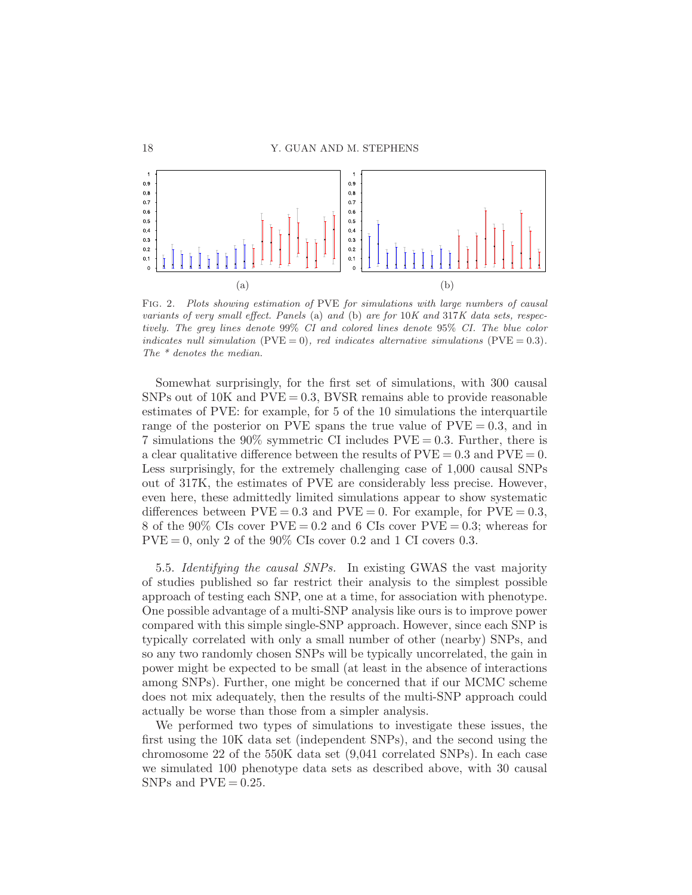FIG. 2. *Plots showing estimation of* PVE *for simulations with large numbers of causal variants of very small effect. Panels* (a) *and* (b) *are for* 10*K and* 317*K data sets, respectively. The grey lines denote* 99% *CI and colored lines denote* 95% *CI. The blue color indicates null simulation* (PVE = 0)*, red indicates alternative simulations* (PVE = 0.3)*. The * denotes the median.*

Somewhat surprisingly, for the first set of simulations, with 300 causal SNPs out of 10K and PVE = 0.3, BVSR remains able to provide reasonable estimates of PVE: for example, for 5 of the 10 simulations the interquartile range of the posterior on PVE spans the true value of PVE = 0.3, and in 7 simulations the 90% symmetric CI includes PVE = 0.3. Further, there is a clear qualitative difference between the results of PVE = 0.3 and PVE = 0. Less surprisingly, for the extremely challenging case of 1,000 causal SNPs out of 317K, the estimates of PVE are considerably less precise. However, even here, these admittedly limited simulations appear to show systematic differences between PVE = 0.3 and PVE = 0. For example, for PVE = 0.3, 8 of the 90% CIs cover PVE = 0.2 and 6 CIs cover PVE = 0.3; whereas for PVE = 0, only 2 of the 90% CIs cover 0.2 and 1 CI covers 0.3.

5.5. *Identifying the causal SNPs.* In existing GWAS the vast majority of studies published so far restrict their analysis to the simplest possible approach of testing each SNP, one at a time, for association with phenotype. One possible advantage of a multi-SNP analysis like ours is to improve power compared with this simple single-SNP approach. However, since each SNP is typically correlated with only a small number of other (nearby) SNPs, and so any two randomly chosen SNPs will be typically uncorrelated, the gain in power might be expected to be small (at least in the absence of interactions among SNPs). Further, one might be concerned that if our MCMC scheme does not mix adequately, then the results of the multi-SNP approach could actually be worse than those from a simpler analysis.

We performed two types of simulations to investigate these issues, the first using the 10K data set (independent SNPs), and the second using the chromosome 22 of the 550K data set (9,041 correlated SNPs). In each case we simulated 100 phenotype data sets as described above, with 30 causal SNPs and PVE = 0.25.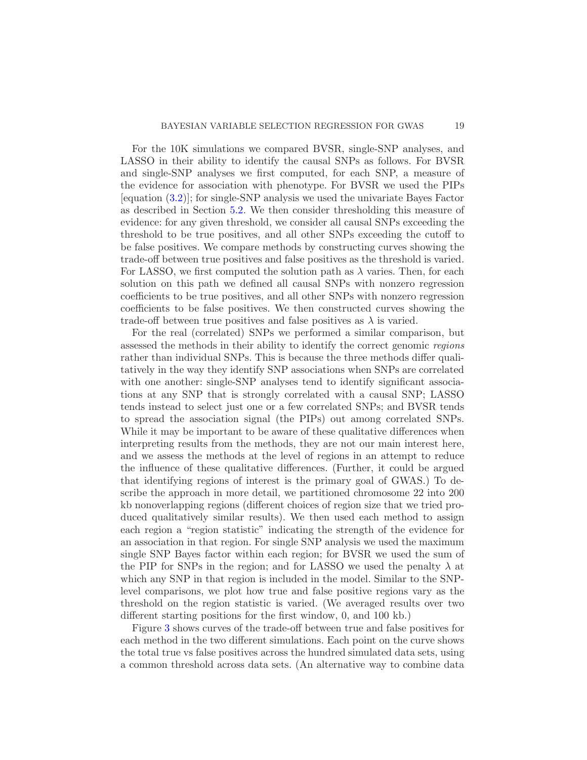For the 10K simulations we compared BVSR, single-SNP analyses, and LASSO in their ability to identify the causal SNPs as follows. For BVSR and single-SNP analyses we first computed, for each SNP, a measure of the evidence for association with phenotype. For BVSR we used the PIPs [equation (3.2)]; for single-SNP analysis we used the univariate Bayes Factor as described in Section 5.2. We then consider thresholding this measure of evidence: for any given threshold, we consider all causal SNPs exceeding the threshold to be true positives, and all other SNPs exceeding the cutoff to be false positives. We compare methods by constructing curves showing the trade-off between true positives and false positives as the threshold is varied. For LASSO, we first computed the solution path as $\lambda$ varies. Then, for each solution on this path we defined all causal SNPs with nonzero regression coefficients to be true positives, and all other SNPs with nonzero regression coefficients to be false positives. We then constructed curves showing the trade-off between true positives and false positives as $\lambda$ is varied.

For the real (correlated) SNPs we performed a similar comparison, but assessed the methods in their ability to identify the correct genomic *regions* rather than individual SNPs. This is because the three methods differ qualitatively in the way they identify SNP associations when SNPs are correlated with one another: single-SNP analyses tend to identify significant associations at any SNP that is strongly correlated with a causal SNP; LASSO tends instead to select just one or a few correlated SNPs; and BVSR tends to spread the association signal (the PIPs) out among correlated SNPs. While it may be important to be aware of these qualitative differences when interpreting results from the methods, they are not our main interest here, and we assess the methods at the level of regions in an attempt to reduce the influence of these qualitative differences. (Further, it could be argued that identifying regions of interest is the primary goal of GWAS.) To describe the approach in more detail, we partitioned chromosome 22 into 200 kb nonoverlapping regions (different choices of region size that we tried produced qualitatively similar results). We then used each method to assign each region a "region statistic" indicating the strength of the evidence for an association in that region. For single SNP analysis we used the maximum single SNP Bayes factor within each region; for BVSR we used the sum of the PIP for SNPs in the region; and for LASSO we used the penalty $\lambda$ at which any SNP in that region is included in the model. Similar to the SNP-level comparisons, we plot how true and false positive regions vary as the threshold on the region statistic is varied. (We averaged results over two different starting positions for the first window, 0, and 100 kb.)

Figure 3 shows curves of the trade-off between true and false positives for each method in the two different simulations. Each point on the curve shows the total true vs false positives across the hundred simulated data sets, using a common threshold across data sets. (An alternative way to combine data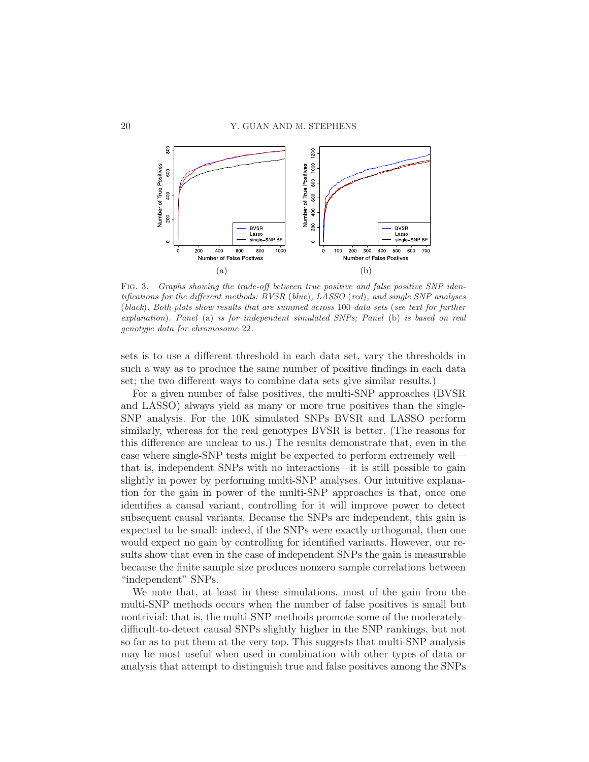Number of True Positives

800
600
400
200
0

0 200 400 600 800 1000

Number of False Postives

BVSR
Lasso
single−SNP BF

(a)

Number of True Positives

1200
1000
800
600
400
200
0

0 100 200 300 400 500 600 700

Number of False Postives

BVSR
Lasso
single−SNP BF

(b)

Fig. 3. *Graphs showing the trade-off between true positive and false positive SNP identifications for the different methods: BVSR* (*blue*), *LASSO* (*red*), *and single SNP analyses* (*black*). *Both plots show results that are summed across* 100 *data sets* (*see text for further explanation*). *Panel* (a) *is for independent simulated SNPs; Panel* (b) *is based on real genotype data for chromosome* 22.

sets is to use a different threshold in each data set, vary the thresholds in such a way as to produce the same number of positive findings in each data set; the two different ways to combine data sets give similar results.)

For a given number of false positives, the multi-SNP approaches (BVSR and LASSO) always yield as many or more true positives than the single-SNP analysis. For the 10K simulated SNPs BVSR and LASSO perform similarly, whereas for the real genotypes BVSR is better. (The reasons for this difference are unclear to us.) The results demonstrate that, even in the case where single-SNP tests might be expected to perform extremely well—that is, independent SNPs with no interactions—it is still possible to gain slightly in power by performing multi-SNP analyses. Our intuitive explanation for the gain in power of the multi-SNP approaches is that, once one identifies a causal variant, controlling for it will improve power to detect subsequent causal variants. Because the SNPs are independent, this gain is expected to be small: indeed, if the SNPs were exactly orthogonal, then one would expect no gain by controlling for identified variants. However, our results show that even in the case of independent SNPs the gain is measurable because the finite sample size produces nonzero sample correlations between "independent" SNPs.

We note that, at least in these simulations, most of the gain from the multi-SNP methods occurs when the number of false positives is small but nontrivial: that is, the multi-SNP methods promote some of the moderately-difficult-to-detect causal SNPs slightly higher in the SNP rankings, but not so far as to put them at the very top. This suggests that multi-SNP analysis may be most useful when used in combination with other types of data or analysis that attempt to distinguish true and false positives among the SNPs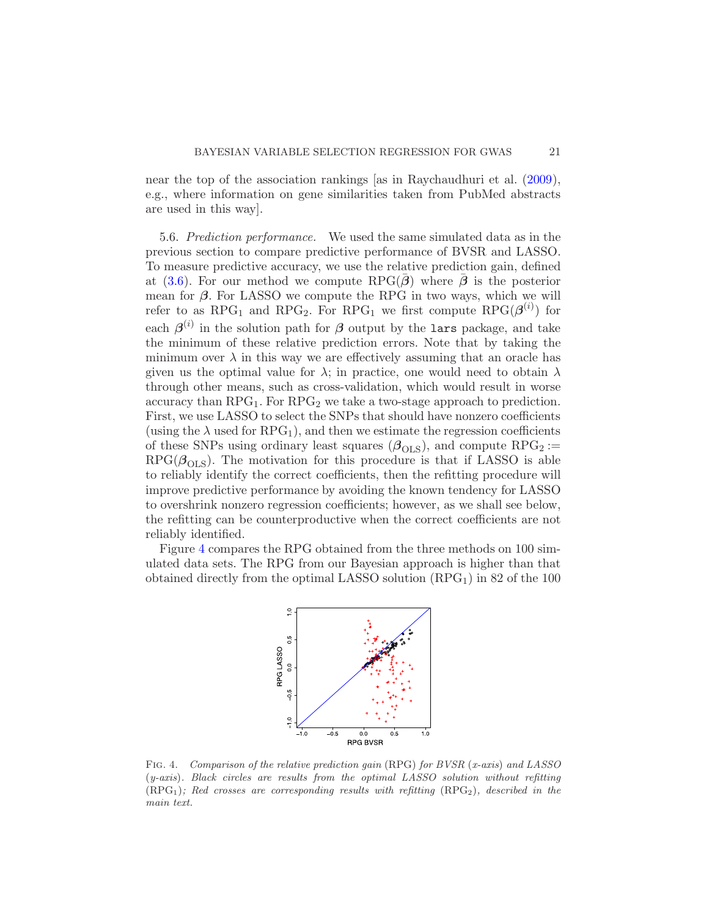near the top of the association rankings [as in Raychaudhuri et al. (2009), e.g., where information on gene similarities taken from PubMed abstracts are used in this way].

5.6. *Prediction performance.* We used the same simulated data as in the previous section to compare predictive performance of BVSR and LASSO. To measure predictive accuracy, we use the relative prediction gain, defined at (3.6). For our method we compute $\mathrm{RPG}(\bar{\boldsymbol{\beta}})$ where $\bar{\boldsymbol{\beta}}$ is the posterior mean for $\boldsymbol{\beta}$. For LASSO we compute the RPG in two ways, which we will refer to as $\mathrm{RPG}_1$ and $\mathrm{RPG}_2$. For $\mathrm{RPG}_1$ we first compute $\mathrm{RPG}(\boldsymbol{\beta}^{(i)})$ for each $\boldsymbol{\beta}^{(i)}$ in the solution path for $\boldsymbol{\beta}$ output by the `lars` package, and take the minimum of these relative prediction errors. Note that by taking the minimum over $\lambda$ in this way we are effectively assuming that an oracle has given us the optimal value for $\lambda$; in practice, one would need to obtain $\lambda$ through other means, such as cross-validation, which would result in worse accuracy than $\mathrm{RPG}_1$. For $\mathrm{RPG}_2$ we take a two-stage approach to prediction. First, we use LASSO to select the SNPs that should have nonzero coefficients (using the $\lambda$ used for $\mathrm{RPG}_1$), and then we estimate the regression coefficients of these SNPs using ordinary least squares ($\boldsymbol{\beta}_{\mathrm{OLS}}$), and compute $\mathrm{RPG}_2 := \mathrm{RPG}(\boldsymbol{\beta}_{\mathrm{OLS}})$. The motivation for this procedure is that if LASSO is able to reliably identify the correct coefficients, then the refitting procedure will improve predictive performance by avoiding the known tendency for LASSO to overshrink nonzero regression coefficients; however, as we shall see below, the refitting can be counterproductive when the correct coefficients are not reliably identified.

Figure 4 compares the RPG obtained from the three methods on 100 simulated data sets. The RPG from our Bayesian approach is higher than that obtained directly from the optimal LASSO solution ($\mathrm{RPG}_1$) in 82 of the 100

FIG. 4. *Comparison of the relative prediction gain* (RPG) *for BVSR* (*x-axis*) *and LASSO* (*y-axis*). *Black circles are results from the optimal LASSO solution without refitting* ($\mathrm{RPG}_1$)*; Red crosses are corresponding results with refitting* ($\mathrm{RPG}_2$)*, described in the main text.*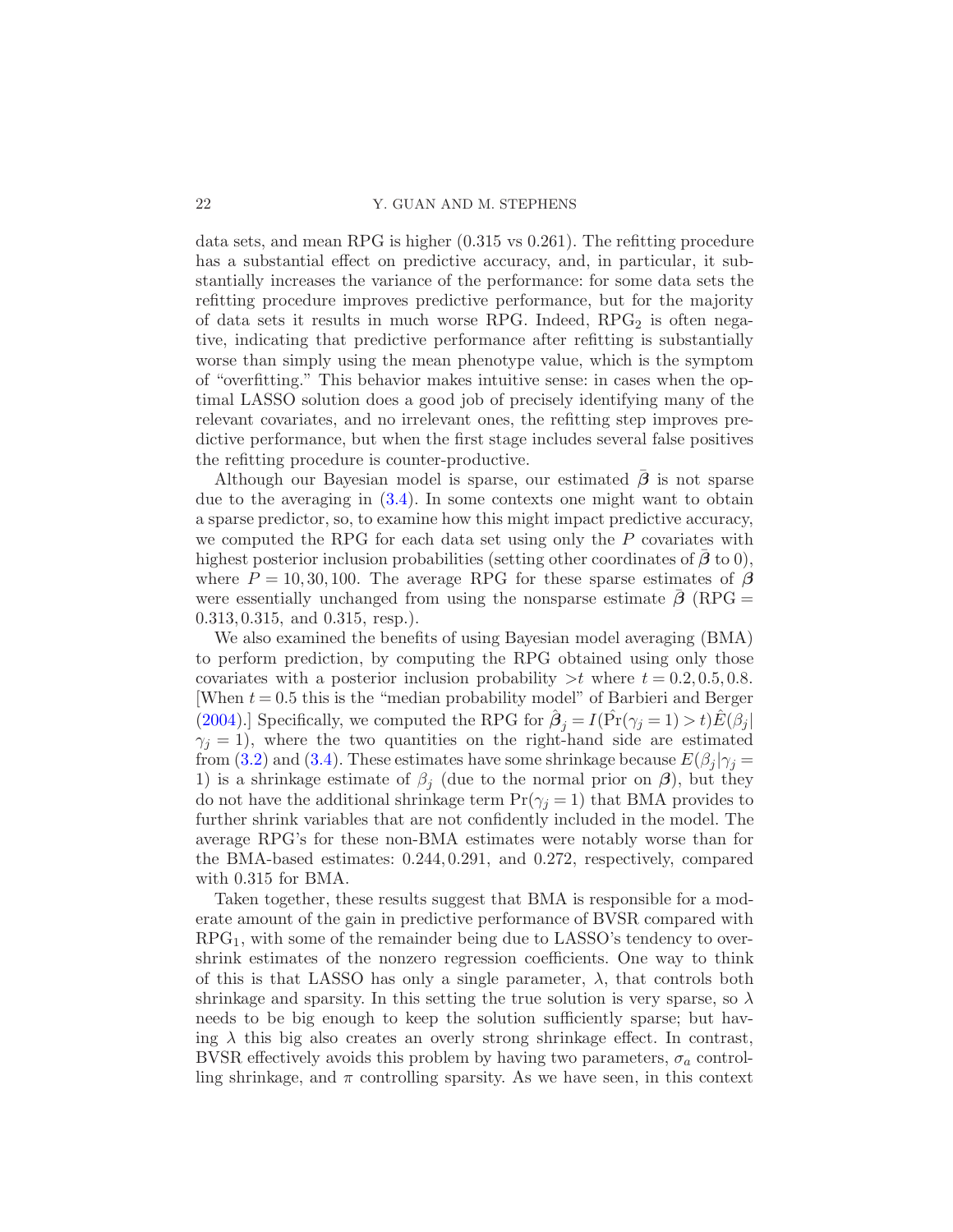data sets, and mean RPG is higher (0.315 vs 0.261). The refitting procedure has a substantial effect on predictive accuracy, and, in particular, it substantially increases the variance of the performance: for some data sets the refitting procedure improves predictive performance, but for the majority of data sets it results in much worse RPG. Indeed, $\mathrm{RPG}_2$ is often negative, indicating that predictive performance after refitting is substantially worse than simply using the mean phenotype value, which is the symptom of "overfitting." This behavior makes intuitive sense: in cases when the optimal LASSO solution does a good job of precisely identifying many of the relevant covariates, and no irrelevant ones, the refitting step improves predictive performance, but when the first stage includes several false positives the refitting procedure is counter-productive.

Although our Bayesian model is sparse, our estimated $\bar{\boldsymbol{\beta}}$ is not sparse due to the averaging in (3.4). In some contexts one might want to obtain a sparse predictor, so, to examine how this might impact predictive accuracy, we computed the RPG for each data set using only the $P$ covariates with highest posterior inclusion probabilities (setting other coordinates of $\bar{\boldsymbol{\beta}}$ to 0), where $P = 10, 30, 100$. The average RPG for these sparse estimates of $\boldsymbol{\beta}$ were essentially unchanged from using the nonsparse estimate $\bar{\boldsymbol{\beta}}$ ($\mathrm{RPG} = 0.313, 0.315$, and $0.315$, resp.).

We also examined the benefits of using Bayesian model averaging (BMA) to perform prediction, by computing the RPG obtained using only those covariates with a posterior inclusion probability $>t$ where $t = 0.2, 0.5, 0.8$. [When $t = 0.5$ this is the "median probability model" of Barbieri and Berger (2004).] Specifically, we computed the RPG for $\hat{\boldsymbol{\beta}}_j = I(\hat{\Pr}(\gamma_j = 1) > t)\hat{E}(\beta_j | \gamma_j = 1)$, where the two quantities on the right-hand side are estimated from (3.2) and (3.4). These estimates have some shrinkage because $E(\beta_j|\gamma_j = 1)$ is a shrinkage estimate of $\beta_j$ (due to the normal prior on $\boldsymbol{\beta}$), but they do not have the additional shrinkage term $\Pr(\gamma_j = 1)$ that BMA provides to further shrink variables that are not confidently included in the model. The average RPG's for these non-BMA estimates were notably worse than for the BMA-based estimates: 0.244, 0.291, and 0.272, respectively, compared with 0.315 for BMA.

Taken together, these results suggest that BMA is responsible for a moderate amount of the gain in predictive performance of BVSR compared with $\mathrm{RPG}_1$, with some of the remainder being due to LASSO's tendency to overshrink estimates of the nonzero regression coefficients. One way to think of this is that LASSO has only a single parameter, $\lambda$, that controls both shrinkage and sparsity. In this setting the true solution is very sparse, so $\lambda$ needs to be big enough to keep the solution sufficiently sparse; but having $\lambda$ this big also creates an overly strong shrinkage effect. In contrast, BVSR effectively avoids this problem by having two parameters, $\sigma_a$ controlling shrinkage, and $\pi$ controlling sparsity. As we have seen, in this context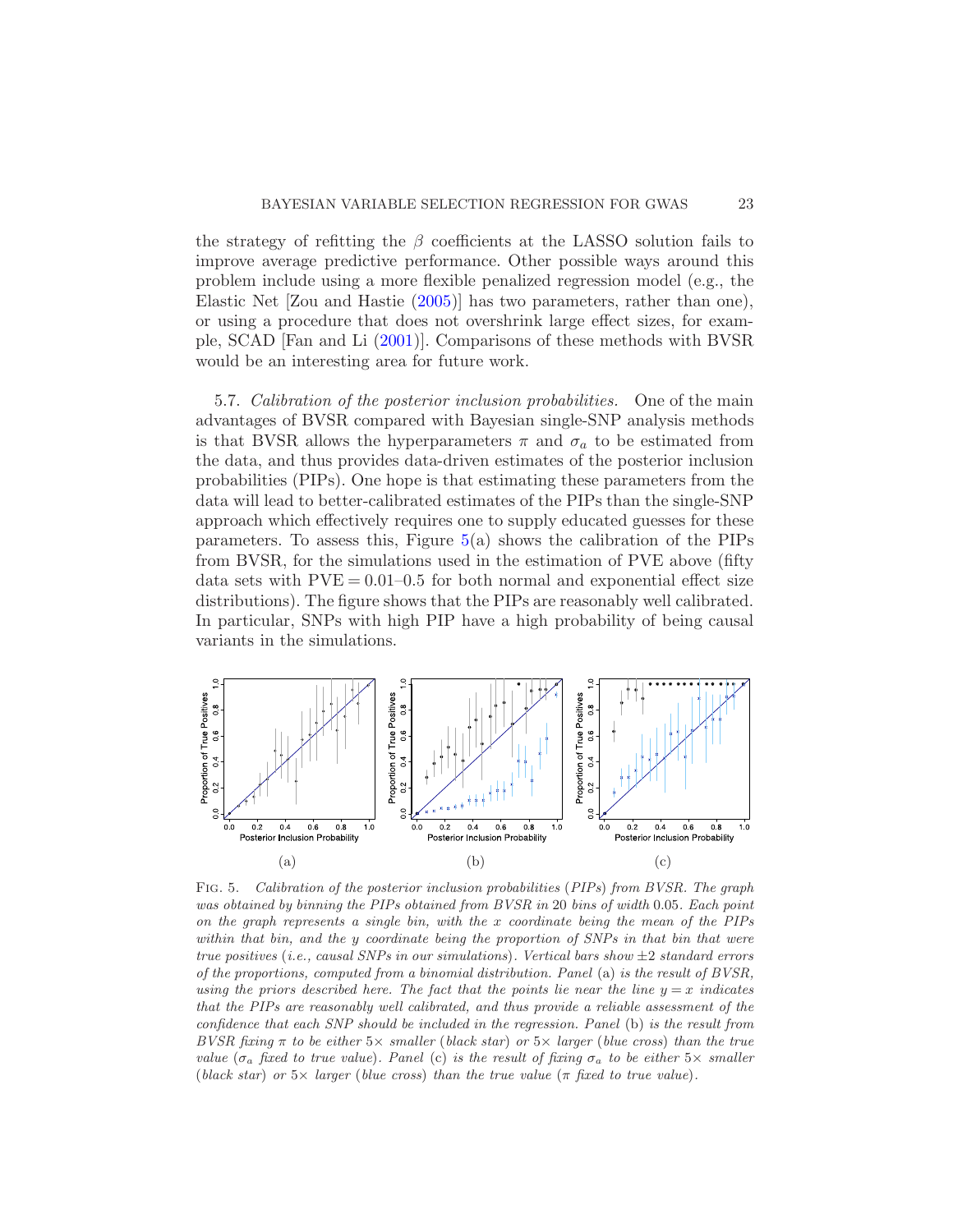the strategy of refitting the $\beta$ coefficients at the LASSO solution fails to improve average predictive performance. Other possible ways around this problem include using a more flexible penalized regression model (e.g., the Elastic Net [Zou and Hastie (2005)] has two parameters, rather than one), or using a procedure that does not overshrink large effect sizes, for example, SCAD [Fan and Li (2001)]. Comparisons of these methods with BVSR would be an interesting area for future work.

5.7. *Calibration of the posterior inclusion probabilities.* One of the main advantages of BVSR compared with Bayesian single-SNP analysis methods is that BVSR allows the hyperparameters $\pi$ and $\sigma_a$ to be estimated from the data, and thus provides data-driven estimates of the posterior inclusion probabilities (PIPs). One hope is that estimating these parameters from the data will lead to better-calibrated estimates of the PIPs than the single-SNP approach which effectively requires one to supply educated guesses for these parameters. To assess this, Figure 5(a) shows the calibration of the PIPs from BVSR, for the simulations used in the estimation of PVE above (fifty data sets with PVE = 0.01–0.5 for both normal and exponential effect size distributions). The figure shows that the PIPs are reasonably well calibrated. In particular, SNPs with high PIP have a high probability of being causal variants in the simulations.

FIG. 5. *Calibration of the posterior inclusion probabilities (PIPs) from BVSR. The graph was obtained by binning the PIPs obtained from BVSR in* 20 *bins of width* 0.05. *Each point on the graph represents a single bin, with the x coordinate being the mean of the PIPs within that bin, and the y coordinate being the proportion of SNPs in that bin that were true positives (i.e., causal SNPs in our simulations). Vertical bars show* $\pm 2$ *standard errors of the proportions, computed from a binomial distribution. Panel* (a) *is the result of BVSR, using the priors described here. The fact that the points lie near the line* $y = x$ *indicates that the PIPs are reasonably well calibrated, and thus provide a reliable assessment of the confidence that each SNP should be included in the regression. Panel* (b) *is the result from BVSR fixing* $\pi$ *to be either* $5\times$ *smaller (black star) or* $5\times$ *larger (blue cross) than the true value* ($\sigma_a$ *fixed to true value). Panel* (c) *is the result of fixing* $\sigma_a$ *to be either* $5\times$ *smaller (black star) or* $5\times$ *larger (blue cross) than the true value* ($\pi$ *fixed to true value).*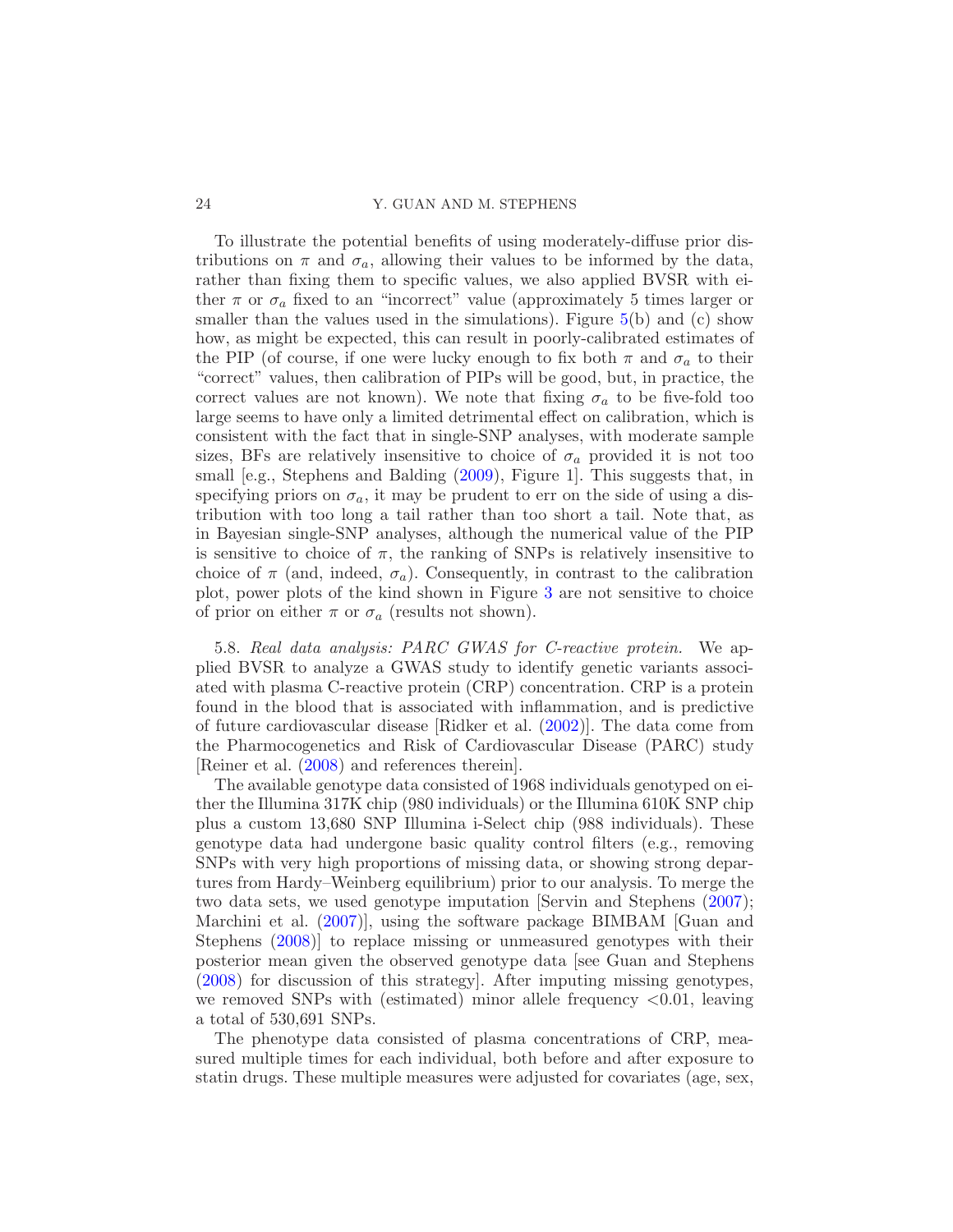To illustrate the potential benefits of using moderately-diffuse prior distributions on $\pi$ and $\sigma_a$, allowing their values to be informed by the data, rather than fixing them to specific values, we also applied BVSR with either $\pi$ or $\sigma_a$ fixed to an "incorrect" value (approximately 5 times larger or smaller than the values used in the simulations). Figure 5(b) and (c) show how, as might be expected, this can result in poorly-calibrated estimates of the PIP (of course, if one were lucky enough to fix both $\pi$ and $\sigma_a$ to their "correct" values, then calibration of PIPs will be good, but, in practice, the correct values are not known). We note that fixing $\sigma_a$ to be five-fold too large seems to have only a limited detrimental effect on calibration, which is consistent with the fact that in single-SNP analyses, with moderate sample sizes, BFs are relatively insensitive to choice of $\sigma_a$ provided it is not too small [e.g., Stephens and Balding (2009), Figure 1]. This suggests that, in specifying priors on $\sigma_a$, it may be prudent to err on the side of using a distribution with too long a tail rather than too short a tail. Note that, as in Bayesian single-SNP analyses, although the numerical value of the PIP is sensitive to choice of $\pi$, the ranking of SNPs is relatively insensitive to choice of $\pi$ (and, indeed, $\sigma_a$). Consequently, in contrast to the calibration plot, power plots of the kind shown in Figure 3 are not sensitive to choice of prior on either $\pi$ or $\sigma_a$ (results not shown).

5.8. *Real data analysis: PARC GWAS for C-reactive protein.* We applied BVSR to analyze a GWAS study to identify genetic variants associated with plasma C-reactive protein (CRP) concentration. CRP is a protein found in the blood that is associated with inflammation, and is predictive of future cardiovascular disease [Ridker et al. (2002)]. The data come from the Pharmocogenetics and Risk of Cardiovascular Disease (PARC) study [Reiner et al. (2008) and references therein].

The available genotype data consisted of 1968 individuals genotyped on either the Illumina 317K chip (980 individuals) or the Illumina 610K SNP chip plus a custom 13,680 SNP Illumina i-Select chip (988 individuals). These genotype data had undergone basic quality control filters (e.g., removing SNPs with very high proportions of missing data, or showing strong departures from Hardy–Weinberg equilibrium) prior to our analysis. To merge the two data sets, we used genotype imputation [Servin and Stephens (2007); Marchini et al. (2007)], using the software package BIMBAM [Guan and Stephens (2008)] to replace missing or unmeasured genotypes with their posterior mean given the observed genotype data [see Guan and Stephens (2008) for discussion of this strategy]. After imputing missing genotypes, we removed SNPs with (estimated) minor allele frequency $<0.01$, leaving a total of 530,691 SNPs.

The phenotype data consisted of plasma concentrations of CRP, measured multiple times for each individual, both before and after exposure to statin drugs. These multiple measures were adjusted for covariates (age, sex,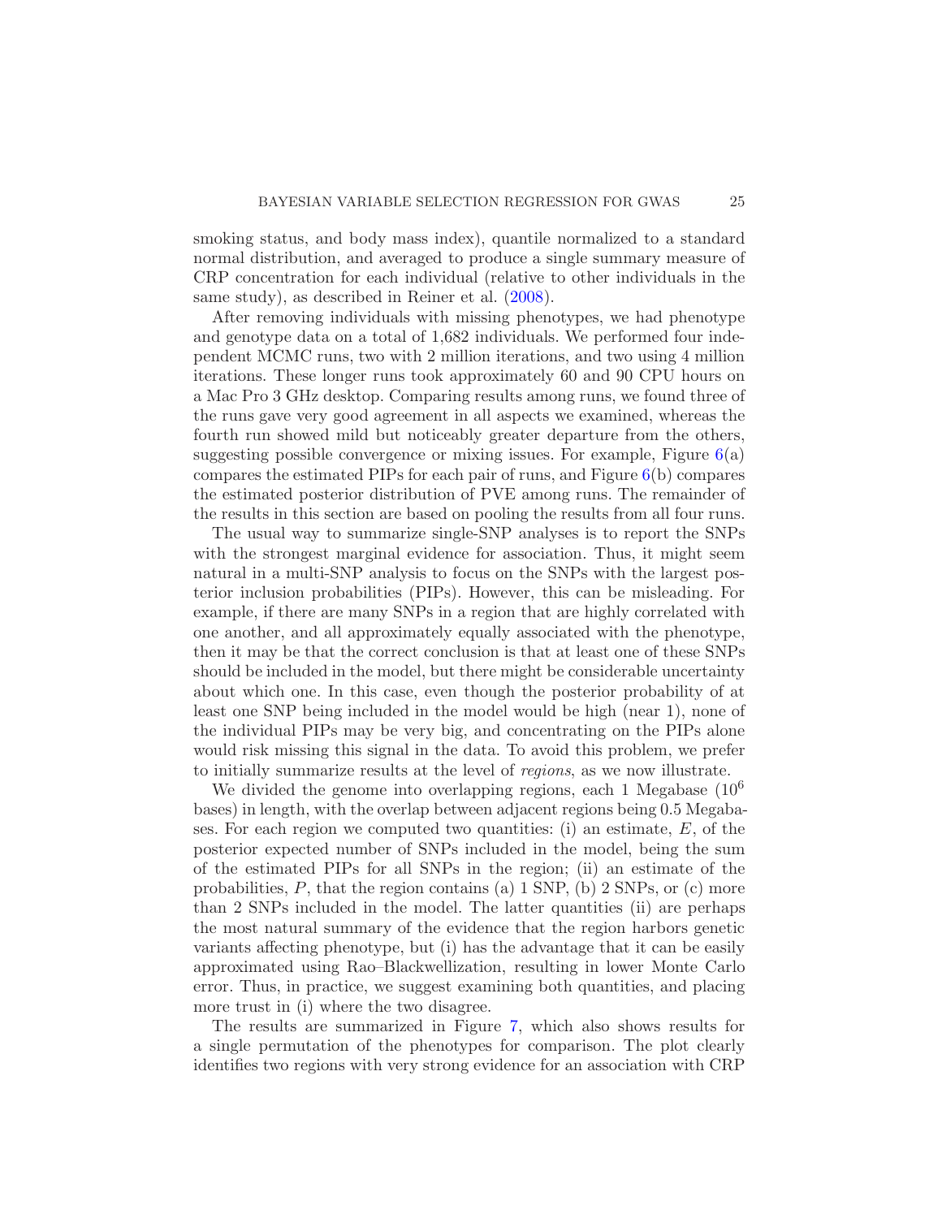smoking status, and body mass index), quantile normalized to a standard normal distribution, and averaged to produce a single summary measure of CRP concentration for each individual (relative to other individuals in the same study), as described in Reiner et al. (2008).

After removing individuals with missing phenotypes, we had phenotype and genotype data on a total of 1,682 individuals. We performed four independent MCMC runs, two with 2 million iterations, and two using 4 million iterations. These longer runs took approximately 60 and 90 CPU hours on a Mac Pro 3 GHz desktop. Comparing results among runs, we found three of the runs gave very good agreement in all aspects we examined, whereas the fourth run showed mild but noticeably greater departure from the others, suggesting possible convergence or mixing issues. For example, Figure 6(a) compares the estimated PIPs for each pair of runs, and Figure 6(b) compares the estimated posterior distribution of PVE among runs. The remainder of the results in this section are based on pooling the results from all four runs.

The usual way to summarize single-SNP analyses is to report the SNPs with the strongest marginal evidence for association. Thus, it might seem natural in a multi-SNP analysis to focus on the SNPs with the largest posterior inclusion probabilities (PIPs). However, this can be misleading. For example, if there are many SNPs in a region that are highly correlated with one another, and all approximately equally associated with the phenotype, then it may be that the correct conclusion is that at least one of these SNPs should be included in the model, but there might be considerable uncertainty about which one. In this case, even though the posterior probability of at least one SNP being included in the model would be high (near 1), none of the individual PIPs may be very big, and concentrating on the PIPs alone would risk missing this signal in the data. To avoid this problem, we prefer to initially summarize results at the level of *regions*, as we now illustrate.

We divided the genome into overlapping regions, each 1 Megabase ($10^6$ bases) in length, with the overlap between adjacent regions being 0.5 Megabases. For each region we computed two quantities: (i) an estimate, $E$, of the posterior expected number of SNPs included in the model, being the sum of the estimated PIPs for all SNPs in the region; (ii) an estimate of the probabilities, $P$, that the region contains (a) 1 SNP, (b) 2 SNPs, or (c) more than 2 SNPs included in the model. The latter quantities (ii) are perhaps the most natural summary of the evidence that the region harbors genetic variants affecting phenotype, but (i) has the advantage that it can be easily approximated using Rao–Blackwellization, resulting in lower Monte Carlo error. Thus, in practice, we suggest examining both quantities, and placing more trust in (i) where the two disagree.

The results are summarized in Figure 7, which also shows results for a single permutation of the phenotypes for comparison. The plot clearly identifies two regions with very strong evidence for an association with CRP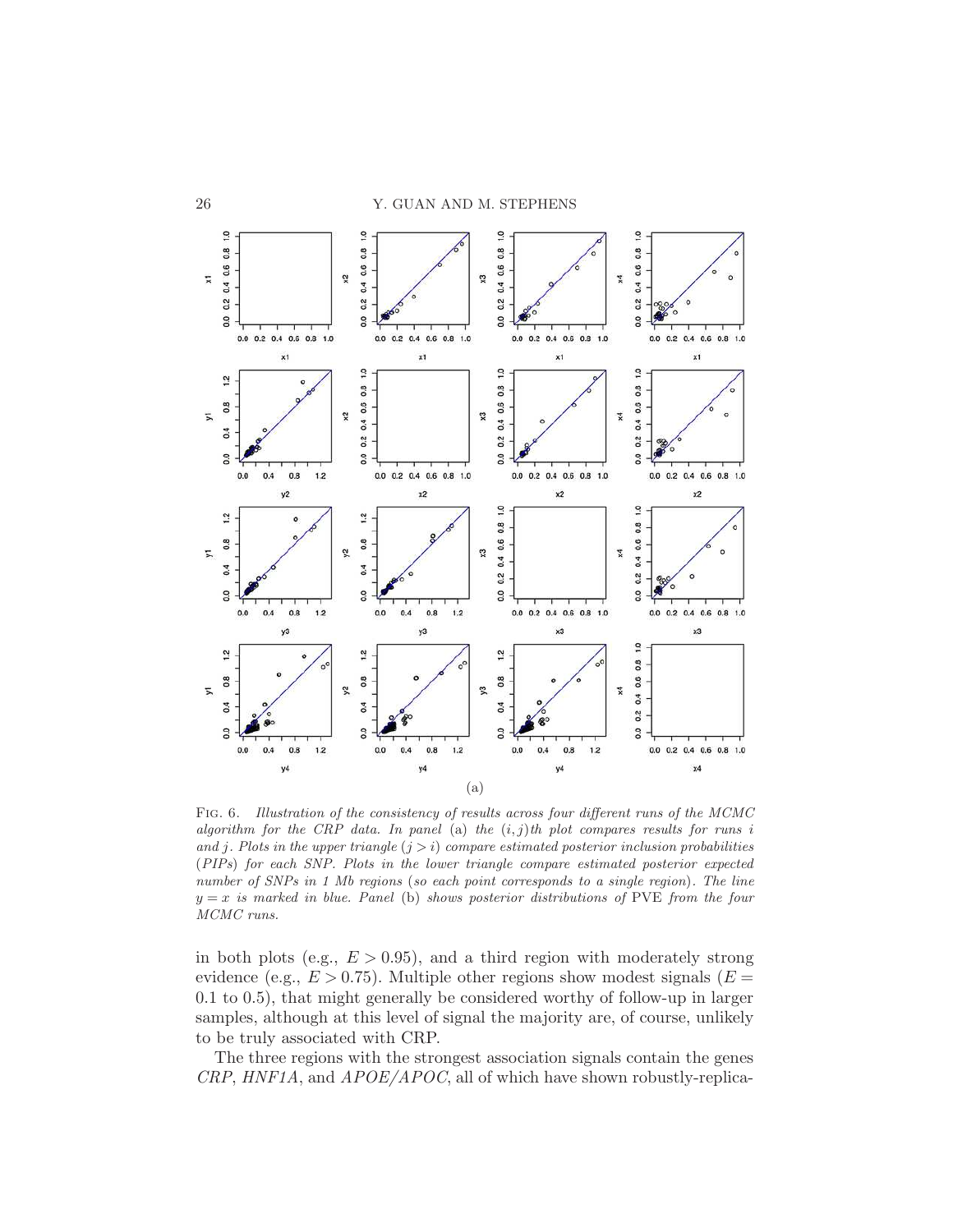(a)

Fig. 6. *Illustration of the consistency of results across four different runs of the MCMC algorithm for the CRP data. In panel* (a) *the* $(i,j)$*th plot compares results for runs* $i$ *and* $j$. *Plots in the upper triangle* $(j > i)$ *compare estimated posterior inclusion probabilities* (*PIPs*) *for each SNP. Plots in the lower triangle compare estimated posterior expected number of SNPs in 1 Mb regions* (*so each point corresponds to a single region*). *The line* $y = x$ *is marked in blue. Panel* (b) *shows posterior distributions of* PVE *from the four MCMC runs.*

in both plots (e.g., $E > 0.95$), and a third region with moderately strong evidence (e.g., $E > 0.75$). Multiple other regions show modest signals ($E = 0.1$ to $0.5$), that might generally be considered worthy of follow-up in larger samples, although at this level of signal the majority are, of course, unlikely to be truly associated with CRP.

The three regions with the strongest association signals contain the genes *CRP*, *HNF1A*, and *APOE/APOC*, all of which have shown robustly-replica-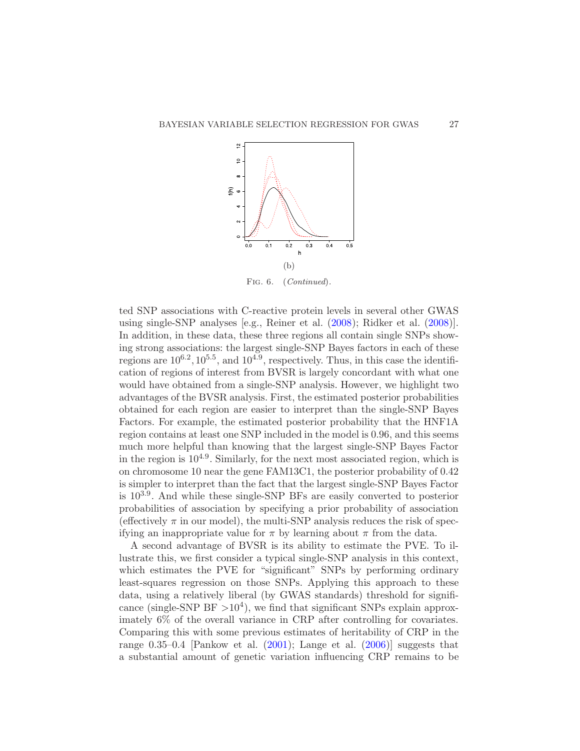(b)

Fig. 6. (*Continued*).

ted SNP associations with C-reactive protein levels in several other GWAS using single-SNP analyses [e.g., Reiner et al. (2008); Ridker et al. (2008)]. In addition, in these data, these three regions all contain single SNPs showing strong associations: the largest single-SNP Bayes factors in each of these regions are $10^{6.2}, 10^{5.5}$, and $10^{4.9}$, respectively. Thus, in this case the identification of regions of interest from BVSR is largely concordant with what one would have obtained from a single-SNP analysis. However, we highlight two advantages of the BVSR analysis. First, the estimated posterior probabilities obtained for each region are easier to interpret than the single-SNP Bayes Factors. For example, the estimated posterior probability that the HNF1A region contains at least one SNP included in the model is 0.96, and this seems much more helpful than knowing that the largest single-SNP Bayes Factor in the region is $10^{4.9}$. Similarly, for the next most associated region, which is on chromosome 10 near the gene FAM13C1, the posterior probability of 0.42 is simpler to interpret than the fact that the largest single-SNP Bayes Factor is $10^{3.9}$. And while these single-SNP BFs are easily converted to posterior probabilities of association by specifying a prior probability of association (effectively $\pi$ in our model), the multi-SNP analysis reduces the risk of specifying an inappropriate value for $\pi$ by learning about $\pi$ from the data.

A second advantage of BVSR is its ability to estimate the PVE. To illustrate this, we first consider a typical single-SNP analysis in this context, which estimates the PVE for "significant" SNPs by performing ordinary least-squares regression on those SNPs. Applying this approach to these data, using a relatively liberal (by GWAS standards) threshold for significance (single-SNP BF $>10^4$), we find that significant SNPs explain approximately 6% of the overall variance in CRP after controlling for covariates. Comparing this with some previous estimates of heritability of CRP in the range 0.35–0.4 [Pankow et al. (2001); Lange et al. (2006)] suggests that a substantial amount of genetic variation influencing CRP remains to be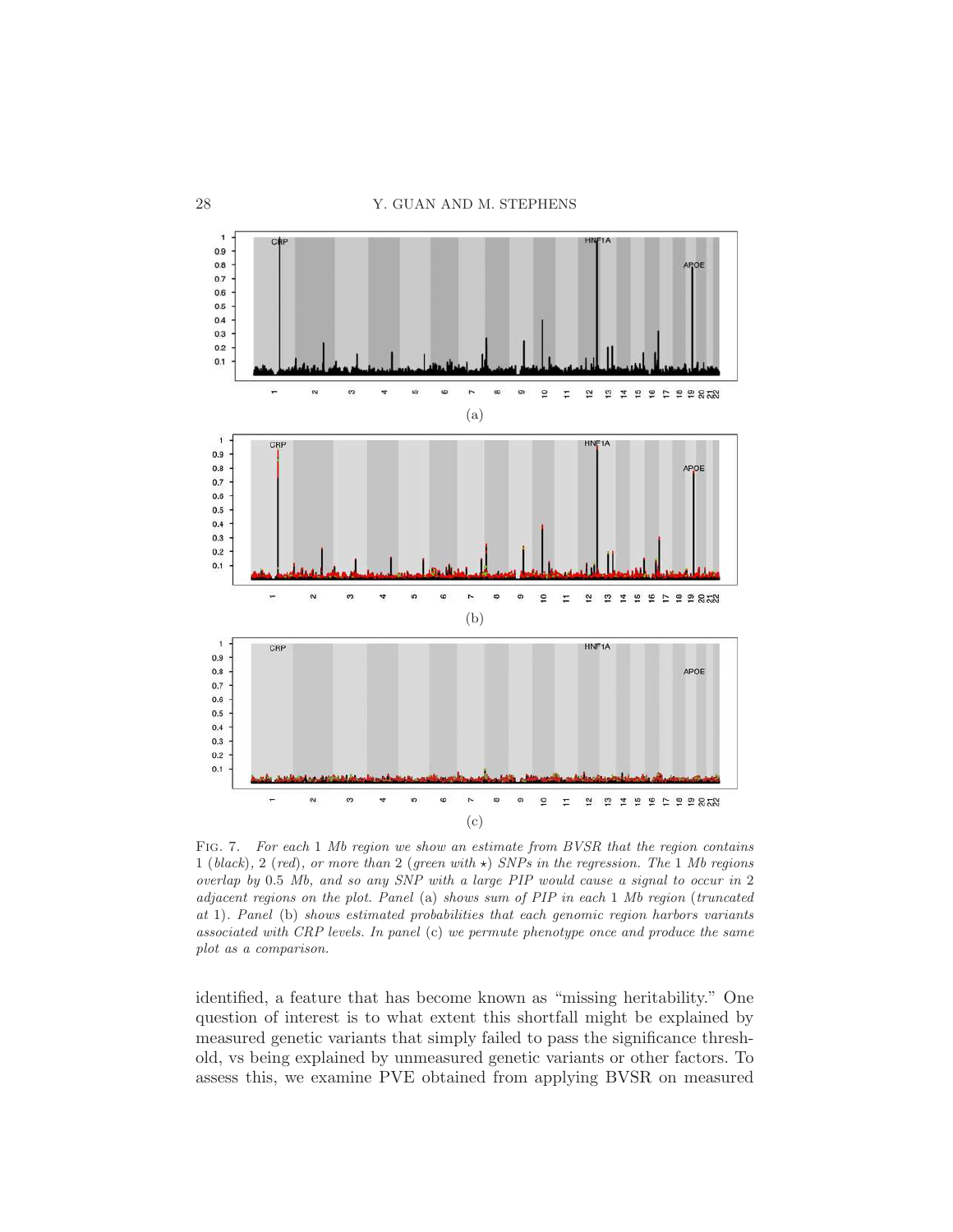Fig. 7. *For each 1 Mb region we show an estimate from BVSR that the region contains 1 (black), 2 (red), or more than 2 (green with* $\star$*) SNPs in the regression. The 1 Mb regions overlap by 0.5 Mb, and so any SNP with a large PIP would cause a signal to occur in 2 adjacent regions on the plot. Panel* (a) *shows sum of PIP in each 1 Mb region (truncated at 1). Panel* (b) *shows estimated probabilities that each genomic region harbors variants associated with CRP levels. In panel* (c) *we permute phenotype once and produce the same plot as a comparison.*

identified, a feature that has become known as "missing heritability." One question of interest is to what extent this shortfall might be explained by measured genetic variants that simply failed to pass the significance threshold, vs being explained by unmeasured genetic variants or other factors. To assess this, we examine PVE obtained from applying BVSR on measured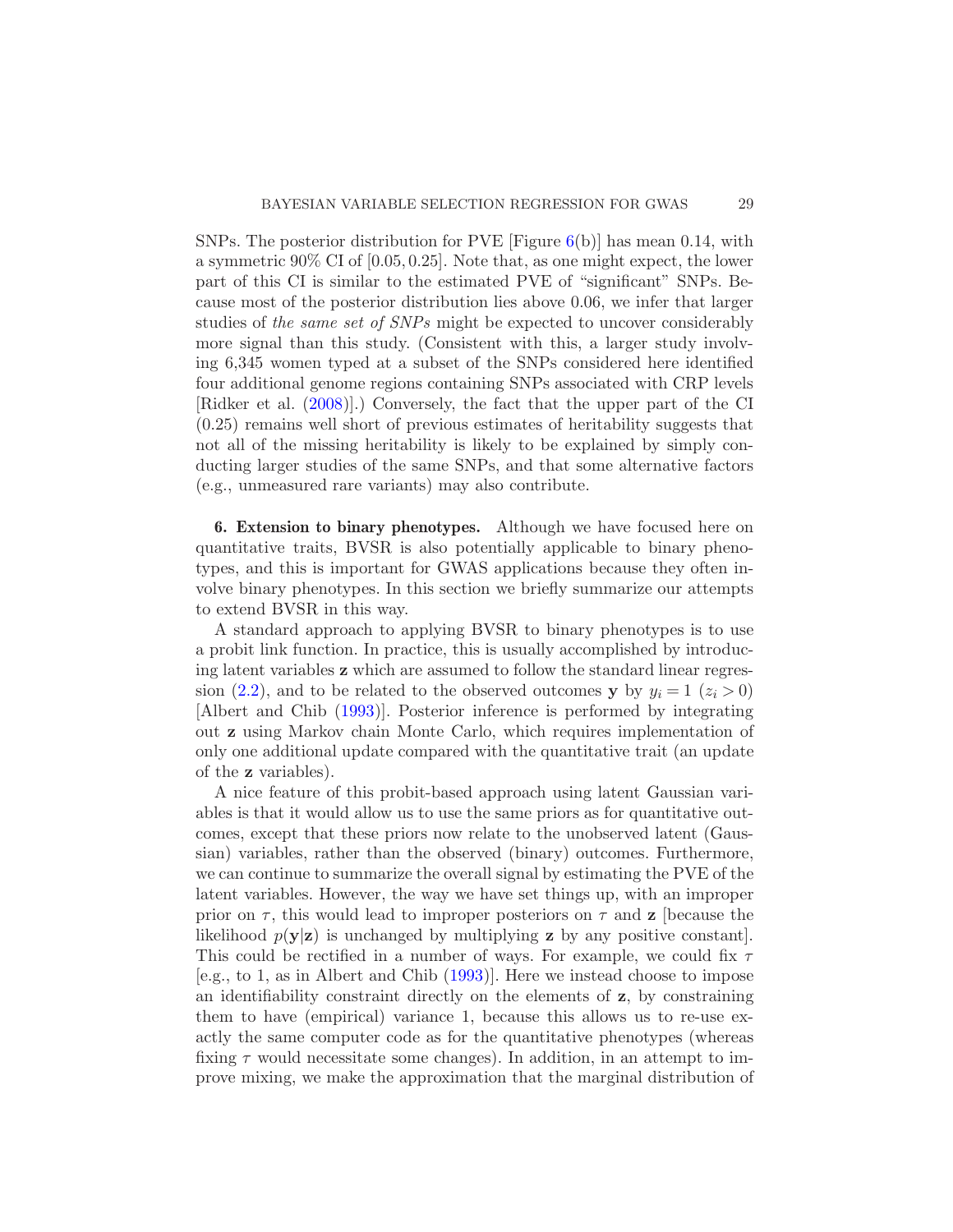SNPs. The posterior distribution for PVE [Figure 6(b)] has mean 0.14, with a symmetric 90% CI of $[0.05, 0.25]$. Note that, as one might expect, the lower part of this CI is similar to the estimated PVE of "significant" SNPs. Because most of the posterior distribution lies above 0.06, we infer that larger studies of *the same set of SNPs* might be expected to uncover considerably more signal than this study. (Consistent with this, a larger study involving 6,345 women typed at a subset of the SNPs considered here identified four additional genome regions containing SNPs associated with CRP levels [Ridker et al. (2008)].) Conversely, the fact that the upper part of the CI (0.25) remains well short of previous estimates of heritability suggests that not all of the missing heritability is likely to be explained by simply conducting larger studies of the same SNPs, and that some alternative factors (e.g., unmeasured rare variants) may also contribute.

**6. Extension to binary phenotypes.** Although we have focused here on quantitative traits, BVSR is also potentially applicable to binary phenotypes, and this is important for GWAS applications because they often involve binary phenotypes. In this section we briefly summarize our attempts to extend BVSR in this way.

A standard approach to applying BVSR to binary phenotypes is to use a probit link function. In practice, this is usually accomplished by introducing latent variables $\mathbf{z}$ which are assumed to follow the standard linear regression (2.2), and to be related to the observed outcomes $\mathbf{y}$ by $y_i = 1\ (z_i > 0)$ [Albert and Chib (1993)]. Posterior inference is performed by integrating out $\mathbf{z}$ using Markov chain Monte Carlo, which requires implementation of only one additional update compared with the quantitative trait (an update of the $\mathbf{z}$ variables).

A nice feature of this probit-based approach using latent Gaussian variables is that it would allow us to use the same priors as for quantitative outcomes, except that these priors now relate to the unobserved latent (Gaussian) variables, rather than the observed (binary) outcomes. Furthermore, we can continue to summarize the overall signal by estimating the PVE of the latent variables. However, the way we have set things up, with an improper prior on $\tau$, this would lead to improper posteriors on $\tau$ and $\mathbf{z}$ [because the likelihood $p(\mathbf{y}|\mathbf{z})$ is unchanged by multiplying $\mathbf{z}$ by any positive constant]. This could be rectified in a number of ways. For example, we could fix $\tau$ [e.g., to 1, as in Albert and Chib (1993)]. Here we instead choose to impose an identifiability constraint directly on the elements of $\mathbf{z}$, by constraining them to have (empirical) variance 1, because this allows us to re-use exactly the same computer code as for the quantitative phenotypes (whereas fixing $\tau$ would necessitate some changes). In addition, in an attempt to improve mixing, we make the approximation that the marginal distribution of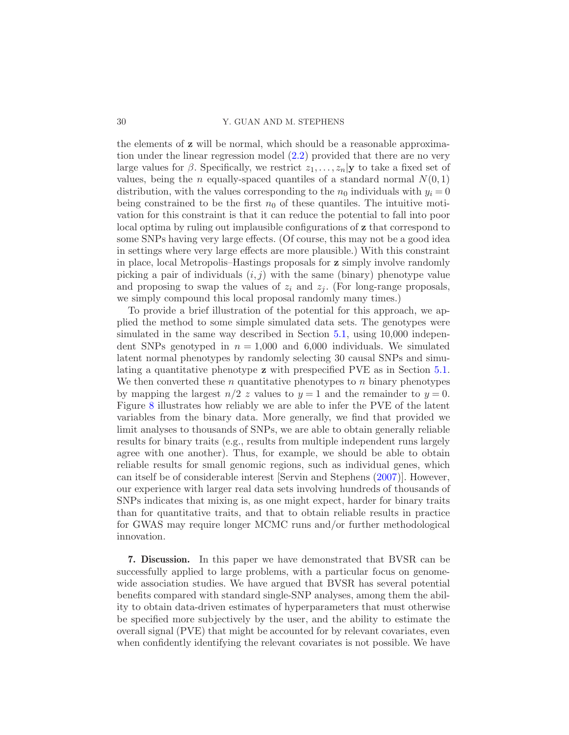the elements of $\mathbf{z}$ will be normal, which should be a reasonable approximation under the linear regression model (2.2) provided that there are no very large values for $\beta$. Specifically, we restrict $z_1, \ldots, z_n | \mathbf{y}$ to take a fixed set of values, being the $n$ equally-spaced quantiles of a standard normal $N(0, 1)$ distribution, with the values corresponding to the $n_0$ individuals with $y_i = 0$ being constrained to be the first $n_0$ of these quantiles. The intuitive motivation for this constraint is that it can reduce the potential to fall into poor local optima by ruling out implausible configurations of $\mathbf{z}$ that correspond to some SNPs having very large effects. (Of course, this may not be a good idea in settings where very large effects are more plausible.) With this constraint in place, local Metropolis–Hastings proposals for $\mathbf{z}$ simply involve randomly picking a pair of individuals $(i, j)$ with the same (binary) phenotype value and proposing to swap the values of $z_i$ and $z_j$. (For long-range proposals, we simply compound this local proposal randomly many times.)

To provide a brief illustration of the potential for this approach, we applied the method to some simple simulated data sets. The genotypes were simulated in the same way described in Section 5.1, using 10,000 independent SNPs genotyped in $n = 1{,}000$ and 6,000 individuals. We simulated latent normal phenotypes by randomly selecting 30 causal SNPs and simulating a quantitative phenotype $\mathbf{z}$ with prespecified PVE as in Section 5.1. We then converted these $n$ quantitative phenotypes to $n$ binary phenotypes by mapping the largest $n/2$ $z$ values to $y = 1$ and the remainder to $y = 0$. Figure 8 illustrates how reliably we are able to infer the PVE of the latent variables from the binary data. More generally, we find that provided we limit analyses to thousands of SNPs, we are able to obtain generally reliable results for binary traits (e.g., results from multiple independent runs largely agree with one another). Thus, for example, we should be able to obtain reliable results for small genomic regions, such as individual genes, which can itself be of considerable interest [Servin and Stephens (2007)]. However, our experience with larger real data sets involving hundreds of thousands of SNPs indicates that mixing is, as one might expect, harder for binary traits than for quantitative traits, and that to obtain reliable results in practice for GWAS may require longer MCMC runs and/or further methodological innovation.

## 7. Discussion.

In this paper we have demonstrated that BVSR can be successfully applied to large problems, with a particular focus on genome-wide association studies. We have argued that BVSR has several potential benefits compared with standard single-SNP analyses, among them the ability to obtain data-driven estimates of hyperparameters that must otherwise be specified more subjectively by the user, and the ability to estimate the overall signal (PVE) that might be accounted for by relevant covariates, even when confidently identifying the relevant covariates is not possible. We have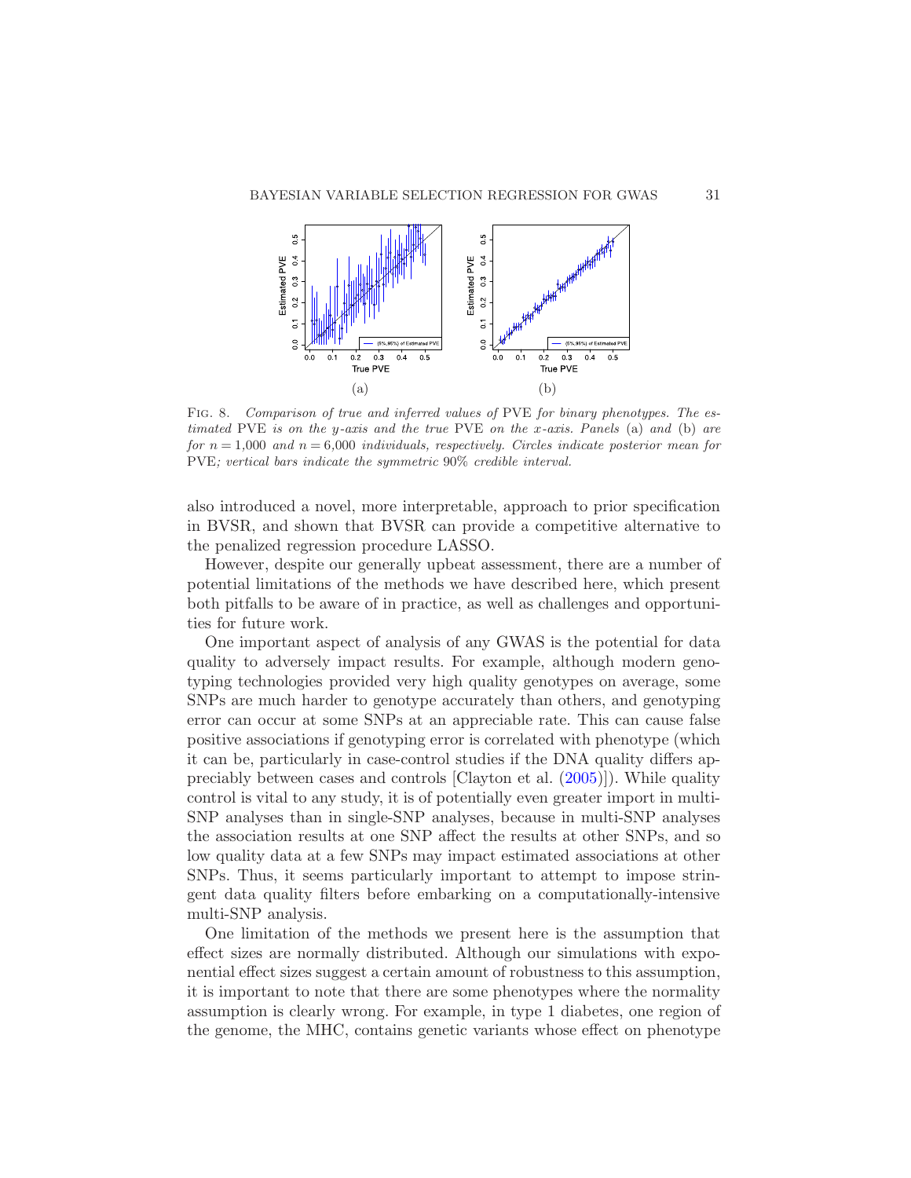FIG. 8. *Comparison of true and inferred values of* PVE *for binary phenotypes. The estimated* PVE *is on the y-axis and the true* PVE *on the x-axis. Panels* (a) *and* (b) *are for $n = 1{,}000$ and $n = 6{,}000$ individuals, respectively. Circles indicate posterior mean for* PVE*; vertical bars indicate the symmetric* 90% *credible interval.*

also introduced a novel, more interpretable, approach to prior specification in BVSR, and shown that BVSR can provide a competitive alternative to the penalized regression procedure LASSO.

However, despite our generally upbeat assessment, there are a number of potential limitations of the methods we have described here, which present both pitfalls to be aware of in practice, as well as challenges and opportunities for future work.

One important aspect of analysis of any GWAS is the potential for data quality to adversely impact results. For example, although modern genotyping technologies provided very high quality genotypes on average, some SNPs are much harder to genotype accurately than others, and genotyping error can occur at some SNPs at an appreciable rate. This can cause false positive associations if genotyping error is correlated with phenotype (which it can be, particularly in case-control studies if the DNA quality differs appreciably between cases and controls [Clayton et al. (2005)]). While quality control is vital to any study, it is of potentially even greater import in multi-SNP analyses than in single-SNP analyses, because in multi-SNP analyses the association results at one SNP affect the results at other SNPs, and so low quality data at a few SNPs may impact estimated associations at other SNPs. Thus, it seems particularly important to attempt to impose stringent data quality filters before embarking on a computationally-intensive multi-SNP analysis.

One limitation of the methods we present here is the assumption that effect sizes are normally distributed. Although our simulations with exponential effect sizes suggest a certain amount of robustness to this assumption, it is important to note that there are some phenotypes where the normality assumption is clearly wrong. For example, in type 1 diabetes, one region of the genome, the MHC, contains genetic variants whose effect on phenotype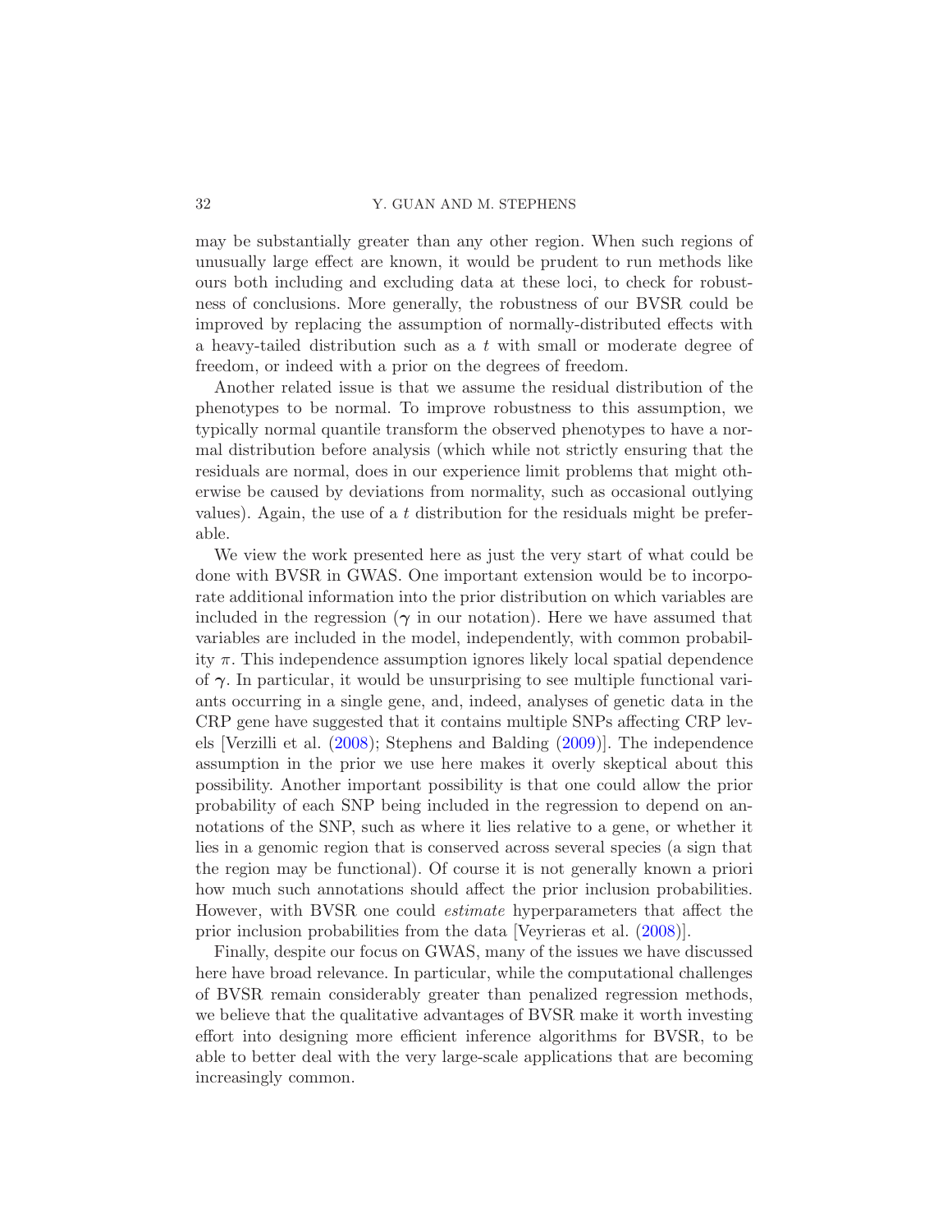may be substantially greater than any other region. When such regions of unusually large effect are known, it would be prudent to run methods like ours both including and excluding data at these loci, to check for robustness of conclusions. More generally, the robustness of our BVSR could be improved by replacing the assumption of normally-distributed effects with a heavy-tailed distribution such as a $t$ with small or moderate degree of freedom, or indeed with a prior on the degrees of freedom.

Another related issue is that we assume the residual distribution of the phenotypes to be normal. To improve robustness to this assumption, we typically normal quantile transform the observed phenotypes to have a normal distribution before analysis (which while not strictly ensuring that the residuals are normal, does in our experience limit problems that might otherwise be caused by deviations from normality, such as occasional outlying values). Again, the use of a $t$ distribution for the residuals might be preferable.

We view the work presented here as just the very start of what could be done with BVSR in GWAS. One important extension would be to incorporate additional information into the prior distribution on which variables are included in the regression ($\boldsymbol{\gamma}$ in our notation). Here we have assumed that variables are included in the model, independently, with common probability $\pi$. This independence assumption ignores likely local spatial dependence of $\boldsymbol{\gamma}$. In particular, it would be unsurprising to see multiple functional variants occurring in a single gene, and, indeed, analyses of genetic data in the CRP gene have suggested that it contains multiple SNPs affecting CRP levels [Verzilli et al. (2008); Stephens and Balding (2009)]. The independence assumption in the prior we use here makes it overly skeptical about this possibility. Another important possibility is that one could allow the prior probability of each SNP being included in the regression to depend on annotations of the SNP, such as where it lies relative to a gene, or whether it lies in a genomic region that is conserved across several species (a sign that the region may be functional). Of course it is not generally known a priori how much such annotations should affect the prior inclusion probabilities. However, with BVSR one could *estimate* hyperparameters that affect the prior inclusion probabilities from the data [Veyrieras et al. (2008)].

Finally, despite our focus on GWAS, many of the issues we have discussed here have broad relevance. In particular, while the computational challenges of BVSR remain considerably greater than penalized regression methods, we believe that the qualitative advantages of BVSR make it worth investing effort into designing more efficient inference algorithms for BVSR, to be able to better deal with the very large-scale applications that are becoming increasingly common.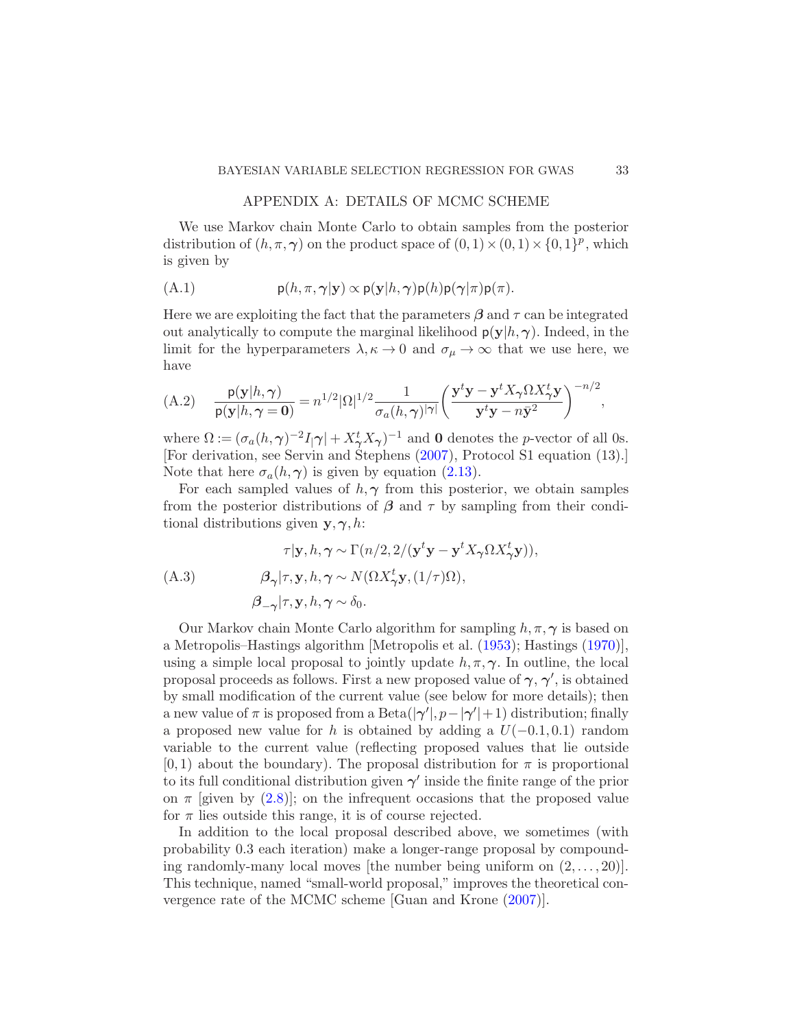## APPENDIX A: DETAILS OF MCMC SCHEME

We use Markov chain Monte Carlo to obtain samples from the posterior distribution of $(h, \pi, \boldsymbol{\gamma})$ on the product space of $(0,1) \times (0,1) \times \{0,1\}^p$, which is given by

$$\mathsf{p}(h, \pi, \boldsymbol{\gamma}|\mathbf{y}) \propto \mathsf{p}(\mathbf{y}|h, \boldsymbol{\gamma})\mathsf{p}(h)\mathsf{p}(\boldsymbol{\gamma}|\pi)\mathsf{p}(\pi). \tag{A.1}$$

Here we are exploiting the fact that the parameters $\boldsymbol{\beta}$ and $\tau$ can be integrated out analytically to compute the marginal likelihood $\mathsf{p}(\mathbf{y}|h, \boldsymbol{\gamma})$. Indeed, in the limit for the hyperparameters $\lambda, \kappa \to 0$ and $\sigma_\mu \to \infty$ that we use here, we have

$$\frac{\mathsf{p}(\mathbf{y}|h, \boldsymbol{\gamma})}{\mathsf{p}(\mathbf{y}|h, \boldsymbol{\gamma} = \mathbf{0})} = n^{1/2} |\Omega|^{1/2} \frac{1}{\sigma_a(h, \boldsymbol{\gamma})^{|\boldsymbol{\gamma}|}} \left( \frac{\mathbf{y}^t \mathbf{y} - \mathbf{y}^t X_{\boldsymbol{\gamma}} \Omega X_{\boldsymbol{\gamma}}^t \mathbf{y}}{\mathbf{y}^t \mathbf{y} - n\bar{\mathbf{y}}^2} \right)^{-n/2}, \tag{A.2}$$

where $\Omega := (\sigma_a(h, \boldsymbol{\gamma})^{-2} I_{|\boldsymbol{\gamma}|} + X_{\boldsymbol{\gamma}}^t X_{\boldsymbol{\gamma}})^{-1}$ and $\mathbf{0}$ denotes the $p$-vector of all 0s. [For derivation, see Servin and Stephens (2007), Protocol S1 equation (13).] Note that here $\sigma_a(h, \boldsymbol{\gamma})$ is given by equation (2.13).

For each sampled values of $h, \boldsymbol{\gamma}$ from this posterior, we obtain samples from the posterior distributions of $\boldsymbol{\beta}$ and $\tau$ by sampling from their conditional distributions given $\mathbf{y}, \boldsymbol{\gamma}, h$:

$$\begin{aligned}
&\tau|\mathbf{y}, h, \boldsymbol{\gamma} \sim \Gamma(n/2, 2/(\mathbf{y}^t\mathbf{y} - \mathbf{y}^t X_{\boldsymbol{\gamma}} \Omega X_{\boldsymbol{\gamma}}^t \mathbf{y})), \\
&\boldsymbol{\beta}_{\boldsymbol{\gamma}}|\tau, \mathbf{y}, h, \boldsymbol{\gamma} \sim N(\Omega X_{\boldsymbol{\gamma}}^t \mathbf{y}, (1/\tau)\Omega), \\
&\boldsymbol{\beta}_{-\boldsymbol{\gamma}}|\tau, \mathbf{y}, h, \boldsymbol{\gamma} \sim \delta_0.
\end{aligned} \tag{A.3}$$

Our Markov chain Monte Carlo algorithm for sampling $h, \pi, \boldsymbol{\gamma}$ is based on a Metropolis–Hastings algorithm [Metropolis et al. (1953); Hastings (1970)], using a simple local proposal to jointly update $h, \pi, \boldsymbol{\gamma}$. In outline, the local proposal proceeds as follows. First a new proposed value of $\boldsymbol{\gamma}$, $\boldsymbol{\gamma}'$, is obtained by small modification of the current value (see below for more details); then a new value of $\pi$ is proposed from a $\mathrm{Beta}(|\boldsymbol{\gamma}'|, p - |\boldsymbol{\gamma}'| + 1)$ distribution; finally a proposed new value for $h$ is obtained by adding a $U(-0.1, 0.1)$ random variable to the current value (reflecting proposed values that lie outside $[0, 1)$ about the boundary). The proposal distribution for $\pi$ is proportional to its full conditional distribution given $\boldsymbol{\gamma}'$ inside the finite range of the prior on $\pi$ [given by (2.8)]; on the infrequent occasions that the proposed value for $\pi$ lies outside this range, it is of course rejected.

In addition to the local proposal described above, we sometimes (with probability 0.3 each iteration) make a longer-range proposal by compounding randomly-many local moves [the number being uniform on $(2, \ldots, 20)$]. This technique, named "small-world proposal," improves the theoretical convergence rate of the MCMC scheme [Guan and Krone (2007)].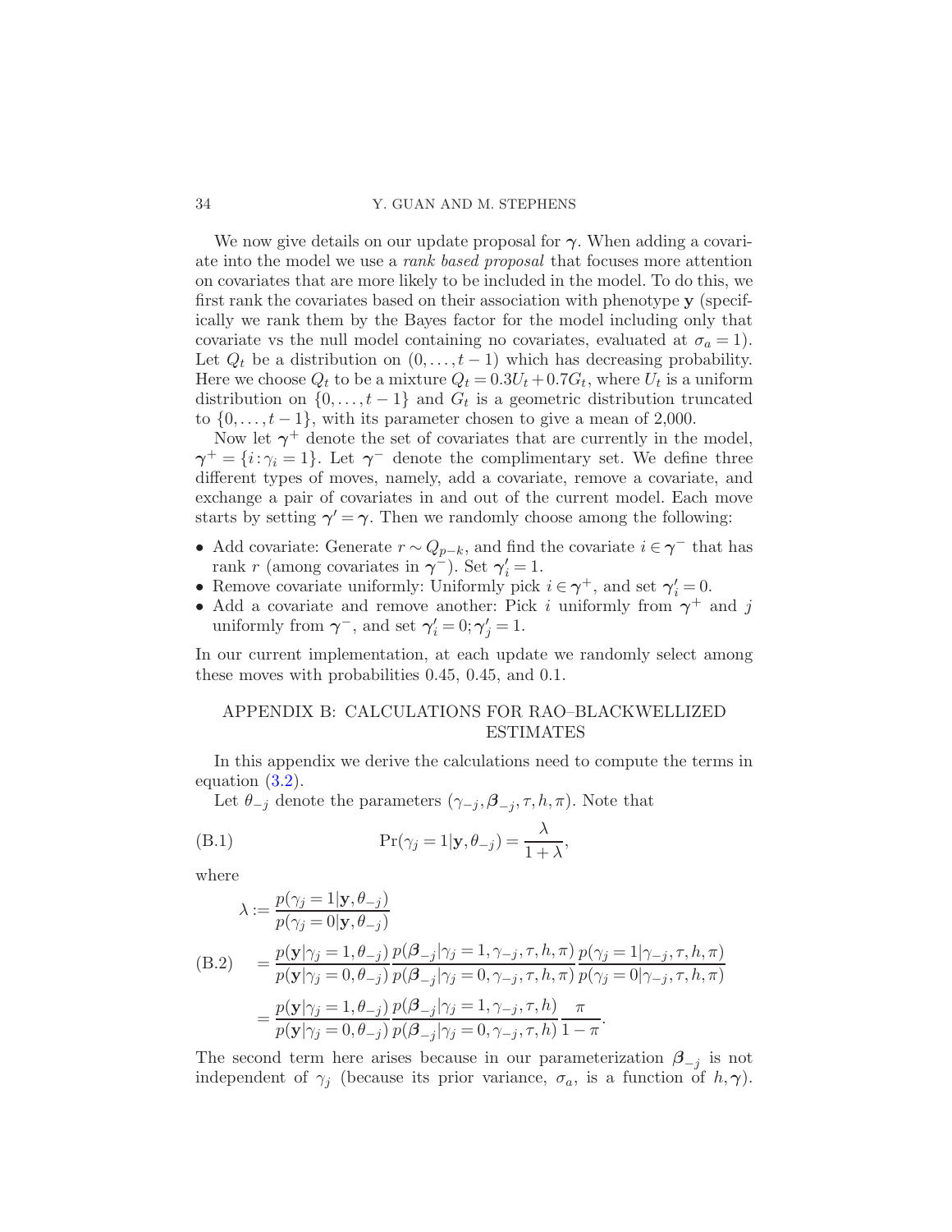We now give details on our update proposal for $\boldsymbol{\gamma}$. When adding a covariate into the model we use a *rank based proposal* that focuses more attention on covariates that are more likely to be included in the model. To do this, we first rank the covariates based on their association with phenotype $\mathbf{y}$ (specifically we rank them by the Bayes factor for the model including only that covariate vs the null model containing no covariates, evaluated at $\sigma_a = 1$). Let $Q_t$ be a distribution on $(0, \ldots, t-1)$ which has decreasing probability. Here we choose $Q_t$ to be a mixture $Q_t = 0.3U_t + 0.7G_t$, where $U_t$ is a uniform distribution on $\{0, \ldots, t-1\}$ and $G_t$ is a geometric distribution truncated to $\{0, \ldots, t-1\}$, with its parameter chosen to give a mean of 2,000.

Now let $\boldsymbol{\gamma}^+$ denote the set of covariates that are currently in the model, $\boldsymbol{\gamma}^+ = \{i : \gamma_i = 1\}$. Let $\boldsymbol{\gamma}^-$ denote the complimentary set. We define three different types of moves, namely, add a covariate, remove a covariate, and exchange a pair of covariates in and out of the current model. Each move starts by setting $\boldsymbol{\gamma}' = \boldsymbol{\gamma}$. Then we randomly choose among the following:

- Add covariate: Generate $r \sim Q_{p-k}$, and find the covariate $i \in \boldsymbol{\gamma}^-$ that has rank $r$ (among covariates in $\boldsymbol{\gamma}^-$). Set $\boldsymbol{\gamma}'_i = 1$.
- Remove covariate uniformly: Uniformly pick $i \in \boldsymbol{\gamma}^+$, and set $\boldsymbol{\gamma}'_i = 0$.
- Add a covariate and remove another: Pick $i$ uniformly from $\boldsymbol{\gamma}^+$ and $j$ uniformly from $\boldsymbol{\gamma}^-$, and set $\boldsymbol{\gamma}'_i = 0; \boldsymbol{\gamma}'_j = 1$.

In our current implementation, at each update we randomly select among these moves with probabilities 0.45, 0.45, and 0.1.

## APPENDIX B: CALCULATIONS FOR RAO–BLACKWELLIZED ESTIMATES

In this appendix we derive the calculations need to compute the terms in equation (3.2).

Let $\theta_{-j}$ denote the parameters $(\gamma_{-j}, \boldsymbol{\beta}_{-j}, \tau, h, \pi)$. Note that

$$\Pr(\gamma_j = 1 | \mathbf{y}, \theta_{-j}) = \frac{\lambda}{1+\lambda}, \tag{B.1}$$

where

$$\begin{aligned}
\lambda &:= \frac{p(\gamma_j = 1 | \mathbf{y}, \theta_{-j})}{p(\gamma_j = 0 | \mathbf{y}, \theta_{-j})} \\
&= \frac{p(\mathbf{y} | \gamma_j = 1, \theta_{-j})}{p(\mathbf{y} | \gamma_j = 0, \theta_{-j})} \frac{p(\boldsymbol{\beta}_{-j} | \gamma_j = 1, \gamma_{-j}, \tau, h, \pi)}{p(\boldsymbol{\beta}_{-j} | \gamma_j = 0, \gamma_{-j}, \tau, h, \pi)} \frac{p(\gamma_j = 1 | \gamma_{-j}, \tau, h, \pi)}{p(\gamma_j = 0 | \gamma_{-j}, \tau, h, \pi)} \qquad \text{(B.2)} \\
&= \frac{p(\mathbf{y} | \gamma_j = 1, \theta_{-j})}{p(\mathbf{y} | \gamma_j = 0, \theta_{-j})} \frac{p(\boldsymbol{\beta}_{-j} | \gamma_j = 1, \gamma_{-j}, \tau, h)}{p(\boldsymbol{\beta}_{-j} | \gamma_j = 0, \gamma_{-j}, \tau, h)} \frac{\pi}{1-\pi}.
\end{aligned}$$

The second term here arises because in our parameterization $\boldsymbol{\beta}_{-j}$ is not independent of $\gamma_j$ (because its prior variance, $\sigma_a$, is a function of $h, \boldsymbol{\gamma}$).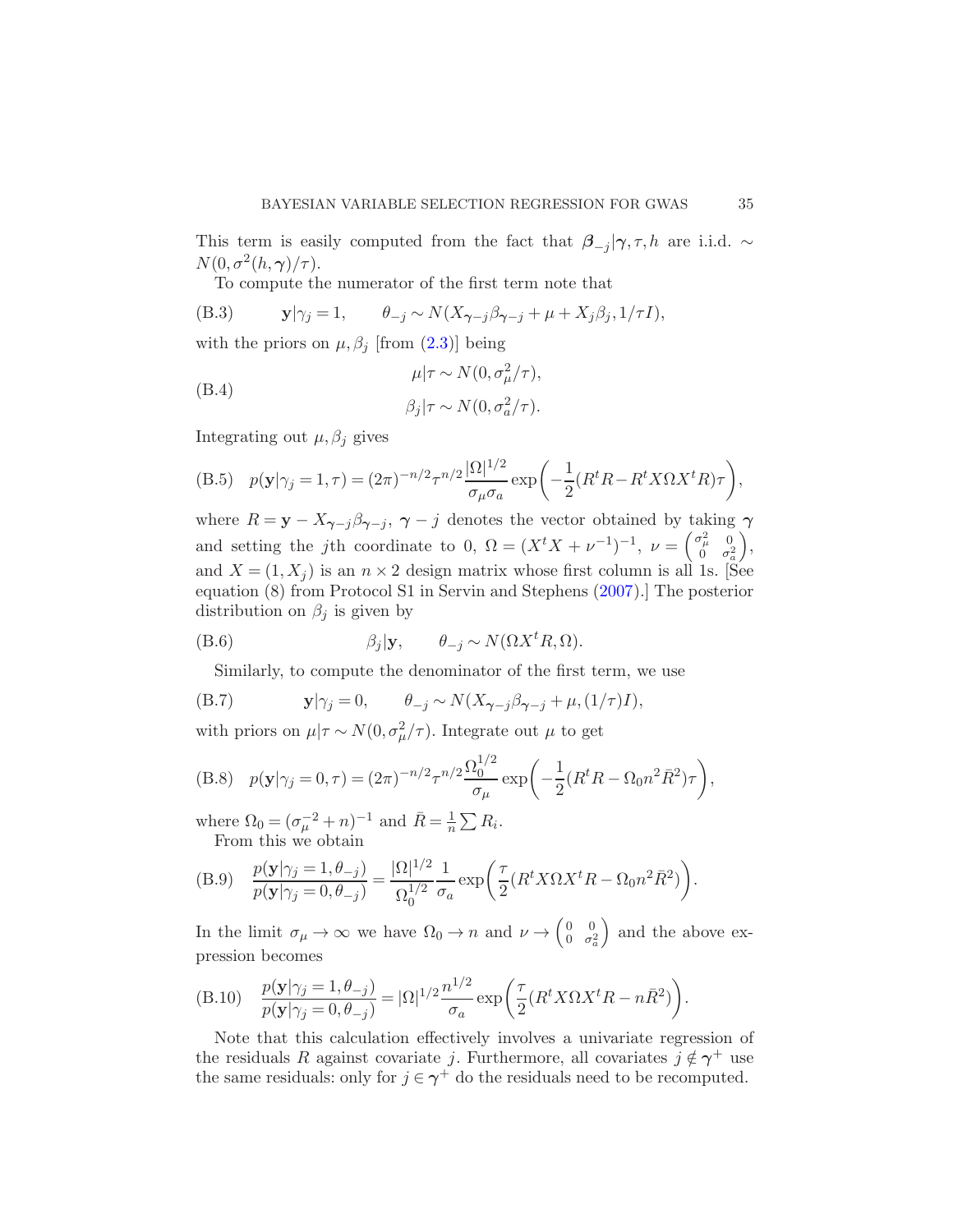This term is easily computed from the fact that $\boldsymbol{\beta}_{-j}|\boldsymbol{\gamma}, \tau, h$ are i.i.d. $\sim N(0, \sigma^2(h, \boldsymbol{\gamma})/\tau)$.

To compute the numerator of the first term note that

$$\mathbf{y}|\gamma_j = 1, \qquad \theta_{-j} \sim N(X_{\boldsymbol{\gamma}-j}\beta_{\boldsymbol{\gamma}-j} + \mu + X_j\beta_j, 1/\tau I), \tag{B.3}$$

with the priors on $\mu, \beta_j$ [from (2.3)] being

$$\begin{aligned} \mu|\tau &\sim N(0, \sigma_\mu^2/\tau), \\ \beta_j|\tau &\sim N(0, \sigma_a^2/\tau). \end{aligned} \tag{B.4}$$

Integrating out $\mu, \beta_j$ gives

$$p(\mathbf{y}|\gamma_j = 1, \tau) = (2\pi)^{-n/2}\tau^{n/2}\frac{|\Omega|^{1/2}}{\sigma_\mu \sigma_a}\exp\biggl(-\frac{1}{2}(R^tR - R^tX\Omega X^tR)\tau\biggr), \tag{B.5}$$

where $R = \mathbf{y} - X_{\boldsymbol{\gamma}-j}\beta_{\boldsymbol{\gamma}-j}$, $\boldsymbol{\gamma} - j$ denotes the vector obtained by taking $\boldsymbol{\gamma}$ and setting the $j$th coordinate to 0, $\Omega = (X^tX + \nu^{-1})^{-1}$, $\nu = \begin{pmatrix} \sigma_\mu^2 & 0 \\ 0 & \sigma_a^2 \end{pmatrix}$, and $X = (1, X_j)$ is an $n \times 2$ design matrix whose first column is all 1s. [See equation (8) from Protocol S1 in Servin and Stephens (2007).] The posterior distribution on $\beta_j$ is given by

$$\beta_j|\mathbf{y}, \qquad \theta_{-j} \sim N(\Omega X^tR, \Omega). \tag{B.6}$$

Similarly, to compute the denominator of the first term, we use

$$\mathbf{y}|\gamma_j = 0, \qquad \theta_{-j} \sim N(X_{\boldsymbol{\gamma}-j}\beta_{\boldsymbol{\gamma}-j} + \mu, (1/\tau)I), \tag{B.7}$$

with priors on $\mu|\tau \sim N(0, \sigma_\mu^2/\tau)$. Integrate out $\mu$ to get

$$p(\mathbf{y}|\gamma_j = 0, \tau) = (2\pi)^{-n/2}\tau^{n/2}\frac{\Omega_0^{1/2}}{\sigma_\mu}\exp\biggl(-\frac{1}{2}(R^tR - \Omega_0 n^2\bar{R}^2)\tau\biggr), \tag{B.8}$$

where $\Omega_0 = (\sigma_\mu^{-2} + n)^{-1}$ and $\bar{R} = \frac{1}{n}\sum R_i$.

From this we obtain

$$\frac{p(\mathbf{y}|\gamma_j = 1, \theta_{-j})}{p(\mathbf{y}|\gamma_j = 0, \theta_{-j})} = \frac{|\Omega|^{1/2}}{\Omega_0^{1/2}}\frac{1}{\sigma_a}\exp\biggl(\frac{\tau}{2}(R^tX\Omega X^tR - \Omega_0 n^2\bar{R}^2)\biggr). \tag{B.9}$$

In the limit $\sigma_\mu \to \infty$ we have $\Omega_0 \to n$ and $\nu \to \begin{pmatrix} 0 & 0 \\ 0 & \sigma_a^2 \end{pmatrix}$ and the above expression becomes

$$\frac{p(\mathbf{y}|\gamma_j = 1, \theta_{-j})}{p(\mathbf{y}|\gamma_j = 0, \theta_{-j})} = |\Omega|^{1/2}\frac{n^{1/2}}{\sigma_a}\exp\biggl(\frac{\tau}{2}(R^tX\Omega X^tR - n\bar{R}^2)\biggr). \tag{B.10}$$

Note that this calculation effectively involves a univariate regression of the residuals $R$ against covariate $j$. Furthermore, all covariates $j \notin \boldsymbol{\gamma}^+$ use the same residuals: only for $j \in \boldsymbol{\gamma}^+$ do the residuals need to be recomputed.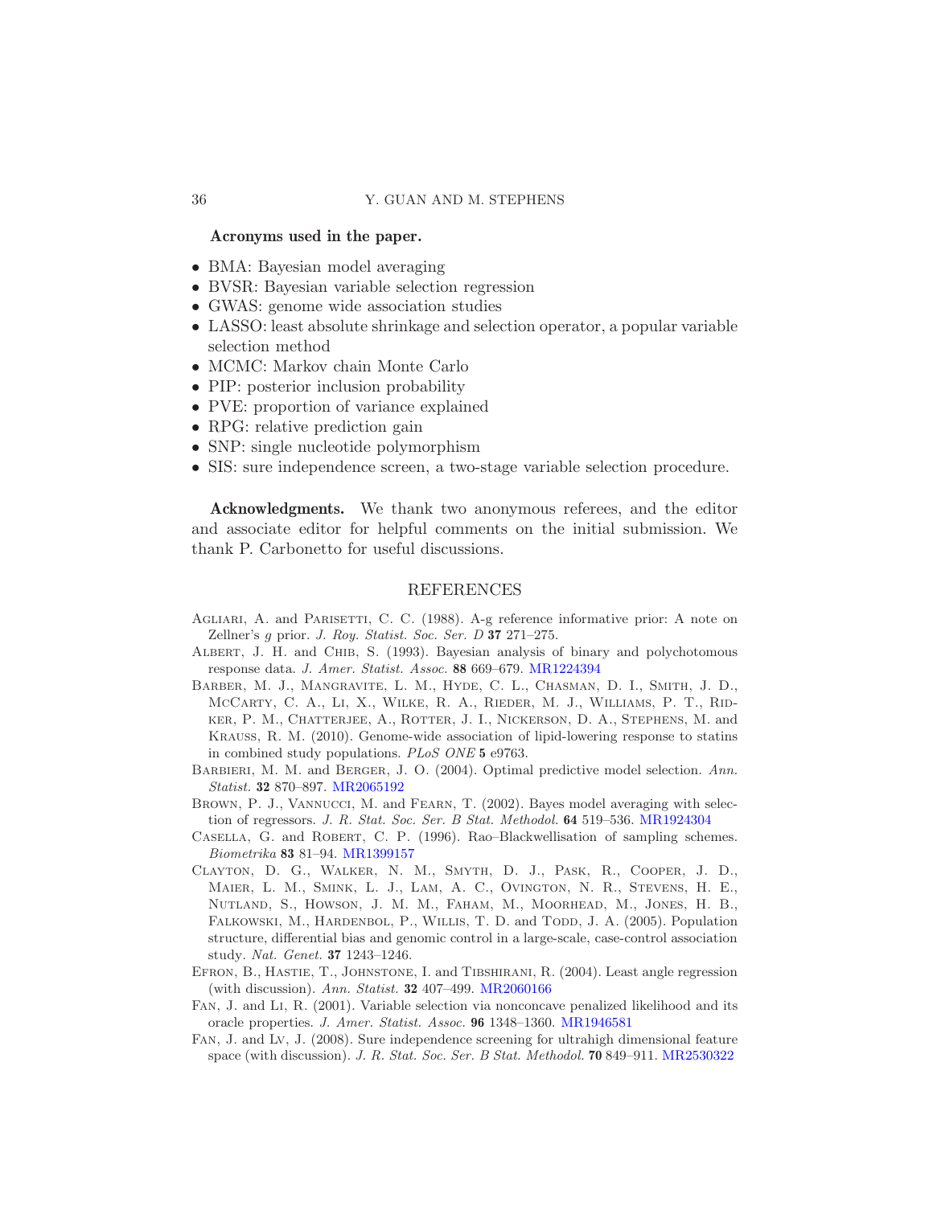**Acronyms used in the paper.**

- BMA: Bayesian model averaging
- BVSR: Bayesian variable selection regression
- GWAS: genome wide association studies
- LASSO: least absolute shrinkage and selection operator, a popular variable selection method
- MCMC: Markov chain Monte Carlo
- PIP: posterior inclusion probability
- PVE: proportion of variance explained
- RPG: relative prediction gain
- SNP: single nucleotide polymorphism
- SIS: sure independence screen, a two-stage variable selection procedure.

**Acknowledgments.** We thank two anonymous referees, and the editor and associate editor for helpful comments on the initial submission. We thank P. Carbonetto for useful discussions.

## REFERENCES

Agliari, A. and Parisetti, C. C. (1988). A-g reference informative prior: A note on Zellner's $g$ prior. *J. Roy. Statist. Soc. Ser. D* **37** 271–275.

Albert, J. H. and Chib, S. (1993). Bayesian analysis of binary and polychotomous response data. *J. Amer. Statist. Assoc.* **88** 669–679. MR1224394

Barber, M. J., Mangravite, L. M., Hyde, C. L., Chasman, D. I., Smith, J. D., McCarty, C. A., Li, X., Wilke, R. A., Rieder, M. J., Williams, P. T., Ridker, P. M., Chatterjee, A., Rotter, J. I., Nickerson, D. A., Stephens, M. and Krauss, R. M. (2010). Genome-wide association of lipid-lowering response to statins in combined study populations. *PLoS ONE* **5** e9763.

Barbieri, M. M. and Berger, J. O. (2004). Optimal predictive model selection. *Ann. Statist.* **32** 870–897. MR2065192

Brown, P. J., Vannucci, M. and Fearn, T. (2002). Bayes model averaging with selection of regressors. *J. R. Stat. Soc. Ser. B Stat. Methodol.* **64** 519–536. MR1924304

Casella, G. and Robert, C. P. (1996). Rao–Blackwellisation of sampling schemes. *Biometrika* **83** 81–94. MR1399157

Clayton, D. G., Walker, N. M., Smyth, D. J., Pask, R., Cooper, J. D., Maier, L. M., Smink, L. J., Lam, A. C., Ovington, N. R., Stevens, H. E., Nutland, S., Howson, J. M. M., Faham, M., Moorhead, M., Jones, H. B., Falkowski, M., Hardenbol, P., Willis, T. D. and Todd, J. A. (2005). Population structure, differential bias and genomic control in a large-scale, case-control association study. *Nat. Genet.* **37** 1243–1246.

Efron, B., Hastie, T., Johnstone, I. and Tibshirani, R. (2004). Least angle regression (with discussion). *Ann. Statist.* **32** 407–499. MR2060166

Fan, J. and Li, R. (2001). Variable selection via nonconcave penalized likelihood and its oracle properties. *J. Amer. Statist. Assoc.* **96** 1348–1360. MR1946581

Fan, J. and Lv, J. (2008). Sure independence screening for ultrahigh dimensional feature space (with discussion). *J. R. Stat. Soc. Ser. B Stat. Methodol.* **70** 849–911. MR2530322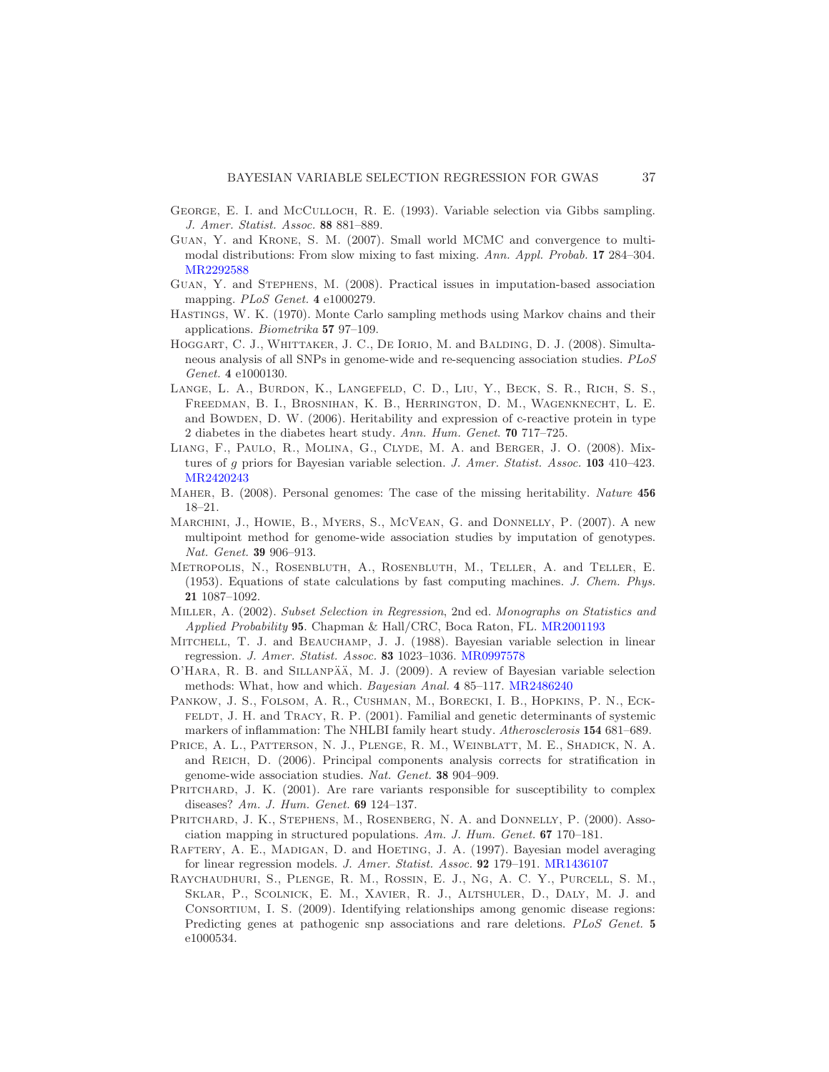George, E. I. and McCulloch, R. E. (1993). Variable selection via Gibbs sampling. *J. Amer. Statist. Assoc.* **88** 881–889.

Guan, Y. and Krone, S. M. (2007). Small world MCMC and convergence to multi-modal distributions: From slow mixing to fast mixing. *Ann. Appl. Probab.* **17** 284–304. MR2292588

Guan, Y. and Stephens, M. (2008). Practical issues in imputation-based association mapping. *PLoS Genet.* **4** e1000279.

Hastings, W. K. (1970). Monte Carlo sampling methods using Markov chains and their applications. *Biometrika* **57** 97–109.

Hoggart, C. J., Whittaker, J. C., De Iorio, M. and Balding, D. J. (2008). Simultaneous analysis of all SNPs in genome-wide and re-sequencing association studies. *PLoS Genet.* **4** e1000130.

Lange, L. A., Burdon, K., Langefeld, C. D., Liu, Y., Beck, S. R., Rich, S. S., Freedman, B. I., Brosnihan, K. B., Herrington, D. M., Wagenknecht, L. E. and Bowden, D. W. (2006). Heritability and expression of c-reactive protein in type 2 diabetes in the diabetes heart study. *Ann. Hum. Genet.* **70** 717–725.

Liang, F., Paulo, R., Molina, G., Clyde, M. A. and Berger, J. O. (2008). Mixtures of $g$ priors for Bayesian variable selection. *J. Amer. Statist. Assoc.* **103** 410–423. MR2420243

Maher, B. (2008). Personal genomes: The case of the missing heritability. *Nature* **456** 18–21.

Marchini, J., Howie, B., Myers, S., McVean, G. and Donnelly, P. (2007). A new multipoint method for genome-wide association studies by imputation of genotypes. *Nat. Genet.* **39** 906–913.

Metropolis, N., Rosenbluth, A., Rosenbluth, M., Teller, A. and Teller, E. (1953). Equations of state calculations by fast computing machines. *J. Chem. Phys.* **21** 1087–1092.

Miller, A. (2002). *Subset Selection in Regression*, 2nd ed. *Monographs on Statistics and Applied Probability* **95**. Chapman & Hall/CRC, Boca Raton, FL. MR2001193

Mitchell, T. J. and Beauchamp, J. J. (1988). Bayesian variable selection in linear regression. *J. Amer. Statist. Assoc.* **83** 1023–1036. MR0997578

O'Hara, R. B. and Sillanpää, M. J. (2009). A review of Bayesian variable selection methods: What, how and which. *Bayesian Anal.* **4** 85–117. MR2486240

Pankow, J. S., Folsom, A. R., Cushman, M., Borecki, I. B., Hopkins, P. N., Eckfeldt, J. H. and Tracy, R. P. (2001). Familial and genetic determinants of systemic markers of inflammation: The NHLBI family heart study. *Atherosclerosis* **154** 681–689.

Price, A. L., Patterson, N. J., Plenge, R. M., Weinblatt, M. E., Shadick, N. A. and Reich, D. (2006). Principal components analysis corrects for stratification in genome-wide association studies. *Nat. Genet.* **38** 904–909.

Pritchard, J. K. (2001). Are rare variants responsible for susceptibility to complex diseases? *Am. J. Hum. Genet.* **69** 124–137.

Pritchard, J. K., Stephens, M., Rosenberg, N. A. and Donnelly, P. (2000). Association mapping in structured populations. *Am. J. Hum. Genet.* **67** 170–181.

Raftery, A. E., Madigan, D. and Hoeting, J. A. (1997). Bayesian model averaging for linear regression models. *J. Amer. Statist. Assoc.* **92** 179–191. MR1436107

Raychaudhuri, S., Plenge, R. M., Rossin, E. J., Ng, A. C. Y., Purcell, S. M., Sklar, P., Scolnick, E. M., Xavier, R. J., Altshuler, D., Daly, M. J. and Consortium, I. S. (2009). Identifying relationships among genomic disease regions: Predicting genes at pathogenic snp associations and rare deletions. *PLoS Genet.* **5** e1000534.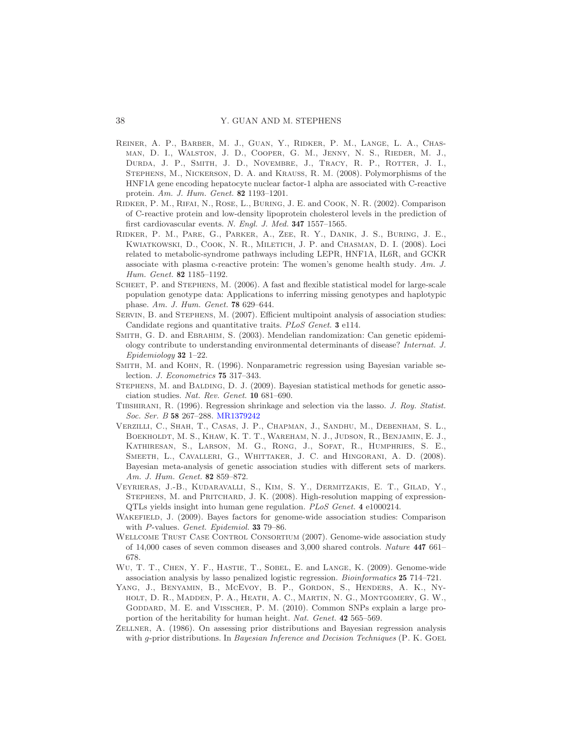Reiner, A. P., Barber, M. J., Guan, Y., Ridker, P. M., Lange, L. A., Chasman, D. I., Walston, J. D., Cooper, G. M., Jenny, N. S., Rieder, M. J., Durda, J. P., Smith, J. D., Novembre, J., Tracy, R. P., Rotter, J. I., Stephens, M., Nickerson, D. A. and Krauss, R. M. (2008). Polymorphisms of the HNF1A gene encoding hepatocyte nuclear factor-1 alpha are associated with C-reactive protein. *Am. J. Hum. Genet.* **82** 1193–1201.

Ridker, P. M., Rifai, N., Rose, L., Buring, J. E. and Cook, N. R. (2002). Comparison of C-reactive protein and low-density lipoprotein cholesterol levels in the prediction of first cardiovascular events. *N. Engl. J. Med.* **347** 1557–1565.

Ridker, P. M., Pare, G., Parker, A., Zee, R. Y., Danik, J. S., Buring, J. E., Kwiatkowski, D., Cook, N. R., Miletich, J. P. and Chasman, D. I. (2008). Loci related to metabolic-syndrome pathways including LEPR, HNF1A, IL6R, and GCKR associate with plasma c-reactive protein: The women's genome health study. *Am. J. Hum. Genet.* **82** 1185–1192.

Scheet, P. and Stephens, M. (2006). A fast and flexible statistical model for large-scale population genotype data: Applications to inferring missing genotypes and haplotypic phase. *Am. J. Hum. Genet.* **78** 629–644.

Servin, B. and Stephens, M. (2007). Efficient multipoint analysis of association studies: Candidate regions and quantitative traits. *PLoS Genet.* **3** e114.

Smith, G. D. and Ebrahim, S. (2003). Mendelian randomization: Can genetic epidemiology contribute to understanding environmental determinants of disease? *Internat. J. Epidemiology* **32** 1–22.

Smith, M. and Kohn, R. (1996). Nonparametric regression using Bayesian variable selection. *J. Econometrics* **75** 317–343.

Stephens, M. and Balding, D. J. (2009). Bayesian statistical methods for genetic association studies. *Nat. Rev. Genet.* **10** 681–690.

Tibshirani, R. (1996). Regression shrinkage and selection via the lasso. *J. Roy. Statist. Soc. Ser. B* **58** 267–288. MR1379242

Verzilli, C., Shah, T., Casas, J. P., Chapman, J., Sandhu, M., Debenham, S. L., Boekholdt, M. S., Khaw, K. T. T., Wareham, N. J., Judson, R., Benjamin, E. J., Kathiresan, S., Larson, M. G., Rong, J., Sofat, R., Humphries, S. E., Smeeth, L., Cavalleri, G., Whittaker, J. C. and Hingorani, A. D. (2008). Bayesian meta-analysis of genetic association studies with different sets of markers. *Am. J. Hum. Genet.* **82** 859–872.

Veyrieras, J.-B., Kudaravalli, S., Kim, S. Y., Dermitzakis, E. T., Gilad, Y., Stephens, M. and Pritchard, J. K. (2008). High-resolution mapping of expression-QTLs yields insight into human gene regulation. *PLoS Genet.* **4** e1000214.

Wakefield, J. (2009). Bayes factors for genome-wide association studies: Comparison with *P*-values. *Genet. Epidemiol.* **33** 79–86.

Wellcome Trust Case Control Consortium (2007). Genome-wide association study of 14,000 cases of seven common diseases and 3,000 shared controls. *Nature* **447** 661–678.

Wu, T. T., Chen, Y. F., Hastie, T., Sobel, E. and Lange, K. (2009). Genome-wide association analysis by lasso penalized logistic regression. *Bioinformatics* **25** 714–721.

Yang, J., Benyamin, B., McEvoy, B. P., Gordon, S., Henders, A. K., Nyholt, D. R., Madden, P. A., Heath, A. C., Martin, N. G., Montgomery, G. W., Goddard, M. E. and Visscher, P. M. (2010). Common SNPs explain a large proportion of the heritability for human height. *Nat. Genet.* **42** 565–569.

Zellner, A. (1986). On assessing prior distributions and Bayesian regression analysis with *g*-prior distributions. In *Bayesian Inference and Decision Techniques* (P. K. Goel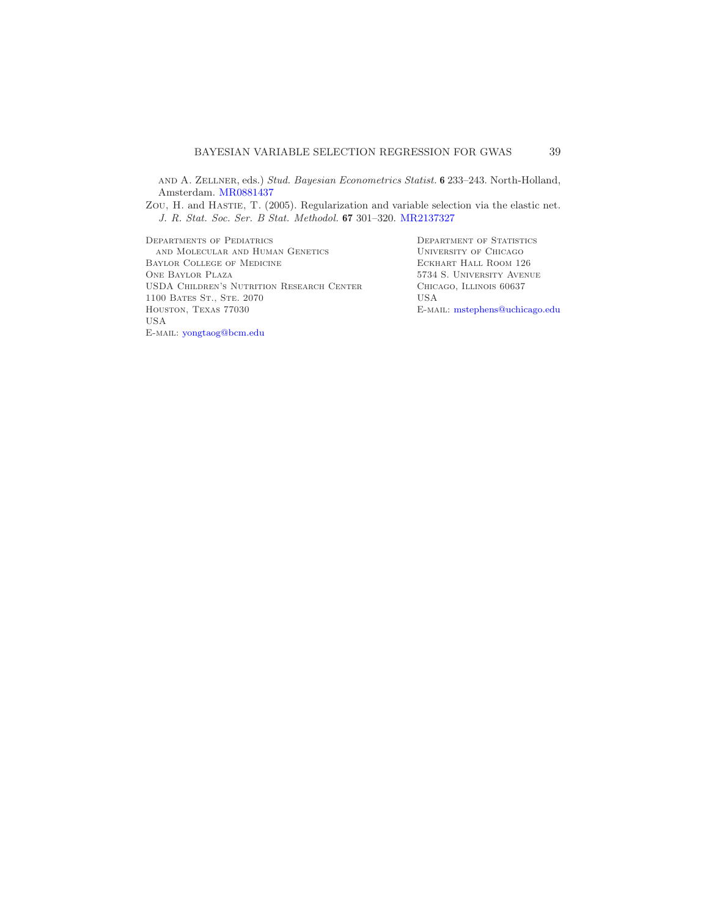and A. Zellner, eds.) *Stud. Bayesian Econometrics Statist.* **6** 233–243. North-Holland, Amsterdam. MR0881437

Zou, H. and Hastie, T. (2005). Regularization and variable selection via the elastic net. *J. R. Stat. Soc. Ser. B Stat. Methodol.* **67** 301–320. MR2137327

Departments of Pediatrics
and Molecular and Human Genetics
Baylor College of Medicine
One Baylor Plaza
USDA Children's Nutrition Research Center
1100 Bates St., Ste. 2070
Houston, Texas 77030
USA
E-mail: yongtaog@bcm.edu

Department of Statistics
University of Chicago
Eckhart Hall Room 126
5734 S. University Avenue
Chicago, Illinois 60637
USA
E-mail: mstephens@uchicago.edu